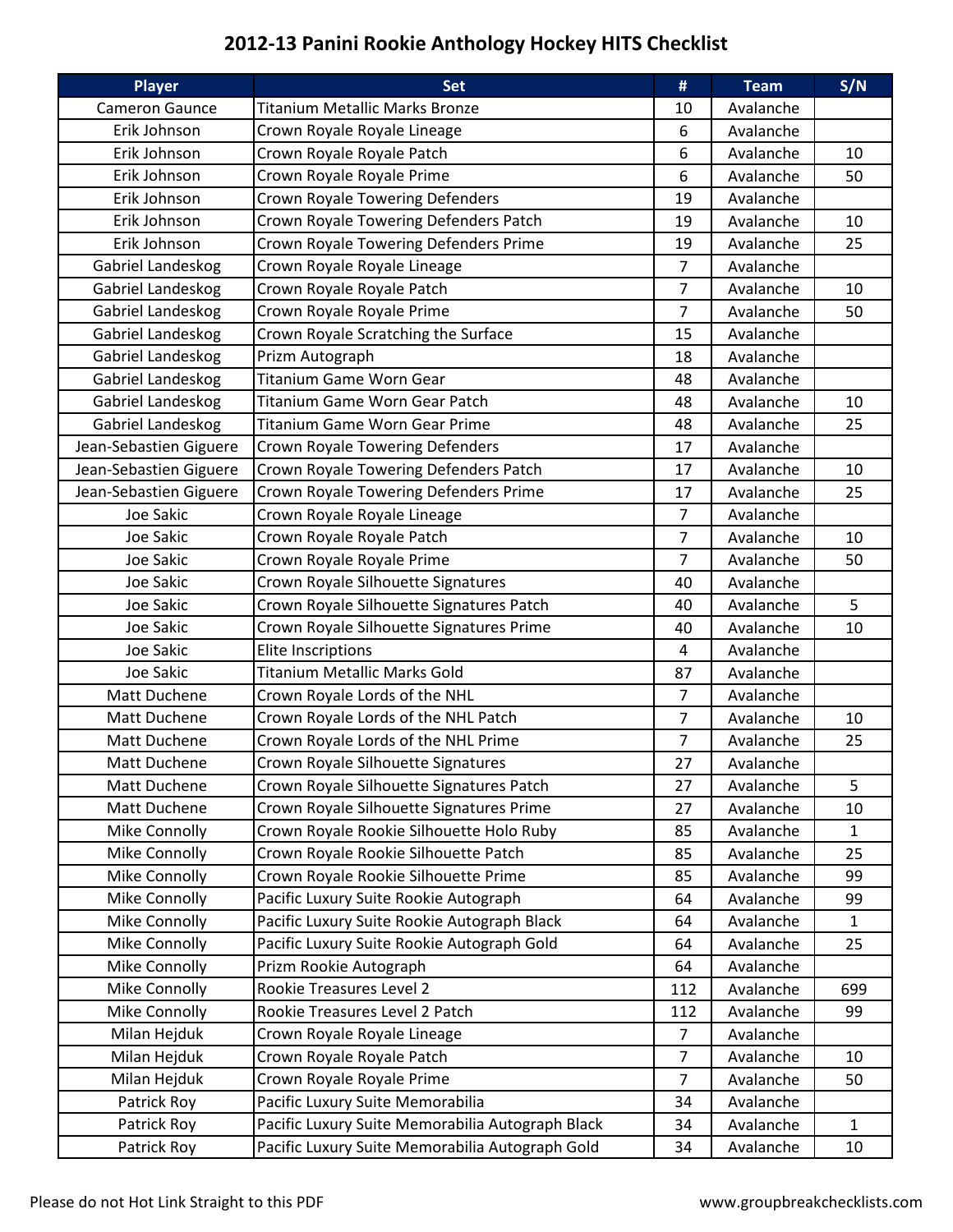# 2012-13 Panini Rookie Anthology Hockey HITS Checklist

| Player | Set | # | Team | S/N |
|---|---|---|---|---|
| Cameron Gaunce | Titanium Metallic Marks Bronze | 10 | Avalanche | |
| Erik Johnson | Crown Royale Royale Lineage | 6 | Avalanche | |
| Erik Johnson | Crown Royale Royale Patch | 6 | Avalanche | 10 |
| Erik Johnson | Crown Royale Royale Prime | 6 | Avalanche | 50 |
| Erik Johnson | Crown Royale Towering Defenders | 19 | Avalanche | |
| Erik Johnson | Crown Royale Towering Defenders Patch | 19 | Avalanche | 10 |
| Erik Johnson | Crown Royale Towering Defenders Prime | 19 | Avalanche | 25 |
| Gabriel Landeskog | Crown Royale Royale Lineage | 7 | Avalanche | |
| Gabriel Landeskog | Crown Royale Royale Patch | 7 | Avalanche | 10 |
| Gabriel Landeskog | Crown Royale Royale Prime | 7 | Avalanche | 50 |
| Gabriel Landeskog | Crown Royale Scratching the Surface | 15 | Avalanche | |
| Gabriel Landeskog | Prizm Autograph | 18 | Avalanche | |
| Gabriel Landeskog | Titanium Game Worn Gear | 48 | Avalanche | |
| Gabriel Landeskog | Titanium Game Worn Gear Patch | 48 | Avalanche | 10 |
| Gabriel Landeskog | Titanium Game Worn Gear Prime | 48 | Avalanche | 25 |
| Jean-Sebastien Giguere | Crown Royale Towering Defenders | 17 | Avalanche | |
| Jean-Sebastien Giguere | Crown Royale Towering Defenders Patch | 17 | Avalanche | 10 |
| Jean-Sebastien Giguere | Crown Royale Towering Defenders Prime | 17 | Avalanche | 25 |
| Joe Sakic | Crown Royale Royale Lineage | 7 | Avalanche | |
| Joe Sakic | Crown Royale Royale Patch | 7 | Avalanche | 10 |
| Joe Sakic | Crown Royale Royale Prime | 7 | Avalanche | 50 |
| Joe Sakic | Crown Royale Silhouette Signatures | 40 | Avalanche | |
| Joe Sakic | Crown Royale Silhouette Signatures Patch | 40 | Avalanche | 5 |
| Joe Sakic | Crown Royale Silhouette Signatures Prime | 40 | Avalanche | 10 |
| Joe Sakic | Elite Inscriptions | 4 | Avalanche | |
| Joe Sakic | Titanium Metallic Marks Gold | 87 | Avalanche | |
| Matt Duchene | Crown Royale Lords of the NHL | 7 | Avalanche | |
| Matt Duchene | Crown Royale Lords of the NHL Patch | 7 | Avalanche | 10 |
| Matt Duchene | Crown Royale Lords of the NHL Prime | 7 | Avalanche | 25 |
| Matt Duchene | Crown Royale Silhouette Signatures | 27 | Avalanche | |
| Matt Duchene | Crown Royale Silhouette Signatures Patch | 27 | Avalanche | 5 |
| Matt Duchene | Crown Royale Silhouette Signatures Prime | 27 | Avalanche | 10 |
| Mike Connolly | Crown Royale Rookie Silhouette Holo Ruby | 85 | Avalanche | 1 |
| Mike Connolly | Crown Royale Rookie Silhouette Patch | 85 | Avalanche | 25 |
| Mike Connolly | Crown Royale Rookie Silhouette Prime | 85 | Avalanche | 99 |
| Mike Connolly | Pacific Luxury Suite Rookie Autograph | 64 | Avalanche | 99 |
| Mike Connolly | Pacific Luxury Suite Rookie Autograph Black | 64 | Avalanche | 1 |
| Mike Connolly | Pacific Luxury Suite Rookie Autograph Gold | 64 | Avalanche | 25 |
| Mike Connolly | Prizm Rookie Autograph | 64 | Avalanche | |
| Mike Connolly | Rookie Treasures Level 2 | 112 | Avalanche | 699 |
| Mike Connolly | Rookie Treasures Level 2 Patch | 112 | Avalanche | 99 |
| Milan Hejduk | Crown Royale Royale Lineage | 7 | Avalanche | |
| Milan Hejduk | Crown Royale Royale Patch | 7 | Avalanche | 10 |
| Milan Hejduk | Crown Royale Royale Prime | 7 | Avalanche | 50 |
| Patrick Roy | Pacific Luxury Suite Memorabilia | 34 | Avalanche | |
| Patrick Roy | Pacific Luxury Suite Memorabilia Autograph Black | 34 | Avalanche | 1 |
| Patrick Roy | Pacific Luxury Suite Memorabilia Autograph Gold | 34 | Avalanche | 10 |

Please do not Hot Link Straight to this PDF

www.groupbreakchecklists.com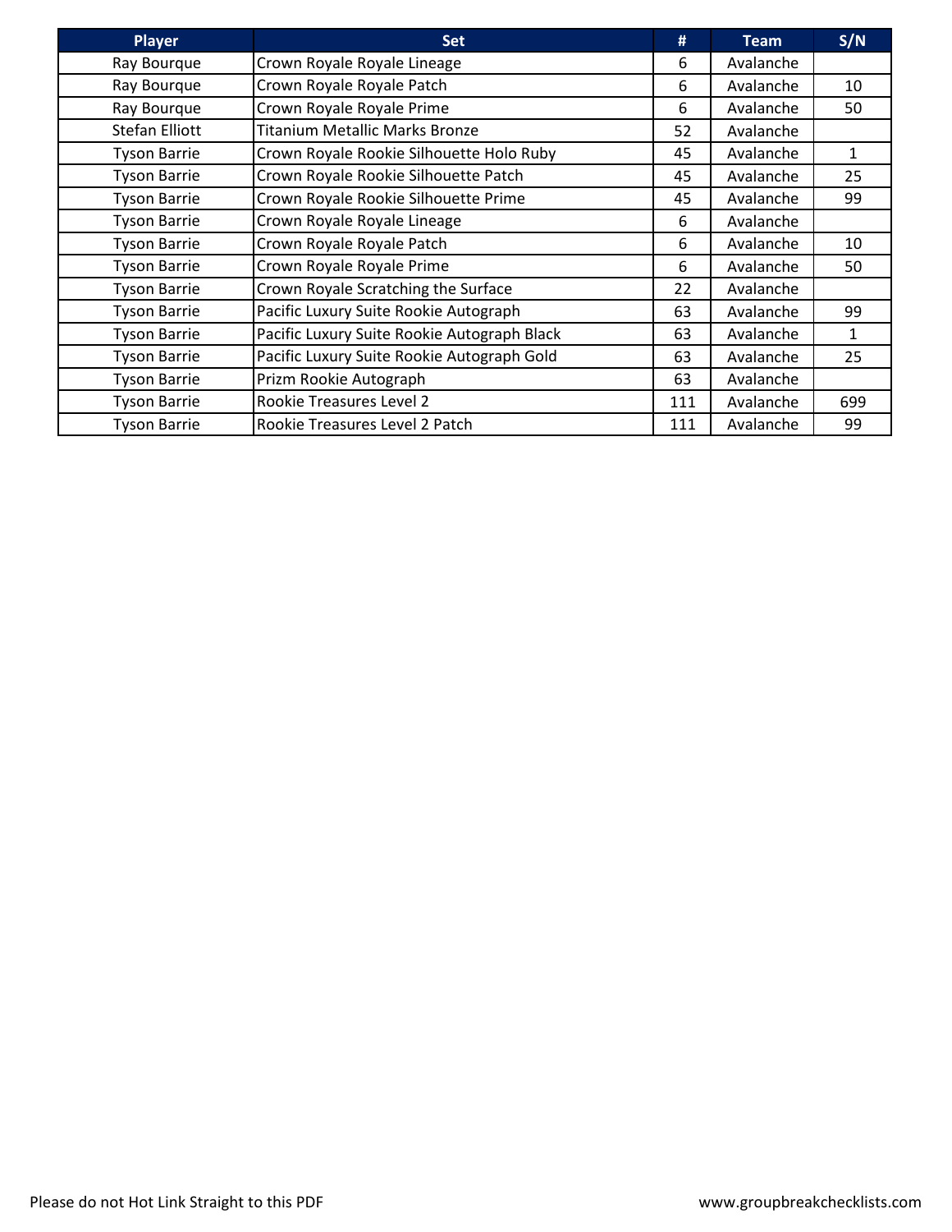| Player | Set | # | Team | S/N |
| --- | --- | --- | --- | --- |
| Ray Bourque | Crown Royale Royale Lineage | 6 | Avalanche | |
| Ray Bourque | Crown Royale Royale Patch | 6 | Avalanche | 10 |
| Ray Bourque | Crown Royale Royale Prime | 6 | Avalanche | 50 |
| Stefan Elliott | Titanium Metallic Marks Bronze | 52 | Avalanche | |
| Tyson Barrie | Crown Royale Rookie Silhouette Holo Ruby | 45 | Avalanche | 1 |
| Tyson Barrie | Crown Royale Rookie Silhouette Patch | 45 | Avalanche | 25 |
| Tyson Barrie | Crown Royale Rookie Silhouette Prime | 45 | Avalanche | 99 |
| Tyson Barrie | Crown Royale Royale Lineage | 6 | Avalanche | |
| Tyson Barrie | Crown Royale Royale Patch | 6 | Avalanche | 10 |
| Tyson Barrie | Crown Royale Royale Prime | 6 | Avalanche | 50 |
| Tyson Barrie | Crown Royale Scratching the Surface | 22 | Avalanche | |
| Tyson Barrie | Pacific Luxury Suite Rookie Autograph | 63 | Avalanche | 99 |
| Tyson Barrie | Pacific Luxury Suite Rookie Autograph Black | 63 | Avalanche | 1 |
| Tyson Barrie | Pacific Luxury Suite Rookie Autograph Gold | 63 | Avalanche | 25 |
| Tyson Barrie | Prizm Rookie Autograph | 63 | Avalanche | |
| Tyson Barrie | Rookie Treasures Level 2 | 111 | Avalanche | 699 |
| Tyson Barrie | Rookie Treasures Level 2 Patch | 111 | Avalanche | 99 |

Please do not Hot Link Straight to this PDF

www.groupbreakchecklists.com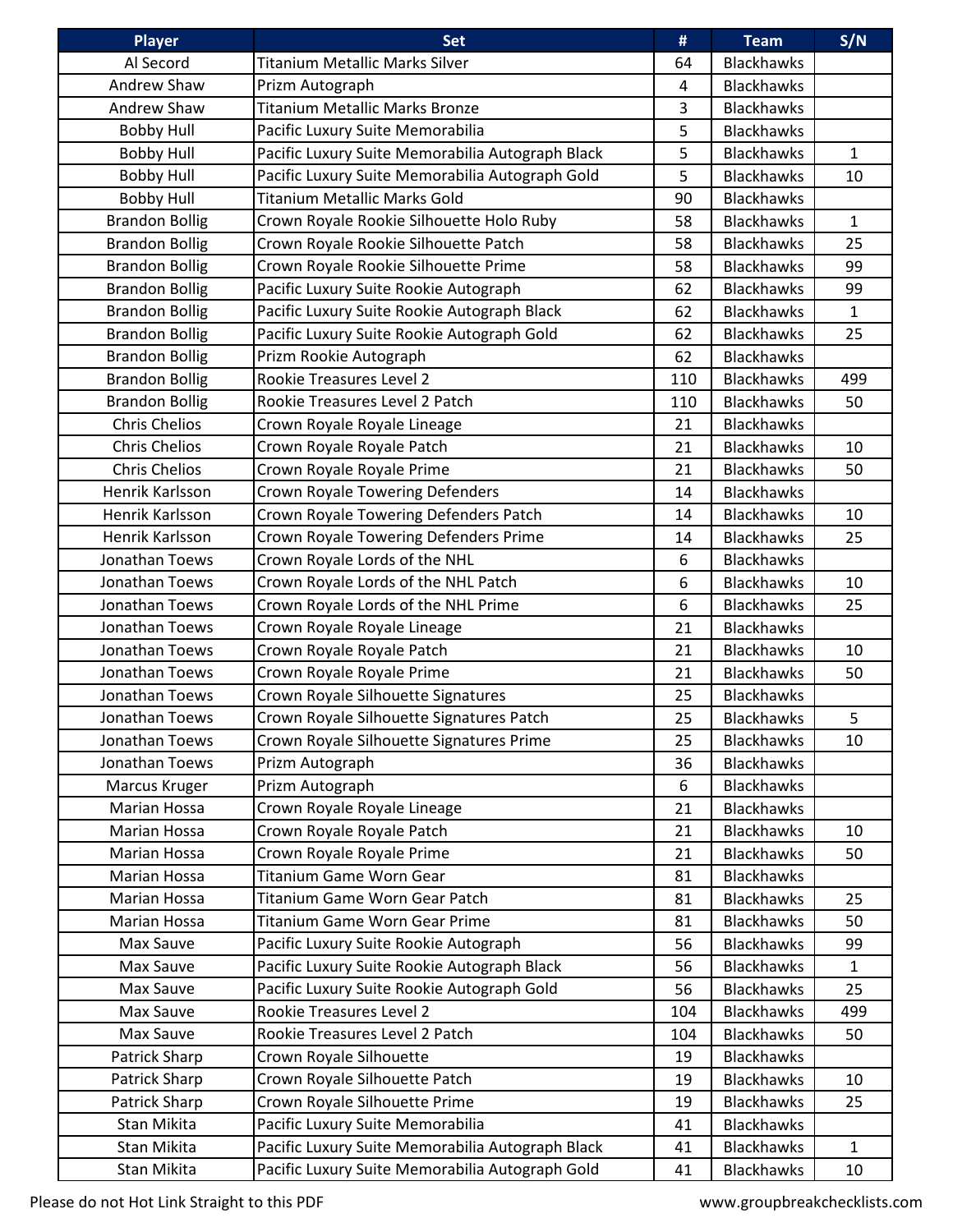| Player | Set | # | Team | S/N |
|---|---|---|---|---|
| Al Secord | Titanium Metallic Marks Silver | 64 | Blackhawks | |
| Andrew Shaw | Prizm Autograph | 4 | Blackhawks | |
| Andrew Shaw | Titanium Metallic Marks Bronze | 3 | Blackhawks | |
| Bobby Hull | Pacific Luxury Suite Memorabilia | 5 | Blackhawks | |
| Bobby Hull | Pacific Luxury Suite Memorabilia Autograph Black | 5 | Blackhawks | 1 |
| Bobby Hull | Pacific Luxury Suite Memorabilia Autograph Gold | 5 | Blackhawks | 10 |
| Bobby Hull | Titanium Metallic Marks Gold | 90 | Blackhawks | |
| Brandon Bollig | Crown Royale Rookie Silhouette Holo Ruby | 58 | Blackhawks | 1 |
| Brandon Bollig | Crown Royale Rookie Silhouette Patch | 58 | Blackhawks | 25 |
| Brandon Bollig | Crown Royale Rookie Silhouette Prime | 58 | Blackhawks | 99 |
| Brandon Bollig | Pacific Luxury Suite Rookie Autograph | 62 | Blackhawks | 99 |
| Brandon Bollig | Pacific Luxury Suite Rookie Autograph Black | 62 | Blackhawks | 1 |
| Brandon Bollig | Pacific Luxury Suite Rookie Autograph Gold | 62 | Blackhawks | 25 |
| Brandon Bollig | Prizm Rookie Autograph | 62 | Blackhawks | |
| Brandon Bollig | Rookie Treasures Level 2 | 110 | Blackhawks | 499 |
| Brandon Bollig | Rookie Treasures Level 2 Patch | 110 | Blackhawks | 50 |
| Chris Chelios | Crown Royale Royale Lineage | 21 | Blackhawks | |
| Chris Chelios | Crown Royale Royale Patch | 21 | Blackhawks | 10 |
| Chris Chelios | Crown Royale Royale Prime | 21 | Blackhawks | 50 |
| Henrik Karlsson | Crown Royale Towering Defenders | 14 | Blackhawks | |
| Henrik Karlsson | Crown Royale Towering Defenders Patch | 14 | Blackhawks | 10 |
| Henrik Karlsson | Crown Royale Towering Defenders Prime | 14 | Blackhawks | 25 |
| Jonathan Toews | Crown Royale Lords of the NHL | 6 | Blackhawks | |
| Jonathan Toews | Crown Royale Lords of the NHL Patch | 6 | Blackhawks | 10 |
| Jonathan Toews | Crown Royale Lords of the NHL Prime | 6 | Blackhawks | 25 |
| Jonathan Toews | Crown Royale Royale Lineage | 21 | Blackhawks | |
| Jonathan Toews | Crown Royale Royale Patch | 21 | Blackhawks | 10 |
| Jonathan Toews | Crown Royale Royale Prime | 21 | Blackhawks | 50 |
| Jonathan Toews | Crown Royale Silhouette Signatures | 25 | Blackhawks | |
| Jonathan Toews | Crown Royale Silhouette Signatures Patch | 25 | Blackhawks | 5 |
| Jonathan Toews | Crown Royale Silhouette Signatures Prime | 25 | Blackhawks | 10 |
| Jonathan Toews | Prizm Autograph | 36 | Blackhawks | |
| Marcus Kruger | Prizm Autograph | 6 | Blackhawks | |
| Marian Hossa | Crown Royale Royale Lineage | 21 | Blackhawks | |
| Marian Hossa | Crown Royale Royale Patch | 21 | Blackhawks | 10 |
| Marian Hossa | Crown Royale Royale Prime | 21 | Blackhawks | 50 |
| Marian Hossa | Titanium Game Worn Gear | 81 | Blackhawks | |
| Marian Hossa | Titanium Game Worn Gear Patch | 81 | Blackhawks | 25 |
| Marian Hossa | Titanium Game Worn Gear Prime | 81 | Blackhawks | 50 |
| Max Sauve | Pacific Luxury Suite Rookie Autograph | 56 | Blackhawks | 99 |
| Max Sauve | Pacific Luxury Suite Rookie Autograph Black | 56 | Blackhawks | 1 |
| Max Sauve | Pacific Luxury Suite Rookie Autograph Gold | 56 | Blackhawks | 25 |
| Max Sauve | Rookie Treasures Level 2 | 104 | Blackhawks | 499 |
| Max Sauve | Rookie Treasures Level 2 Patch | 104 | Blackhawks | 50 |
| Patrick Sharp | Crown Royale Silhouette | 19 | Blackhawks | |
| Patrick Sharp | Crown Royale Silhouette Patch | 19 | Blackhawks | 10 |
| Patrick Sharp | Crown Royale Silhouette Prime | 19 | Blackhawks | 25 |
| Stan Mikita | Pacific Luxury Suite Memorabilia | 41 | Blackhawks | |
| Stan Mikita | Pacific Luxury Suite Memorabilia Autograph Black | 41 | Blackhawks | 1 |
| Stan Mikita | Pacific Luxury Suite Memorabilia Autograph Gold | 41 | Blackhawks | 10 |

Please do not Hot Link Straight to this PDF www.groupbreakchecklists.com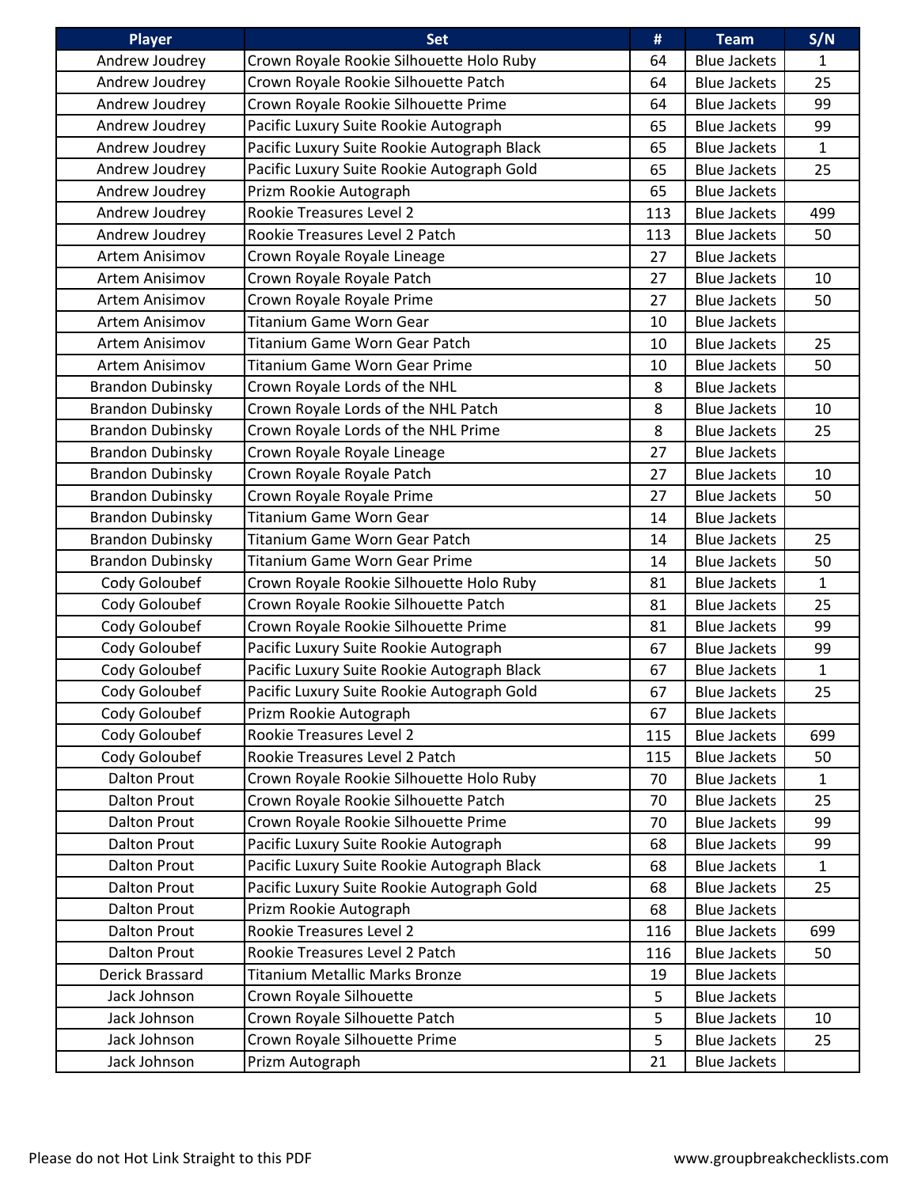| Player | Set | # | Team | S/N |
|---|---|---|---|---|
| Andrew Joudrey | Crown Royale Rookie Silhouette Holo Ruby | 64 | Blue Jackets | 1 |
| Andrew Joudrey | Crown Royale Rookie Silhouette Patch | 64 | Blue Jackets | 25 |
| Andrew Joudrey | Crown Royale Rookie Silhouette Prime | 64 | Blue Jackets | 99 |
| Andrew Joudrey | Pacific Luxury Suite Rookie Autograph | 65 | Blue Jackets | 99 |
| Andrew Joudrey | Pacific Luxury Suite Rookie Autograph Black | 65 | Blue Jackets | 1 |
| Andrew Joudrey | Pacific Luxury Suite Rookie Autograph Gold | 65 | Blue Jackets | 25 |
| Andrew Joudrey | Prizm Rookie Autograph | 65 | Blue Jackets | |
| Andrew Joudrey | Rookie Treasures Level 2 | 113 | Blue Jackets | 499 |
| Andrew Joudrey | Rookie Treasures Level 2 Patch | 113 | Blue Jackets | 50 |
| Artem Anisimov | Crown Royale Royale Lineage | 27 | Blue Jackets | |
| Artem Anisimov | Crown Royale Royale Patch | 27 | Blue Jackets | 10 |
| Artem Anisimov | Crown Royale Royale Prime | 27 | Blue Jackets | 50 |
| Artem Anisimov | Titanium Game Worn Gear | 10 | Blue Jackets | |
| Artem Anisimov | Titanium Game Worn Gear Patch | 10 | Blue Jackets | 25 |
| Artem Anisimov | Titanium Game Worn Gear Prime | 10 | Blue Jackets | 50 |
| Brandon Dubinsky | Crown Royale Lords of the NHL | 8 | Blue Jackets | |
| Brandon Dubinsky | Crown Royale Lords of the NHL Patch | 8 | Blue Jackets | 10 |
| Brandon Dubinsky | Crown Royale Lords of the NHL Prime | 8 | Blue Jackets | 25 |
| Brandon Dubinsky | Crown Royale Royale Lineage | 27 | Blue Jackets | |
| Brandon Dubinsky | Crown Royale Royale Patch | 27 | Blue Jackets | 10 |
| Brandon Dubinsky | Crown Royale Royale Prime | 27 | Blue Jackets | 50 |
| Brandon Dubinsky | Titanium Game Worn Gear | 14 | Blue Jackets | |
| Brandon Dubinsky | Titanium Game Worn Gear Patch | 14 | Blue Jackets | 25 |
| Brandon Dubinsky | Titanium Game Worn Gear Prime | 14 | Blue Jackets | 50 |
| Cody Goloubef | Crown Royale Rookie Silhouette Holo Ruby | 81 | Blue Jackets | 1 |
| Cody Goloubef | Crown Royale Rookie Silhouette Patch | 81 | Blue Jackets | 25 |
| Cody Goloubef | Crown Royale Rookie Silhouette Prime | 81 | Blue Jackets | 99 |
| Cody Goloubef | Pacific Luxury Suite Rookie Autograph | 67 | Blue Jackets | 99 |
| Cody Goloubef | Pacific Luxury Suite Rookie Autograph Black | 67 | Blue Jackets | 1 |
| Cody Goloubef | Pacific Luxury Suite Rookie Autograph Gold | 67 | Blue Jackets | 25 |
| Cody Goloubef | Prizm Rookie Autograph | 67 | Blue Jackets | |
| Cody Goloubef | Rookie Treasures Level 2 | 115 | Blue Jackets | 699 |
| Cody Goloubef | Rookie Treasures Level 2 Patch | 115 | Blue Jackets | 50 |
| Dalton Prout | Crown Royale Rookie Silhouette Holo Ruby | 70 | Blue Jackets | 1 |
| Dalton Prout | Crown Royale Rookie Silhouette Patch | 70 | Blue Jackets | 25 |
| Dalton Prout | Crown Royale Rookie Silhouette Prime | 70 | Blue Jackets | 99 |
| Dalton Prout | Pacific Luxury Suite Rookie Autograph | 68 | Blue Jackets | 99 |
| Dalton Prout | Pacific Luxury Suite Rookie Autograph Black | 68 | Blue Jackets | 1 |
| Dalton Prout | Pacific Luxury Suite Rookie Autograph Gold | 68 | Blue Jackets | 25 |
| Dalton Prout | Prizm Rookie Autograph | 68 | Blue Jackets | |
| Dalton Prout | Rookie Treasures Level 2 | 116 | Blue Jackets | 699 |
| Dalton Prout | Rookie Treasures Level 2 Patch | 116 | Blue Jackets | 50 |
| Derick Brassard | Titanium Metallic Marks Bronze | 19 | Blue Jackets | |
| Jack Johnson | Crown Royale Silhouette | 5 | Blue Jackets | |
| Jack Johnson | Crown Royale Silhouette Patch | 5 | Blue Jackets | 10 |
| Jack Johnson | Crown Royale Silhouette Prime | 5 | Blue Jackets | 25 |
| Jack Johnson | Prizm Autograph | 21 | Blue Jackets | |

Please do not Hot Link Straight to this PDF

www.groupbreakchecklists.com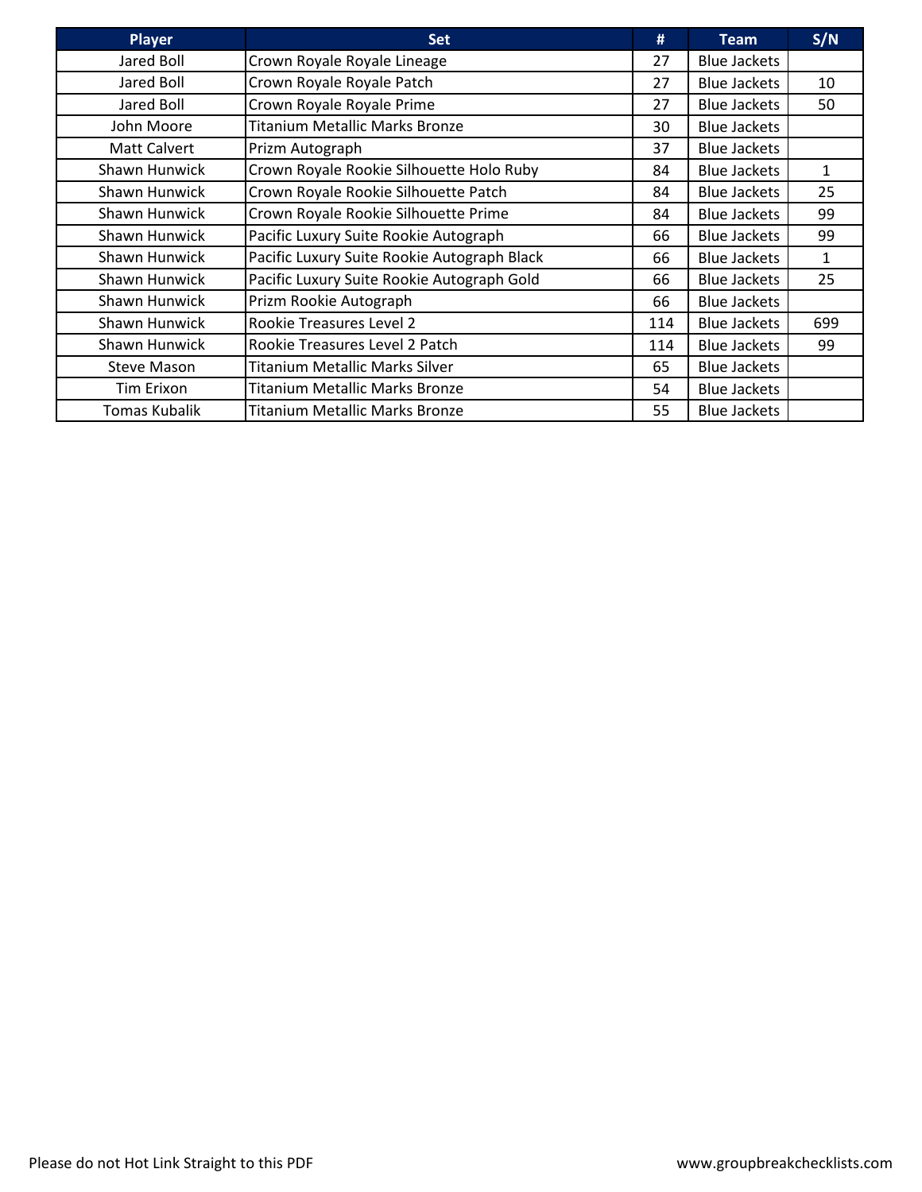| Player | Set | # | Team | S/N |
| --- | --- | --- | --- | --- |
| Jared Boll | Crown Royale Royale Lineage | 27 | Blue Jackets | |
| Jared Boll | Crown Royale Royale Patch | 27 | Blue Jackets | 10 |
| Jared Boll | Crown Royale Royale Prime | 27 | Blue Jackets | 50 |
| John Moore | Titanium Metallic Marks Bronze | 30 | Blue Jackets | |
| Matt Calvert | Prizm Autograph | 37 | Blue Jackets | |
| Shawn Hunwick | Crown Royale Rookie Silhouette Holo Ruby | 84 | Blue Jackets | 1 |
| Shawn Hunwick | Crown Royale Rookie Silhouette Patch | 84 | Blue Jackets | 25 |
| Shawn Hunwick | Crown Royale Rookie Silhouette Prime | 84 | Blue Jackets | 99 |
| Shawn Hunwick | Pacific Luxury Suite Rookie Autograph | 66 | Blue Jackets | 99 |
| Shawn Hunwick | Pacific Luxury Suite Rookie Autograph Black | 66 | Blue Jackets | 1 |
| Shawn Hunwick | Pacific Luxury Suite Rookie Autograph Gold | 66 | Blue Jackets | 25 |
| Shawn Hunwick | Prizm Rookie Autograph | 66 | Blue Jackets | |
| Shawn Hunwick | Rookie Treasures Level 2 | 114 | Blue Jackets | 699 |
| Shawn Hunwick | Rookie Treasures Level 2 Patch | 114 | Blue Jackets | 99 |
| Steve Mason | Titanium Metallic Marks Silver | 65 | Blue Jackets | |
| Tim Erixon | Titanium Metallic Marks Bronze | 54 | Blue Jackets | |
| Tomas Kubalik | Titanium Metallic Marks Bronze | 55 | Blue Jackets | |

Please do not Hot Link Straight to this PDF

www.groupbreakchecklists.com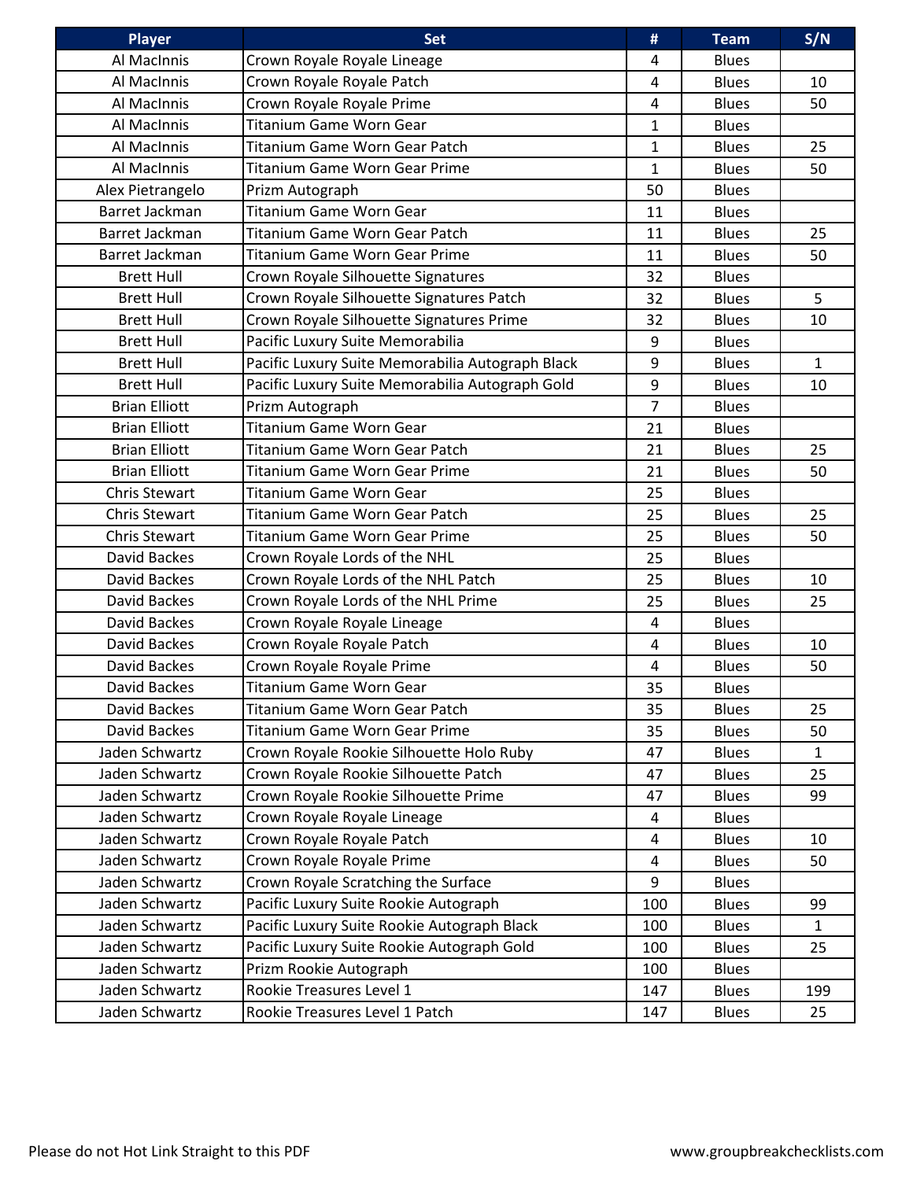| Player | Set | # | Team | S/N |
| --- | --- | --- | --- | --- |
| Al MacInnis | Crown Royale Royale Lineage | 4 | Blues | |
| Al MacInnis | Crown Royale Royale Patch | 4 | Blues | 10 |
| Al MacInnis | Crown Royale Royale Prime | 4 | Blues | 50 |
| Al MacInnis | Titanium Game Worn Gear | 1 | Blues | |
| Al MacInnis | Titanium Game Worn Gear Patch | 1 | Blues | 25 |
| Al MacInnis | Titanium Game Worn Gear Prime | 1 | Blues | 50 |
| Alex Pietrangelo | Prizm Autograph | 50 | Blues | |
| Barret Jackman | Titanium Game Worn Gear | 11 | Blues | |
| Barret Jackman | Titanium Game Worn Gear Patch | 11 | Blues | 25 |
| Barret Jackman | Titanium Game Worn Gear Prime | 11 | Blues | 50 |
| Brett Hull | Crown Royale Silhouette Signatures | 32 | Blues | |
| Brett Hull | Crown Royale Silhouette Signatures Patch | 32 | Blues | 5 |
| Brett Hull | Crown Royale Silhouette Signatures Prime | 32 | Blues | 10 |
| Brett Hull | Pacific Luxury Suite Memorabilia | 9 | Blues | |
| Brett Hull | Pacific Luxury Suite Memorabilia Autograph Black | 9 | Blues | 1 |
| Brett Hull | Pacific Luxury Suite Memorabilia Autograph Gold | 9 | Blues | 10 |
| Brian Elliott | Prizm Autograph | 7 | Blues | |
| Brian Elliott | Titanium Game Worn Gear | 21 | Blues | |
| Brian Elliott | Titanium Game Worn Gear Patch | 21 | Blues | 25 |
| Brian Elliott | Titanium Game Worn Gear Prime | 21 | Blues | 50 |
| Chris Stewart | Titanium Game Worn Gear | 25 | Blues | |
| Chris Stewart | Titanium Game Worn Gear Patch | 25 | Blues | 25 |
| Chris Stewart | Titanium Game Worn Gear Prime | 25 | Blues | 50 |
| David Backes | Crown Royale Lords of the NHL | 25 | Blues | |
| David Backes | Crown Royale Lords of the NHL Patch | 25 | Blues | 10 |
| David Backes | Crown Royale Lords of the NHL Prime | 25 | Blues | 25 |
| David Backes | Crown Royale Royale Lineage | 4 | Blues | |
| David Backes | Crown Royale Royale Patch | 4 | Blues | 10 |
| David Backes | Crown Royale Royale Prime | 4 | Blues | 50 |
| David Backes | Titanium Game Worn Gear | 35 | Blues | |
| David Backes | Titanium Game Worn Gear Patch | 35 | Blues | 25 |
| David Backes | Titanium Game Worn Gear Prime | 35 | Blues | 50 |
| Jaden Schwartz | Crown Royale Rookie Silhouette Holo Ruby | 47 | Blues | 1 |
| Jaden Schwartz | Crown Royale Rookie Silhouette Patch | 47 | Blues | 25 |
| Jaden Schwartz | Crown Royale Rookie Silhouette Prime | 47 | Blues | 99 |
| Jaden Schwartz | Crown Royale Royale Lineage | 4 | Blues | |
| Jaden Schwartz | Crown Royale Royale Patch | 4 | Blues | 10 |
| Jaden Schwartz | Crown Royale Royale Prime | 4 | Blues | 50 |
| Jaden Schwartz | Crown Royale Scratching the Surface | 9 | Blues | |
| Jaden Schwartz | Pacific Luxury Suite Rookie Autograph | 100 | Blues | 99 |
| Jaden Schwartz | Pacific Luxury Suite Rookie Autograph Black | 100 | Blues | 1 |
| Jaden Schwartz | Pacific Luxury Suite Rookie Autograph Gold | 100 | Blues | 25 |
| Jaden Schwartz | Prizm Rookie Autograph | 100 | Blues | |
| Jaden Schwartz | Rookie Treasures Level 1 | 147 | Blues | 199 |
| Jaden Schwartz | Rookie Treasures Level 1 Patch | 147 | Blues | 25 |

Please do not Hot Link Straight to this PDF www.groupbreakchecklists.com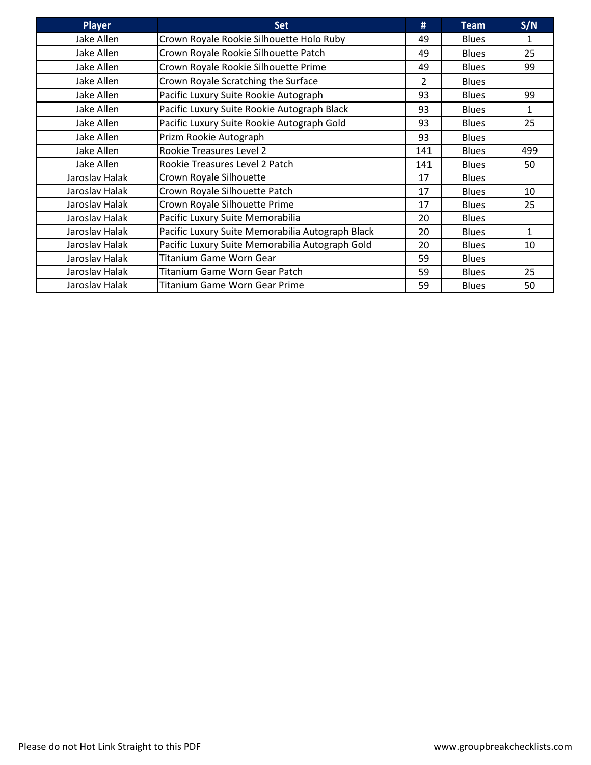| Player | Set | # | Team | S/N |
|---|---|---|---|---|
| Jake Allen | Crown Royale Rookie Silhouette Holo Ruby | 49 | Blues | 1 |
| Jake Allen | Crown Royale Rookie Silhouette Patch | 49 | Blues | 25 |
| Jake Allen | Crown Royale Rookie Silhouette Prime | 49 | Blues | 99 |
| Jake Allen | Crown Royale Scratching the Surface | 2 | Blues | |
| Jake Allen | Pacific Luxury Suite Rookie Autograph | 93 | Blues | 99 |
| Jake Allen | Pacific Luxury Suite Rookie Autograph Black | 93 | Blues | 1 |
| Jake Allen | Pacific Luxury Suite Rookie Autograph Gold | 93 | Blues | 25 |
| Jake Allen | Prizm Rookie Autograph | 93 | Blues | |
| Jake Allen | Rookie Treasures Level 2 | 141 | Blues | 499 |
| Jake Allen | Rookie Treasures Level 2 Patch | 141 | Blues | 50 |
| Jaroslav Halak | Crown Royale Silhouette | 17 | Blues | |
| Jaroslav Halak | Crown Royale Silhouette Patch | 17 | Blues | 10 |
| Jaroslav Halak | Crown Royale Silhouette Prime | 17 | Blues | 25 |
| Jaroslav Halak | Pacific Luxury Suite Memorabilia | 20 | Blues | |
| Jaroslav Halak | Pacific Luxury Suite Memorabilia Autograph Black | 20 | Blues | 1 |
| Jaroslav Halak | Pacific Luxury Suite Memorabilia Autograph Gold | 20 | Blues | 10 |
| Jaroslav Halak | Titanium Game Worn Gear | 59 | Blues | |
| Jaroslav Halak | Titanium Game Worn Gear Patch | 59 | Blues | 25 |
| Jaroslav Halak | Titanium Game Worn Gear Prime | 59 | Blues | 50 |

Please do not Hot Link Straight to this PDF

www.groupbreakchecklists.com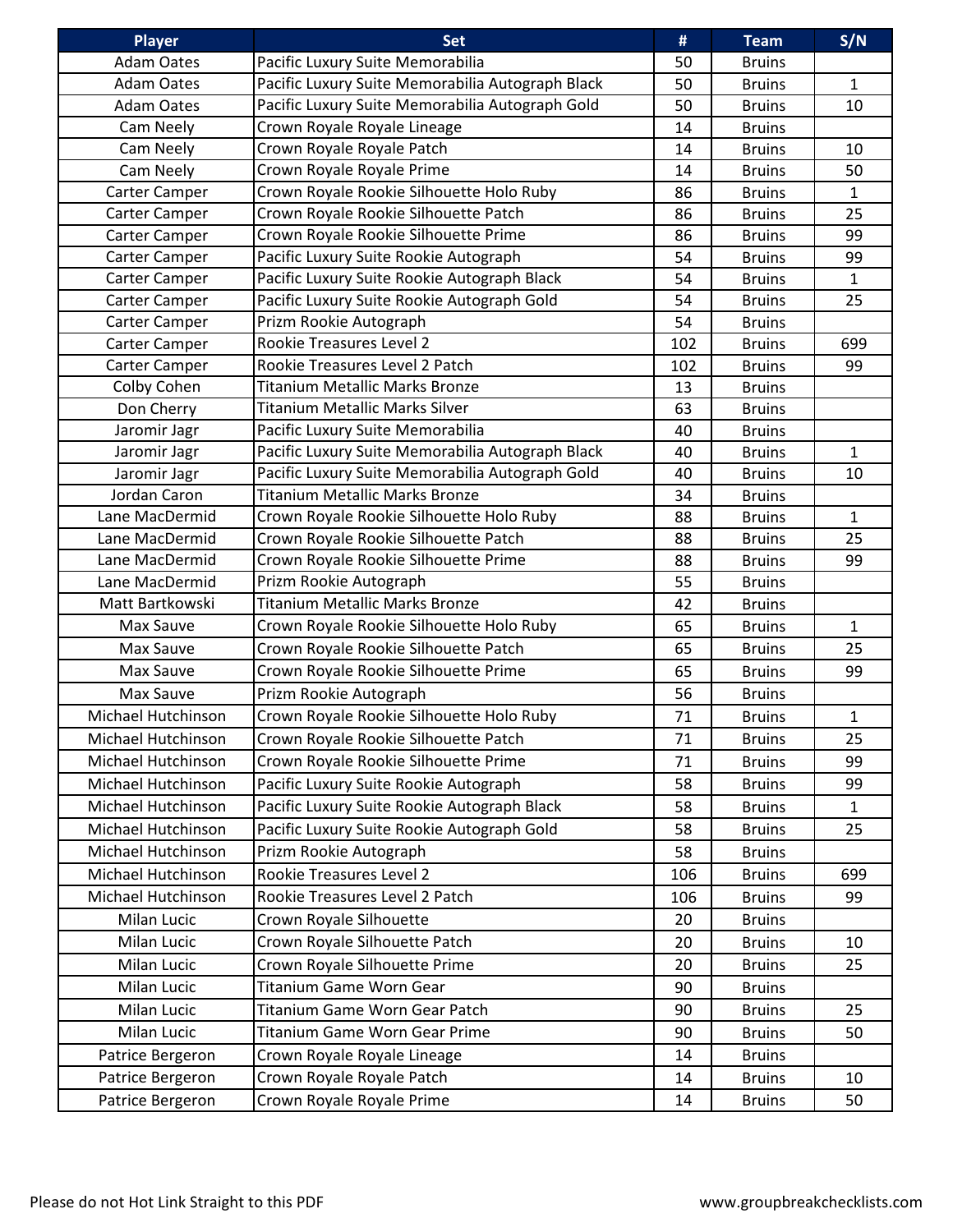| Player | Set | # | Team | S/N |
|---|---|---|---|---|
| Adam Oates | Pacific Luxury Suite Memorabilia | 50 | Bruins | |
| Adam Oates | Pacific Luxury Suite Memorabilia Autograph Black | 50 | Bruins | 1 |
| Adam Oates | Pacific Luxury Suite Memorabilia Autograph Gold | 50 | Bruins | 10 |
| Cam Neely | Crown Royale Royale Lineage | 14 | Bruins | |
| Cam Neely | Crown Royale Royale Patch | 14 | Bruins | 10 |
| Cam Neely | Crown Royale Royale Prime | 14 | Bruins | 50 |
| Carter Camper | Crown Royale Rookie Silhouette Holo Ruby | 86 | Bruins | 1 |
| Carter Camper | Crown Royale Rookie Silhouette Patch | 86 | Bruins | 25 |
| Carter Camper | Crown Royale Rookie Silhouette Prime | 86 | Bruins | 99 |
| Carter Camper | Pacific Luxury Suite Rookie Autograph | 54 | Bruins | 99 |
| Carter Camper | Pacific Luxury Suite Rookie Autograph Black | 54 | Bruins | 1 |
| Carter Camper | Pacific Luxury Suite Rookie Autograph Gold | 54 | Bruins | 25 |
| Carter Camper | Prizm Rookie Autograph | 54 | Bruins | |
| Carter Camper | Rookie Treasures Level 2 | 102 | Bruins | 699 |
| Carter Camper | Rookie Treasures Level 2 Patch | 102 | Bruins | 99 |
| Colby Cohen | Titanium Metallic Marks Bronze | 13 | Bruins | |
| Don Cherry | Titanium Metallic Marks Silver | 63 | Bruins | |
| Jaromir Jagr | Pacific Luxury Suite Memorabilia | 40 | Bruins | |
| Jaromir Jagr | Pacific Luxury Suite Memorabilia Autograph Black | 40 | Bruins | 1 |
| Jaromir Jagr | Pacific Luxury Suite Memorabilia Autograph Gold | 40 | Bruins | 10 |
| Jordan Caron | Titanium Metallic Marks Bronze | 34 | Bruins | |
| Lane MacDermid | Crown Royale Rookie Silhouette Holo Ruby | 88 | Bruins | 1 |
| Lane MacDermid | Crown Royale Rookie Silhouette Patch | 88 | Bruins | 25 |
| Lane MacDermid | Crown Royale Rookie Silhouette Prime | 88 | Bruins | 99 |
| Lane MacDermid | Prizm Rookie Autograph | 55 | Bruins | |
| Matt Bartkowski | Titanium Metallic Marks Bronze | 42 | Bruins | |
| Max Sauve | Crown Royale Rookie Silhouette Holo Ruby | 65 | Bruins | 1 |
| Max Sauve | Crown Royale Rookie Silhouette Patch | 65 | Bruins | 25 |
| Max Sauve | Crown Royale Rookie Silhouette Prime | 65 | Bruins | 99 |
| Max Sauve | Prizm Rookie Autograph | 56 | Bruins | |
| Michael Hutchinson | Crown Royale Rookie Silhouette Holo Ruby | 71 | Bruins | 1 |
| Michael Hutchinson | Crown Royale Rookie Silhouette Patch | 71 | Bruins | 25 |
| Michael Hutchinson | Crown Royale Rookie Silhouette Prime | 71 | Bruins | 99 |
| Michael Hutchinson | Pacific Luxury Suite Rookie Autograph | 58 | Bruins | 99 |
| Michael Hutchinson | Pacific Luxury Suite Rookie Autograph Black | 58 | Bruins | 1 |
| Michael Hutchinson | Pacific Luxury Suite Rookie Autograph Gold | 58 | Bruins | 25 |
| Michael Hutchinson | Prizm Rookie Autograph | 58 | Bruins | |
| Michael Hutchinson | Rookie Treasures Level 2 | 106 | Bruins | 699 |
| Michael Hutchinson | Rookie Treasures Level 2 Patch | 106 | Bruins | 99 |
| Milan Lucic | Crown Royale Silhouette | 20 | Bruins | |
| Milan Lucic | Crown Royale Silhouette Patch | 20 | Bruins | 10 |
| Milan Lucic | Crown Royale Silhouette Prime | 20 | Bruins | 25 |
| Milan Lucic | Titanium Game Worn Gear | 90 | Bruins | |
| Milan Lucic | Titanium Game Worn Gear Patch | 90 | Bruins | 25 |
| Milan Lucic | Titanium Game Worn Gear Prime | 90 | Bruins | 50 |
| Patrice Bergeron | Crown Royale Royale Lineage | 14 | Bruins | |
| Patrice Bergeron | Crown Royale Royale Patch | 14 | Bruins | 10 |
| Patrice Bergeron | Crown Royale Royale Prime | 14 | Bruins | 50 |

Please do not Hot Link Straight to this PDF www.groupbreakchecklists.com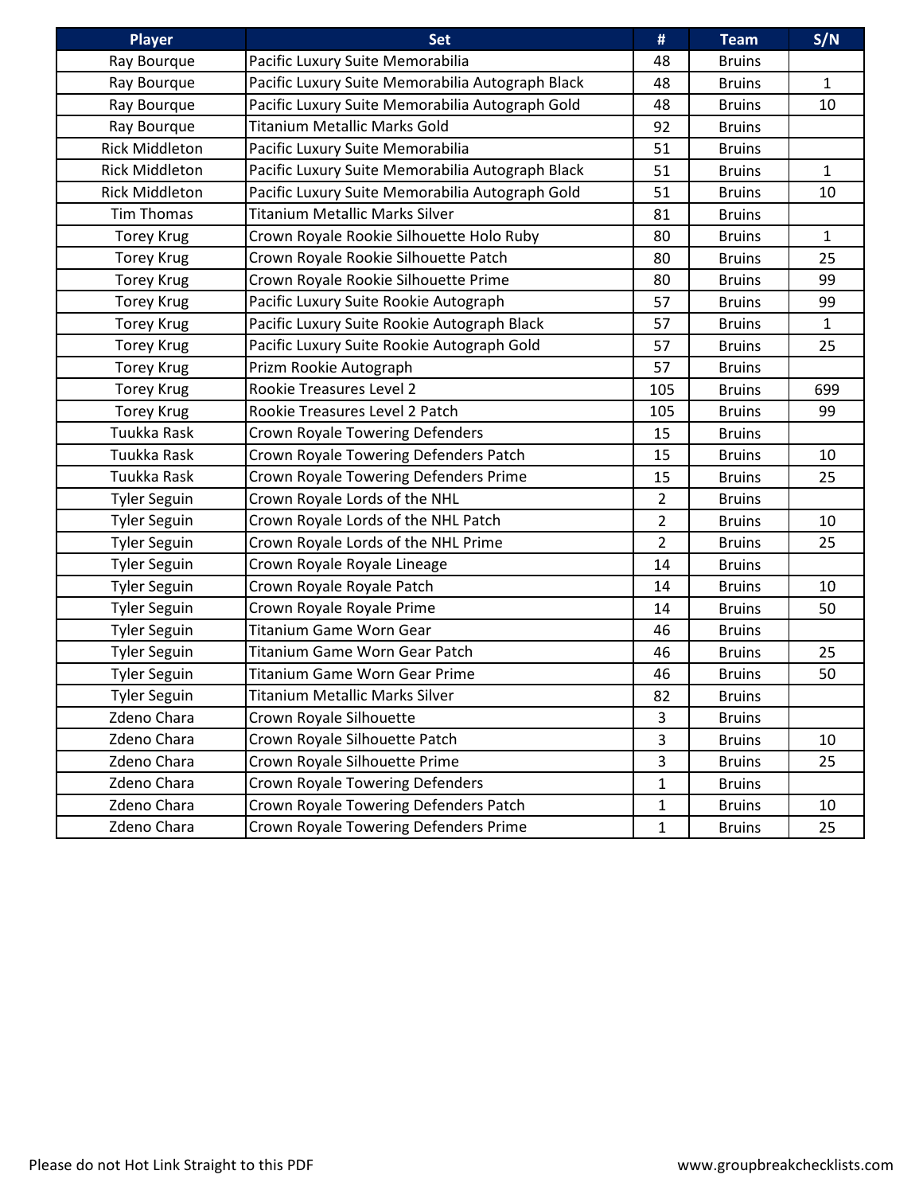| Player | Set | # | Team | S/N |
| --- | --- | --- | --- | --- |
| Ray Bourque | Pacific Luxury Suite Memorabilia | 48 | Bruins | |
| Ray Bourque | Pacific Luxury Suite Memorabilia Autograph Black | 48 | Bruins | 1 |
| Ray Bourque | Pacific Luxury Suite Memorabilia Autograph Gold | 48 | Bruins | 10 |
| Ray Bourque | Titanium Metallic Marks Gold | 92 | Bruins | |
| Rick Middleton | Pacific Luxury Suite Memorabilia | 51 | Bruins | |
| Rick Middleton | Pacific Luxury Suite Memorabilia Autograph Black | 51 | Bruins | 1 |
| Rick Middleton | Pacific Luxury Suite Memorabilia Autograph Gold | 51 | Bruins | 10 |
| Tim Thomas | Titanium Metallic Marks Silver | 81 | Bruins | |
| Torey Krug | Crown Royale Rookie Silhouette Holo Ruby | 80 | Bruins | 1 |
| Torey Krug | Crown Royale Rookie Silhouette Patch | 80 | Bruins | 25 |
| Torey Krug | Crown Royale Rookie Silhouette Prime | 80 | Bruins | 99 |
| Torey Krug | Pacific Luxury Suite Rookie Autograph | 57 | Bruins | 99 |
| Torey Krug | Pacific Luxury Suite Rookie Autograph Black | 57 | Bruins | 1 |
| Torey Krug | Pacific Luxury Suite Rookie Autograph Gold | 57 | Bruins | 25 |
| Torey Krug | Prizm Rookie Autograph | 57 | Bruins | |
| Torey Krug | Rookie Treasures Level 2 | 105 | Bruins | 699 |
| Torey Krug | Rookie Treasures Level 2 Patch | 105 | Bruins | 99 |
| Tuukka Rask | Crown Royale Towering Defenders | 15 | Bruins | |
| Tuukka Rask | Crown Royale Towering Defenders Patch | 15 | Bruins | 10 |
| Tuukka Rask | Crown Royale Towering Defenders Prime | 15 | Bruins | 25 |
| Tyler Seguin | Crown Royale Lords of the NHL | 2 | Bruins | |
| Tyler Seguin | Crown Royale Lords of the NHL Patch | 2 | Bruins | 10 |
| Tyler Seguin | Crown Royale Lords of the NHL Prime | 2 | Bruins | 25 |
| Tyler Seguin | Crown Royale Royale Lineage | 14 | Bruins | |
| Tyler Seguin | Crown Royale Royale Patch | 14 | Bruins | 10 |
| Tyler Seguin | Crown Royale Royale Prime | 14 | Bruins | 50 |
| Tyler Seguin | Titanium Game Worn Gear | 46 | Bruins | |
| Tyler Seguin | Titanium Game Worn Gear Patch | 46 | Bruins | 25 |
| Tyler Seguin | Titanium Game Worn Gear Prime | 46 | Bruins | 50 |
| Tyler Seguin | Titanium Metallic Marks Silver | 82 | Bruins | |
| Zdeno Chara | Crown Royale Silhouette | 3 | Bruins | |
| Zdeno Chara | Crown Royale Silhouette Patch | 3 | Bruins | 10 |
| Zdeno Chara | Crown Royale Silhouette Prime | 3 | Bruins | 25 |
| Zdeno Chara | Crown Royale Towering Defenders | 1 | Bruins | |
| Zdeno Chara | Crown Royale Towering Defenders Patch | 1 | Bruins | 10 |
| Zdeno Chara | Crown Royale Towering Defenders Prime | 1 | Bruins | 25 |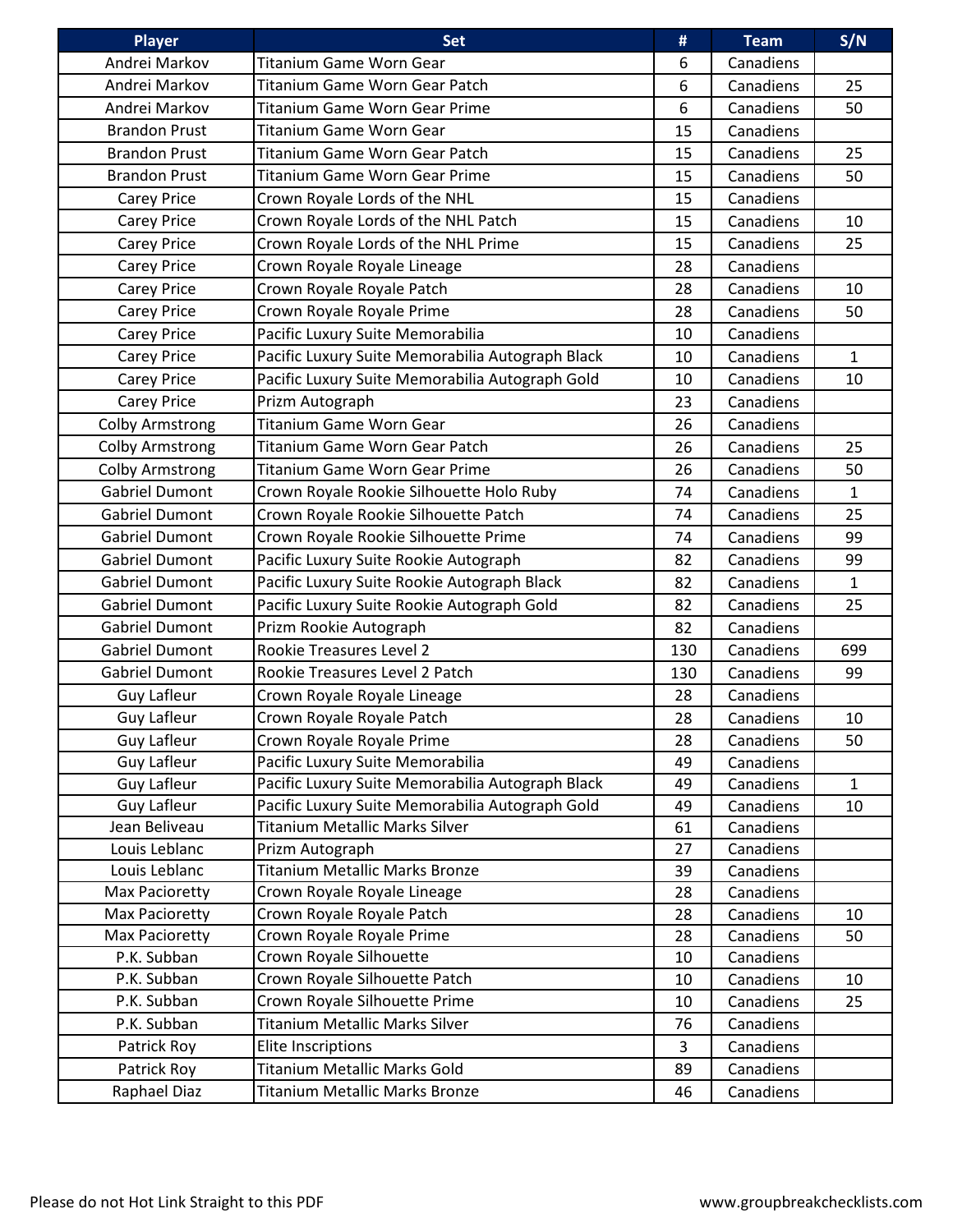| Player | Set | # | Team | S/N |
|---|---|---|---|---|
| Andrei Markov | Titanium Game Worn Gear | 6 | Canadiens | |
| Andrei Markov | Titanium Game Worn Gear Patch | 6 | Canadiens | 25 |
| Andrei Markov | Titanium Game Worn Gear Prime | 6 | Canadiens | 50 |
| Brandon Prust | Titanium Game Worn Gear | 15 | Canadiens | |
| Brandon Prust | Titanium Game Worn Gear Patch | 15 | Canadiens | 25 |
| Brandon Prust | Titanium Game Worn Gear Prime | 15 | Canadiens | 50 |
| Carey Price | Crown Royale Lords of the NHL | 15 | Canadiens | |
| Carey Price | Crown Royale Lords of the NHL Patch | 15 | Canadiens | 10 |
| Carey Price | Crown Royale Lords of the NHL Prime | 15 | Canadiens | 25 |
| Carey Price | Crown Royale Royale Lineage | 28 | Canadiens | |
| Carey Price | Crown Royale Royale Patch | 28 | Canadiens | 10 |
| Carey Price | Crown Royale Royale Prime | 28 | Canadiens | 50 |
| Carey Price | Pacific Luxury Suite Memorabilia | 10 | Canadiens | |
| Carey Price | Pacific Luxury Suite Memorabilia Autograph Black | 10 | Canadiens | 1 |
| Carey Price | Pacific Luxury Suite Memorabilia Autograph Gold | 10 | Canadiens | 10 |
| Carey Price | Prizm Autograph | 23 | Canadiens | |
| Colby Armstrong | Titanium Game Worn Gear | 26 | Canadiens | |
| Colby Armstrong | Titanium Game Worn Gear Patch | 26 | Canadiens | 25 |
| Colby Armstrong | Titanium Game Worn Gear Prime | 26 | Canadiens | 50 |
| Gabriel Dumont | Crown Royale Rookie Silhouette Holo Ruby | 74 | Canadiens | 1 |
| Gabriel Dumont | Crown Royale Rookie Silhouette Patch | 74 | Canadiens | 25 |
| Gabriel Dumont | Crown Royale Rookie Silhouette Prime | 74 | Canadiens | 99 |
| Gabriel Dumont | Pacific Luxury Suite Rookie Autograph | 82 | Canadiens | 99 |
| Gabriel Dumont | Pacific Luxury Suite Rookie Autograph Black | 82 | Canadiens | 1 |
| Gabriel Dumont | Pacific Luxury Suite Rookie Autograph Gold | 82 | Canadiens | 25 |
| Gabriel Dumont | Prizm Rookie Autograph | 82 | Canadiens | |
| Gabriel Dumont | Rookie Treasures Level 2 | 130 | Canadiens | 699 |
| Gabriel Dumont | Rookie Treasures Level 2 Patch | 130 | Canadiens | 99 |
| Guy Lafleur | Crown Royale Royale Lineage | 28 | Canadiens | |
| Guy Lafleur | Crown Royale Royale Patch | 28 | Canadiens | 10 |
| Guy Lafleur | Crown Royale Royale Prime | 28 | Canadiens | 50 |
| Guy Lafleur | Pacific Luxury Suite Memorabilia | 49 | Canadiens | |
| Guy Lafleur | Pacific Luxury Suite Memorabilia Autograph Black | 49 | Canadiens | 1 |
| Guy Lafleur | Pacific Luxury Suite Memorabilia Autograph Gold | 49 | Canadiens | 10 |
| Jean Beliveau | Titanium Metallic Marks Silver | 61 | Canadiens | |
| Louis Leblanc | Prizm Autograph | 27 | Canadiens | |
| Louis Leblanc | Titanium Metallic Marks Bronze | 39 | Canadiens | |
| Max Pacioretty | Crown Royale Royale Lineage | 28 | Canadiens | |
| Max Pacioretty | Crown Royale Royale Patch | 28 | Canadiens | 10 |
| Max Pacioretty | Crown Royale Royale Prime | 28 | Canadiens | 50 |
| P.K. Subban | Crown Royale Silhouette | 10 | Canadiens | |
| P.K. Subban | Crown Royale Silhouette Patch | 10 | Canadiens | 10 |
| P.K. Subban | Crown Royale Silhouette Prime | 10 | Canadiens | 25 |
| P.K. Subban | Titanium Metallic Marks Silver | 76 | Canadiens | |
| Patrick Roy | Elite Inscriptions | 3 | Canadiens | |
| Patrick Roy | Titanium Metallic Marks Gold | 89 | Canadiens | |
| Raphael Diaz | Titanium Metallic Marks Bronze | 46 | Canadiens | |

Please do not Hot Link Straight to this PDF

www.groupbreakchecklists.com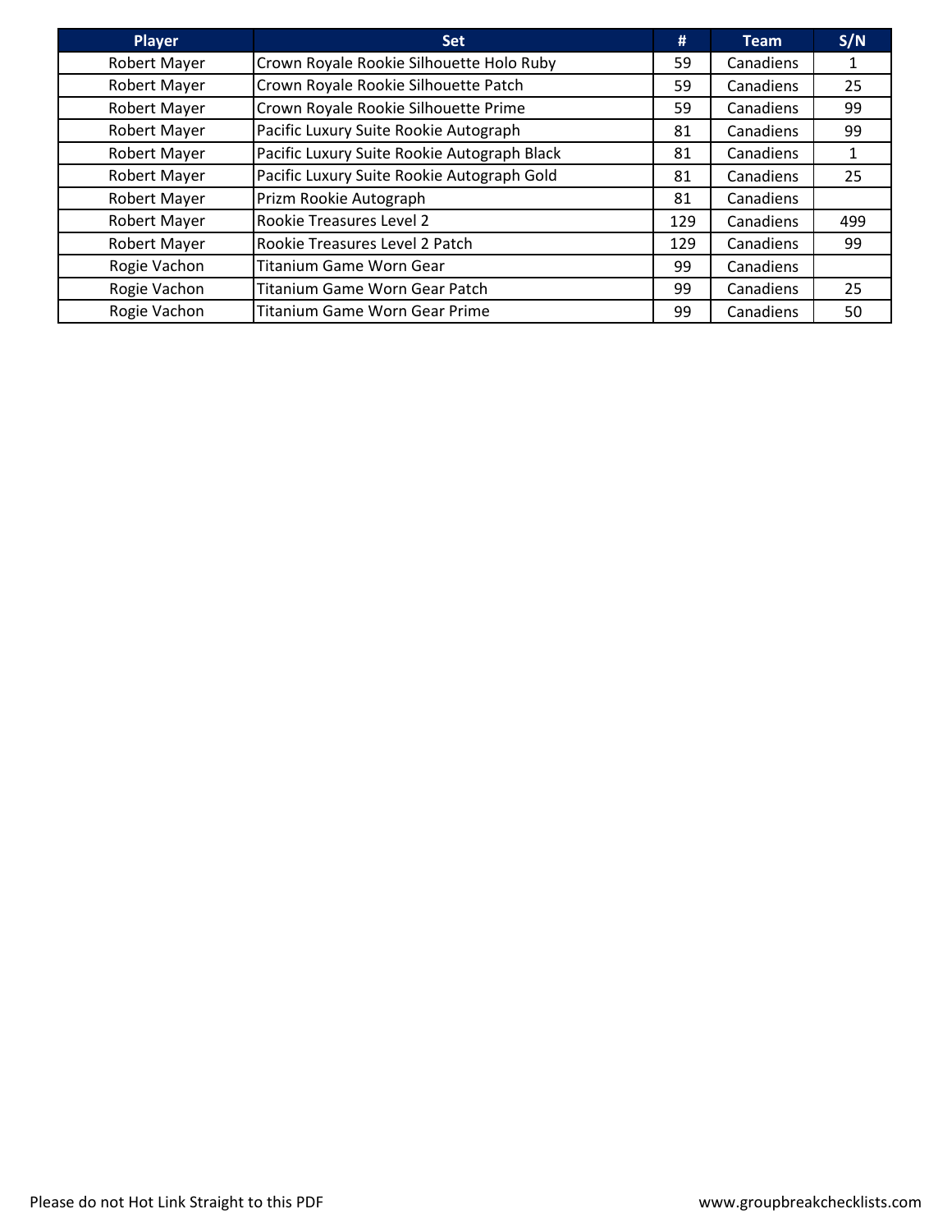| Player | Set | # | Team | S/N |
|---|---|---|---|---|
| Robert Mayer | Crown Royale Rookie Silhouette Holo Ruby | 59 | Canadiens | 1 |
| Robert Mayer | Crown Royale Rookie Silhouette Patch | 59 | Canadiens | 25 |
| Robert Mayer | Crown Royale Rookie Silhouette Prime | 59 | Canadiens | 99 |
| Robert Mayer | Pacific Luxury Suite Rookie Autograph | 81 | Canadiens | 99 |
| Robert Mayer | Pacific Luxury Suite Rookie Autograph Black | 81 | Canadiens | 1 |
| Robert Mayer | Pacific Luxury Suite Rookie Autograph Gold | 81 | Canadiens | 25 |
| Robert Mayer | Prizm Rookie Autograph | 81 | Canadiens | |
| Robert Mayer | Rookie Treasures Level 2 | 129 | Canadiens | 499 |
| Robert Mayer | Rookie Treasures Level 2 Patch | 129 | Canadiens | 99 |
| Rogie Vachon | Titanium Game Worn Gear | 99 | Canadiens | |
| Rogie Vachon | Titanium Game Worn Gear Patch | 99 | Canadiens | 25 |
| Rogie Vachon | Titanium Game Worn Gear Prime | 99 | Canadiens | 50 |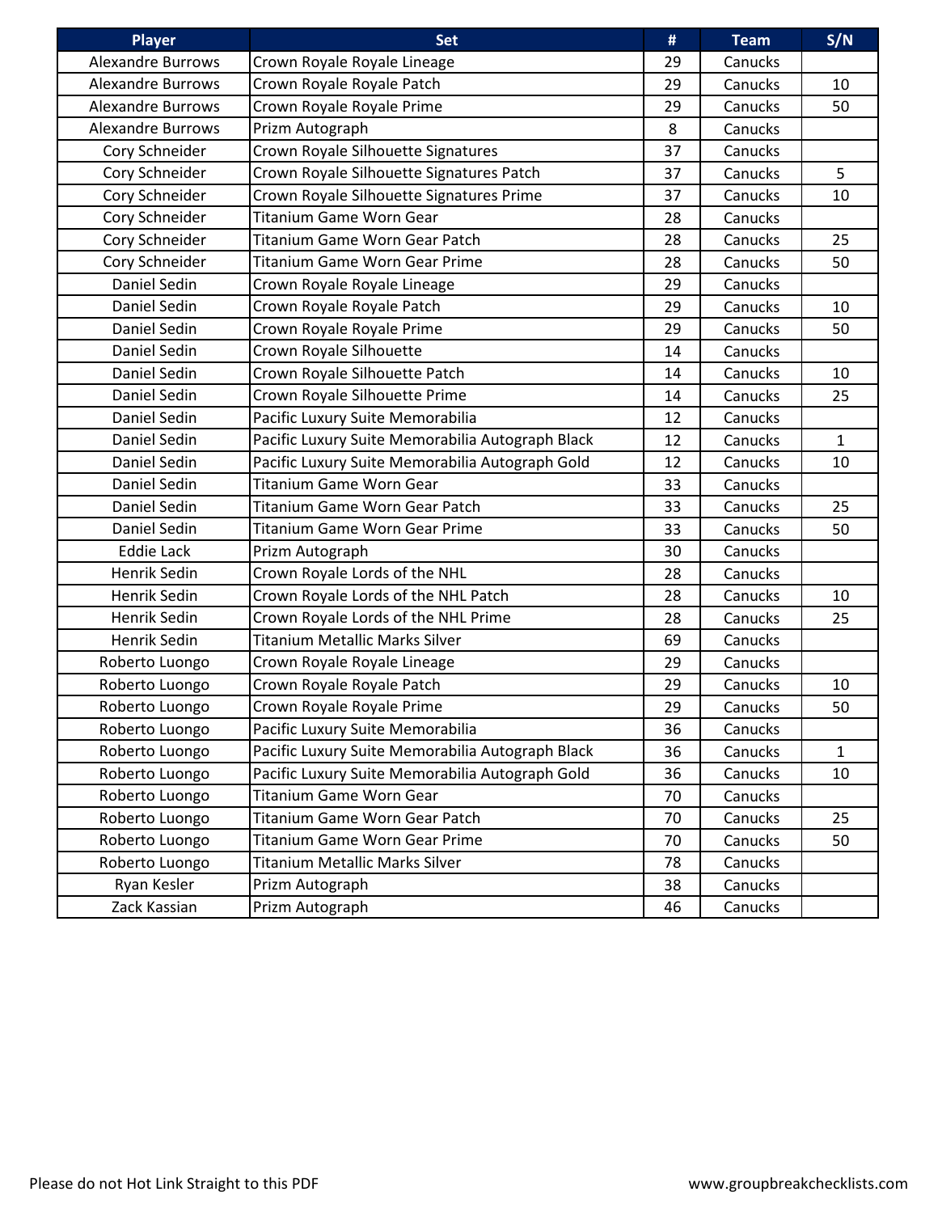| Player | Set | # | Team | S/N |
|---|---|---|---|---|
| Alexandre Burrows | Crown Royale Royale Lineage | 29 | Canucks | |
| Alexandre Burrows | Crown Royale Royale Patch | 29 | Canucks | 10 |
| Alexandre Burrows | Crown Royale Royale Prime | 29 | Canucks | 50 |
| Alexandre Burrows | Prizm Autograph | 8 | Canucks | |
| Cory Schneider | Crown Royale Silhouette Signatures | 37 | Canucks | |
| Cory Schneider | Crown Royale Silhouette Signatures Patch | 37 | Canucks | 5 |
| Cory Schneider | Crown Royale Silhouette Signatures Prime | 37 | Canucks | 10 |
| Cory Schneider | Titanium Game Worn Gear | 28 | Canucks | |
| Cory Schneider | Titanium Game Worn Gear Patch | 28 | Canucks | 25 |
| Cory Schneider | Titanium Game Worn Gear Prime | 28 | Canucks | 50 |
| Daniel Sedin | Crown Royale Royale Lineage | 29 | Canucks | |
| Daniel Sedin | Crown Royale Royale Patch | 29 | Canucks | 10 |
| Daniel Sedin | Crown Royale Royale Prime | 29 | Canucks | 50 |
| Daniel Sedin | Crown Royale Silhouette | 14 | Canucks | |
| Daniel Sedin | Crown Royale Silhouette Patch | 14 | Canucks | 10 |
| Daniel Sedin | Crown Royale Silhouette Prime | 14 | Canucks | 25 |
| Daniel Sedin | Pacific Luxury Suite Memorabilia | 12 | Canucks | |
| Daniel Sedin | Pacific Luxury Suite Memorabilia Autograph Black | 12 | Canucks | 1 |
| Daniel Sedin | Pacific Luxury Suite Memorabilia Autograph Gold | 12 | Canucks | 10 |
| Daniel Sedin | Titanium Game Worn Gear | 33 | Canucks | |
| Daniel Sedin | Titanium Game Worn Gear Patch | 33 | Canucks | 25 |
| Daniel Sedin | Titanium Game Worn Gear Prime | 33 | Canucks | 50 |
| Eddie Lack | Prizm Autograph | 30 | Canucks | |
| Henrik Sedin | Crown Royale Lords of the NHL | 28 | Canucks | |
| Henrik Sedin | Crown Royale Lords of the NHL Patch | 28 | Canucks | 10 |
| Henrik Sedin | Crown Royale Lords of the NHL Prime | 28 | Canucks | 25 |
| Henrik Sedin | Titanium Metallic Marks Silver | 69 | Canucks | |
| Roberto Luongo | Crown Royale Royale Lineage | 29 | Canucks | |
| Roberto Luongo | Crown Royale Royale Patch | 29 | Canucks | 10 |
| Roberto Luongo | Crown Royale Royale Prime | 29 | Canucks | 50 |
| Roberto Luongo | Pacific Luxury Suite Memorabilia | 36 | Canucks | |
| Roberto Luongo | Pacific Luxury Suite Memorabilia Autograph Black | 36 | Canucks | 1 |
| Roberto Luongo | Pacific Luxury Suite Memorabilia Autograph Gold | 36 | Canucks | 10 |
| Roberto Luongo | Titanium Game Worn Gear | 70 | Canucks | |
| Roberto Luongo | Titanium Game Worn Gear Patch | 70 | Canucks | 25 |
| Roberto Luongo | Titanium Game Worn Gear Prime | 70 | Canucks | 50 |
| Roberto Luongo | Titanium Metallic Marks Silver | 78 | Canucks | |
| Ryan Kesler | Prizm Autograph | 38 | Canucks | |
| Zack Kassian | Prizm Autograph | 46 | Canucks | |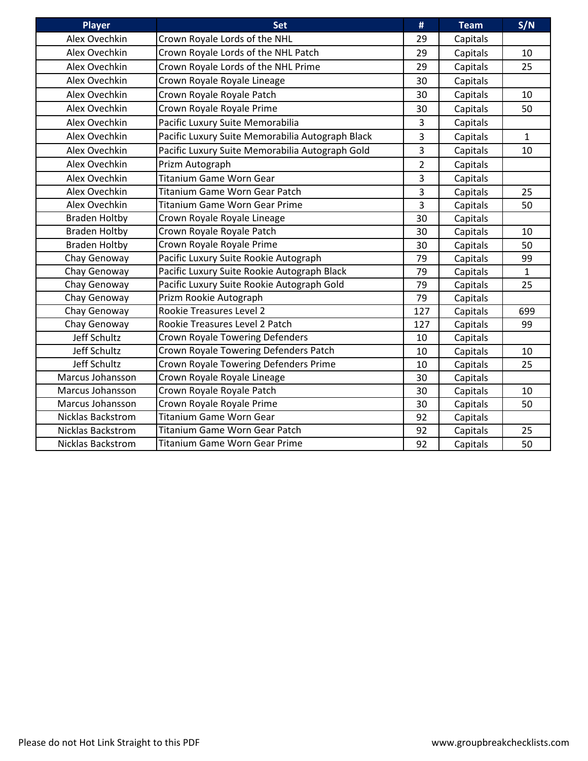| Player | Set | # | Team | S/N |
|---|---|---|---|---|
| Alex Ovechkin | Crown Royale Lords of the NHL | 29 | Capitals | |
| Alex Ovechkin | Crown Royale Lords of the NHL Patch | 29 | Capitals | 10 |
| Alex Ovechkin | Crown Royale Lords of the NHL Prime | 29 | Capitals | 25 |
| Alex Ovechkin | Crown Royale Royale Lineage | 30 | Capitals | |
| Alex Ovechkin | Crown Royale Royale Patch | 30 | Capitals | 10 |
| Alex Ovechkin | Crown Royale Royale Prime | 30 | Capitals | 50 |
| Alex Ovechkin | Pacific Luxury Suite Memorabilia | 3 | Capitals | |
| Alex Ovechkin | Pacific Luxury Suite Memorabilia Autograph Black | 3 | Capitals | 1 |
| Alex Ovechkin | Pacific Luxury Suite Memorabilia Autograph Gold | 3 | Capitals | 10 |
| Alex Ovechkin | Prizm Autograph | 2 | Capitals | |
| Alex Ovechkin | Titanium Game Worn Gear | 3 | Capitals | |
| Alex Ovechkin | Titanium Game Worn Gear Patch | 3 | Capitals | 25 |
| Alex Ovechkin | Titanium Game Worn Gear Prime | 3 | Capitals | 50 |
| Braden Holtby | Crown Royale Royale Lineage | 30 | Capitals | |
| Braden Holtby | Crown Royale Royale Patch | 30 | Capitals | 10 |
| Braden Holtby | Crown Royale Royale Prime | 30 | Capitals | 50 |
| Chay Genoway | Pacific Luxury Suite Rookie Autograph | 79 | Capitals | 99 |
| Chay Genoway | Pacific Luxury Suite Rookie Autograph Black | 79 | Capitals | 1 |
| Chay Genoway | Pacific Luxury Suite Rookie Autograph Gold | 79 | Capitals | 25 |
| Chay Genoway | Prizm Rookie Autograph | 79 | Capitals | |
| Chay Genoway | Rookie Treasures Level 2 | 127 | Capitals | 699 |
| Chay Genoway | Rookie Treasures Level 2 Patch | 127 | Capitals | 99 |
| Jeff Schultz | Crown Royale Towering Defenders | 10 | Capitals | |
| Jeff Schultz | Crown Royale Towering Defenders Patch | 10 | Capitals | 10 |
| Jeff Schultz | Crown Royale Towering Defenders Prime | 10 | Capitals | 25 |
| Marcus Johansson | Crown Royale Royale Lineage | 30 | Capitals | |
| Marcus Johansson | Crown Royale Royale Patch | 30 | Capitals | 10 |
| Marcus Johansson | Crown Royale Royale Prime | 30 | Capitals | 50 |
| Nicklas Backstrom | Titanium Game Worn Gear | 92 | Capitals | |
| Nicklas Backstrom | Titanium Game Worn Gear Patch | 92 | Capitals | 25 |
| Nicklas Backstrom | Titanium Game Worn Gear Prime | 92 | Capitals | 50 |

Please do not Hot Link Straight to this PDF

www.groupbreakchecklists.com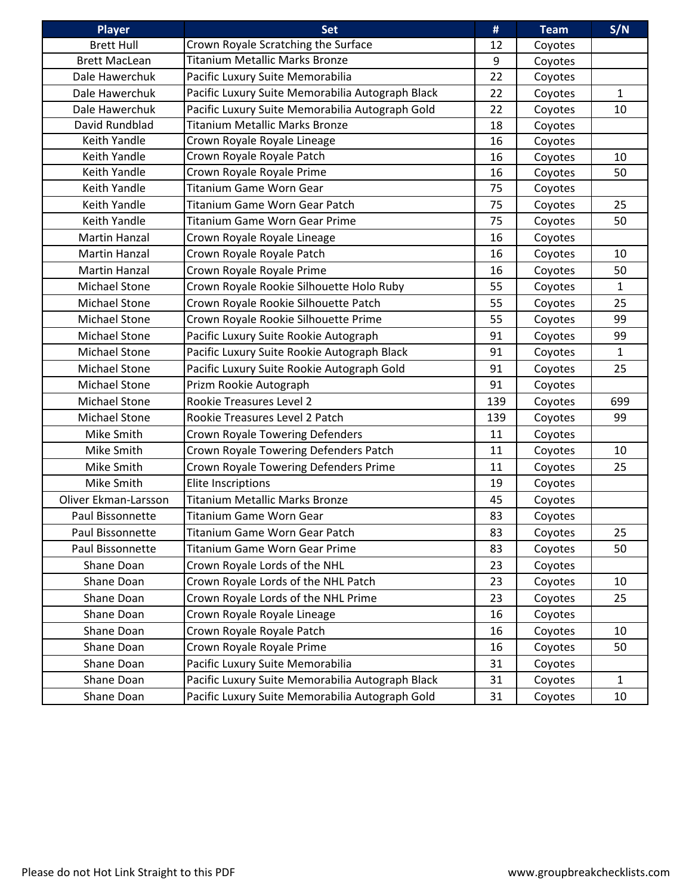| Player | Set | # | Team | S/N |
| --- | --- | --- | --- | --- |
| Brett Hull | Crown Royale Scratching the Surface | 12 | Coyotes | |
| Brett MacLean | Titanium Metallic Marks Bronze | 9 | Coyotes | |
| Dale Hawerchuk | Pacific Luxury Suite Memorabilia | 22 | Coyotes | |
| Dale Hawerchuk | Pacific Luxury Suite Memorabilia Autograph Black | 22 | Coyotes | 1 |
| Dale Hawerchuk | Pacific Luxury Suite Memorabilia Autograph Gold | 22 | Coyotes | 10 |
| David Rundblad | Titanium Metallic Marks Bronze | 18 | Coyotes | |
| Keith Yandle | Crown Royale Royale Lineage | 16 | Coyotes | |
| Keith Yandle | Crown Royale Royale Patch | 16 | Coyotes | 10 |
| Keith Yandle | Crown Royale Royale Prime | 16 | Coyotes | 50 |
| Keith Yandle | Titanium Game Worn Gear | 75 | Coyotes | |
| Keith Yandle | Titanium Game Worn Gear Patch | 75 | Coyotes | 25 |
| Keith Yandle | Titanium Game Worn Gear Prime | 75 | Coyotes | 50 |
| Martin Hanzal | Crown Royale Royale Lineage | 16 | Coyotes | |
| Martin Hanzal | Crown Royale Royale Patch | 16 | Coyotes | 10 |
| Martin Hanzal | Crown Royale Royale Prime | 16 | Coyotes | 50 |
| Michael Stone | Crown Royale Rookie Silhouette Holo Ruby | 55 | Coyotes | 1 |
| Michael Stone | Crown Royale Rookie Silhouette Patch | 55 | Coyotes | 25 |
| Michael Stone | Crown Royale Rookie Silhouette Prime | 55 | Coyotes | 99 |
| Michael Stone | Pacific Luxury Suite Rookie Autograph | 91 | Coyotes | 99 |
| Michael Stone | Pacific Luxury Suite Rookie Autograph Black | 91 | Coyotes | 1 |
| Michael Stone | Pacific Luxury Suite Rookie Autograph Gold | 91 | Coyotes | 25 |
| Michael Stone | Prizm Rookie Autograph | 91 | Coyotes | |
| Michael Stone | Rookie Treasures Level 2 | 139 | Coyotes | 699 |
| Michael Stone | Rookie Treasures Level 2 Patch | 139 | Coyotes | 99 |
| Mike Smith | Crown Royale Towering Defenders | 11 | Coyotes | |
| Mike Smith | Crown Royale Towering Defenders Patch | 11 | Coyotes | 10 |
| Mike Smith | Crown Royale Towering Defenders Prime | 11 | Coyotes | 25 |
| Mike Smith | Elite Inscriptions | 19 | Coyotes | |
| Oliver Ekman-Larsson | Titanium Metallic Marks Bronze | 45 | Coyotes | |
| Paul Bissonnette | Titanium Game Worn Gear | 83 | Coyotes | |
| Paul Bissonnette | Titanium Game Worn Gear Patch | 83 | Coyotes | 25 |
| Paul Bissonnette | Titanium Game Worn Gear Prime | 83 | Coyotes | 50 |
| Shane Doan | Crown Royale Lords of the NHL | 23 | Coyotes | |
| Shane Doan | Crown Royale Lords of the NHL Patch | 23 | Coyotes | 10 |
| Shane Doan | Crown Royale Lords of the NHL Prime | 23 | Coyotes | 25 |
| Shane Doan | Crown Royale Royale Lineage | 16 | Coyotes | |
| Shane Doan | Crown Royale Royale Patch | 16 | Coyotes | 10 |
| Shane Doan | Crown Royale Royale Prime | 16 | Coyotes | 50 |
| Shane Doan | Pacific Luxury Suite Memorabilia | 31 | Coyotes | |
| Shane Doan | Pacific Luxury Suite Memorabilia Autograph Black | 31 | Coyotes | 1 |
| Shane Doan | Pacific Luxury Suite Memorabilia Autograph Gold | 31 | Coyotes | 10 |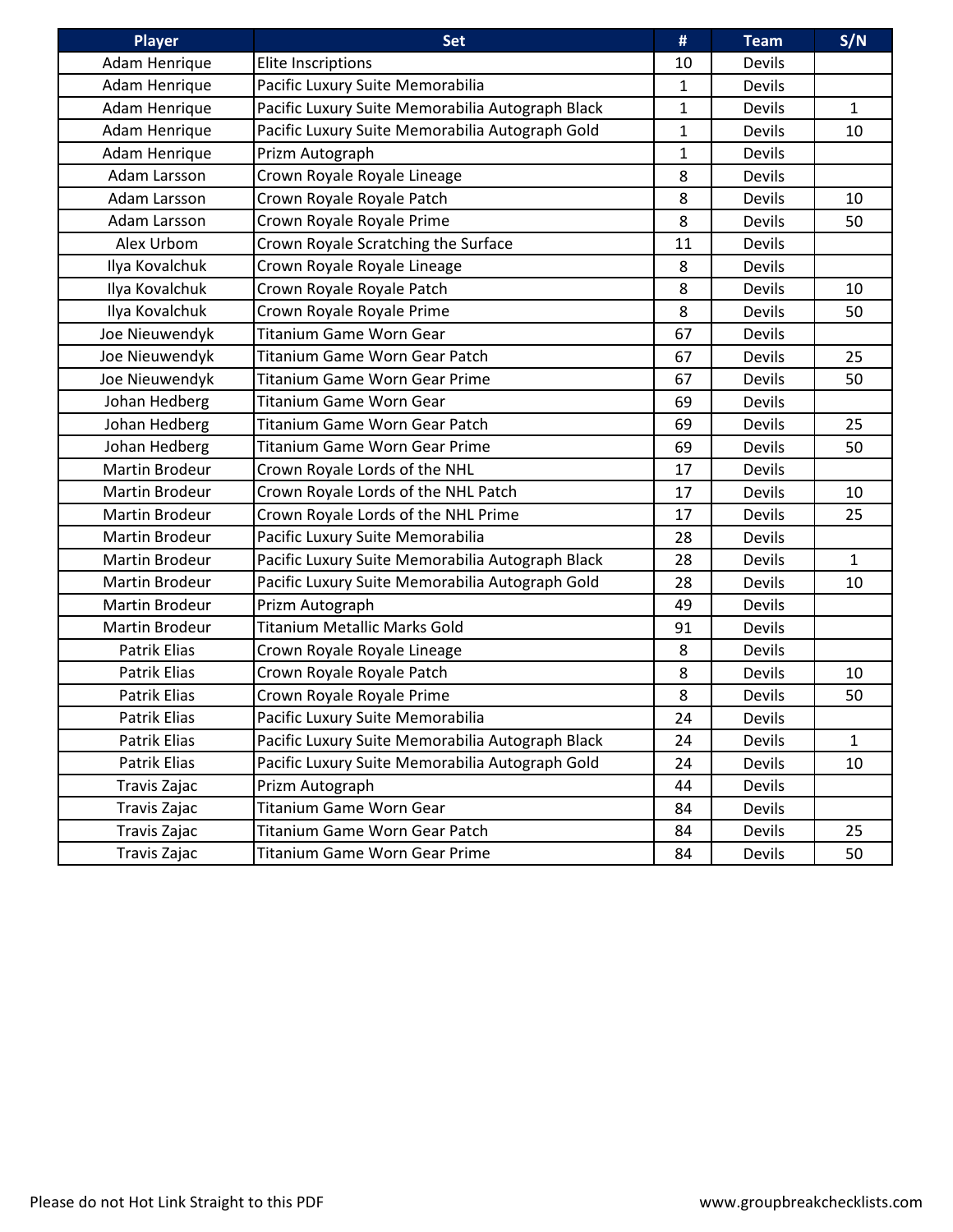| Player | Set | # | Team | S/N |
| --- | --- | --- | --- | --- |
| Adam Henrique | Elite Inscriptions | 10 | Devils | |
| Adam Henrique | Pacific Luxury Suite Memorabilia | 1 | Devils | |
| Adam Henrique | Pacific Luxury Suite Memorabilia Autograph Black | 1 | Devils | 1 |
| Adam Henrique | Pacific Luxury Suite Memorabilia Autograph Gold | 1 | Devils | 10 |
| Adam Henrique | Prizm Autograph | 1 | Devils | |
| Adam Larsson | Crown Royale Royale Lineage | 8 | Devils | |
| Adam Larsson | Crown Royale Royale Patch | 8 | Devils | 10 |
| Adam Larsson | Crown Royale Royale Prime | 8 | Devils | 50 |
| Alex Urbom | Crown Royale Scratching the Surface | 11 | Devils | |
| Ilya Kovalchuk | Crown Royale Royale Lineage | 8 | Devils | |
| Ilya Kovalchuk | Crown Royale Royale Patch | 8 | Devils | 10 |
| Ilya Kovalchuk | Crown Royale Royale Prime | 8 | Devils | 50 |
| Joe Nieuwendyk | Titanium Game Worn Gear | 67 | Devils | |
| Joe Nieuwendyk | Titanium Game Worn Gear Patch | 67 | Devils | 25 |
| Joe Nieuwendyk | Titanium Game Worn Gear Prime | 67 | Devils | 50 |
| Johan Hedberg | Titanium Game Worn Gear | 69 | Devils | |
| Johan Hedberg | Titanium Game Worn Gear Patch | 69 | Devils | 25 |
| Johan Hedberg | Titanium Game Worn Gear Prime | 69 | Devils | 50 |
| Martin Brodeur | Crown Royale Lords of the NHL | 17 | Devils | |
| Martin Brodeur | Crown Royale Lords of the NHL Patch | 17 | Devils | 10 |
| Martin Brodeur | Crown Royale Lords of the NHL Prime | 17 | Devils | 25 |
| Martin Brodeur | Pacific Luxury Suite Memorabilia | 28 | Devils | |
| Martin Brodeur | Pacific Luxury Suite Memorabilia Autograph Black | 28 | Devils | 1 |
| Martin Brodeur | Pacific Luxury Suite Memorabilia Autograph Gold | 28 | Devils | 10 |
| Martin Brodeur | Prizm Autograph | 49 | Devils | |
| Martin Brodeur | Titanium Metallic Marks Gold | 91 | Devils | |
| Patrik Elias | Crown Royale Royale Lineage | 8 | Devils | |
| Patrik Elias | Crown Royale Royale Patch | 8 | Devils | 10 |
| Patrik Elias | Crown Royale Royale Prime | 8 | Devils | 50 |
| Patrik Elias | Pacific Luxury Suite Memorabilia | 24 | Devils | |
| Patrik Elias | Pacific Luxury Suite Memorabilia Autograph Black | 24 | Devils | 1 |
| Patrik Elias | Pacific Luxury Suite Memorabilia Autograph Gold | 24 | Devils | 10 |
| Travis Zajac | Prizm Autograph | 44 | Devils | |
| Travis Zajac | Titanium Game Worn Gear | 84 | Devils | |
| Travis Zajac | Titanium Game Worn Gear Patch | 84 | Devils | 25 |
| Travis Zajac | Titanium Game Worn Gear Prime | 84 | Devils | 50 |

Please do not Hot Link Straight to this PDF www.groupbreakchecklists.com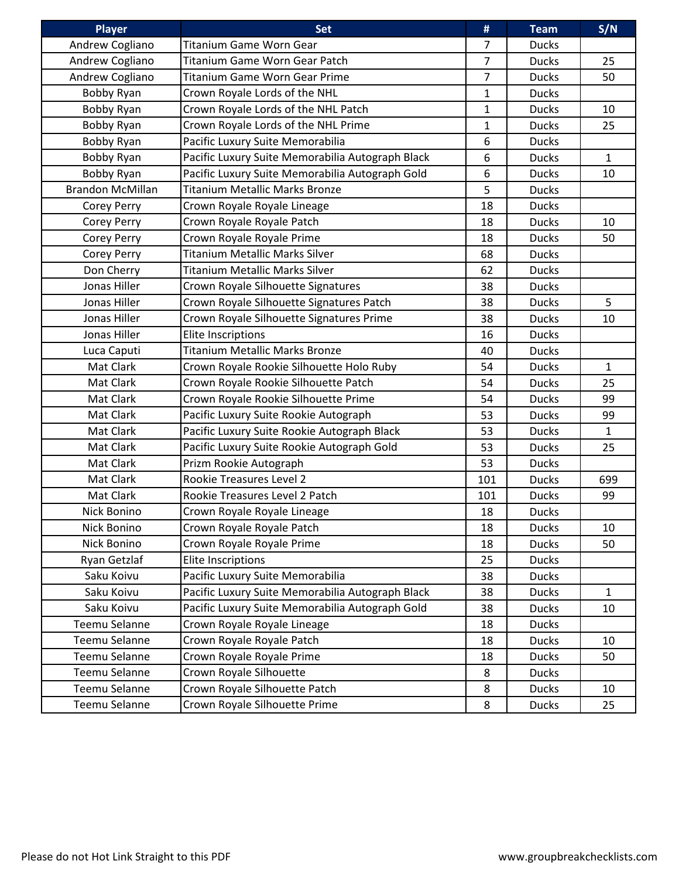| Player | Set | # | Team | S/N |
|---|---|---|---|---|
| Andrew Cogliano | Titanium Game Worn Gear | 7 | Ducks | |
| Andrew Cogliano | Titanium Game Worn Gear Patch | 7 | Ducks | 25 |
| Andrew Cogliano | Titanium Game Worn Gear Prime | 7 | Ducks | 50 |
| Bobby Ryan | Crown Royale Lords of the NHL | 1 | Ducks | |
| Bobby Ryan | Crown Royale Lords of the NHL Patch | 1 | Ducks | 10 |
| Bobby Ryan | Crown Royale Lords of the NHL Prime | 1 | Ducks | 25 |
| Bobby Ryan | Pacific Luxury Suite Memorabilia | 6 | Ducks | |
| Bobby Ryan | Pacific Luxury Suite Memorabilia Autograph Black | 6 | Ducks | 1 |
| Bobby Ryan | Pacific Luxury Suite Memorabilia Autograph Gold | 6 | Ducks | 10 |
| Brandon McMillan | Titanium Metallic Marks Bronze | 5 | Ducks | |
| Corey Perry | Crown Royale Royale Lineage | 18 | Ducks | |
| Corey Perry | Crown Royale Royale Patch | 18 | Ducks | 10 |
| Corey Perry | Crown Royale Royale Prime | 18 | Ducks | 50 |
| Corey Perry | Titanium Metallic Marks Silver | 68 | Ducks | |
| Don Cherry | Titanium Metallic Marks Silver | 62 | Ducks | |
| Jonas Hiller | Crown Royale Silhouette Signatures | 38 | Ducks | |
| Jonas Hiller | Crown Royale Silhouette Signatures Patch | 38 | Ducks | 5 |
| Jonas Hiller | Crown Royale Silhouette Signatures Prime | 38 | Ducks | 10 |
| Jonas Hiller | Elite Inscriptions | 16 | Ducks | |
| Luca Caputi | Titanium Metallic Marks Bronze | 40 | Ducks | |
| Mat Clark | Crown Royale Rookie Silhouette Holo Ruby | 54 | Ducks | 1 |
| Mat Clark | Crown Royale Rookie Silhouette Patch | 54 | Ducks | 25 |
| Mat Clark | Crown Royale Rookie Silhouette Prime | 54 | Ducks | 99 |
| Mat Clark | Pacific Luxury Suite Rookie Autograph | 53 | Ducks | 99 |
| Mat Clark | Pacific Luxury Suite Rookie Autograph Black | 53 | Ducks | 1 |
| Mat Clark | Pacific Luxury Suite Rookie Autograph Gold | 53 | Ducks | 25 |
| Mat Clark | Prizm Rookie Autograph | 53 | Ducks | |
| Mat Clark | Rookie Treasures Level 2 | 101 | Ducks | 699 |
| Mat Clark | Rookie Treasures Level 2 Patch | 101 | Ducks | 99 |
| Nick Bonino | Crown Royale Royale Lineage | 18 | Ducks | |
| Nick Bonino | Crown Royale Royale Patch | 18 | Ducks | 10 |
| Nick Bonino | Crown Royale Royale Prime | 18 | Ducks | 50 |
| Ryan Getzlaf | Elite Inscriptions | 25 | Ducks | |
| Saku Koivu | Pacific Luxury Suite Memorabilia | 38 | Ducks | |
| Saku Koivu | Pacific Luxury Suite Memorabilia Autograph Black | 38 | Ducks | 1 |
| Saku Koivu | Pacific Luxury Suite Memorabilia Autograph Gold | 38 | Ducks | 10 |
| Teemu Selanne | Crown Royale Royale Lineage | 18 | Ducks | |
| Teemu Selanne | Crown Royale Royale Patch | 18 | Ducks | 10 |
| Teemu Selanne | Crown Royale Royale Prime | 18 | Ducks | 50 |
| Teemu Selanne | Crown Royale Silhouette | 8 | Ducks | |
| Teemu Selanne | Crown Royale Silhouette Patch | 8 | Ducks | 10 |
| Teemu Selanne | Crown Royale Silhouette Prime | 8 | Ducks | 25 |

Please do not Hot Link Straight to this PDF www.groupbreakchecklists.com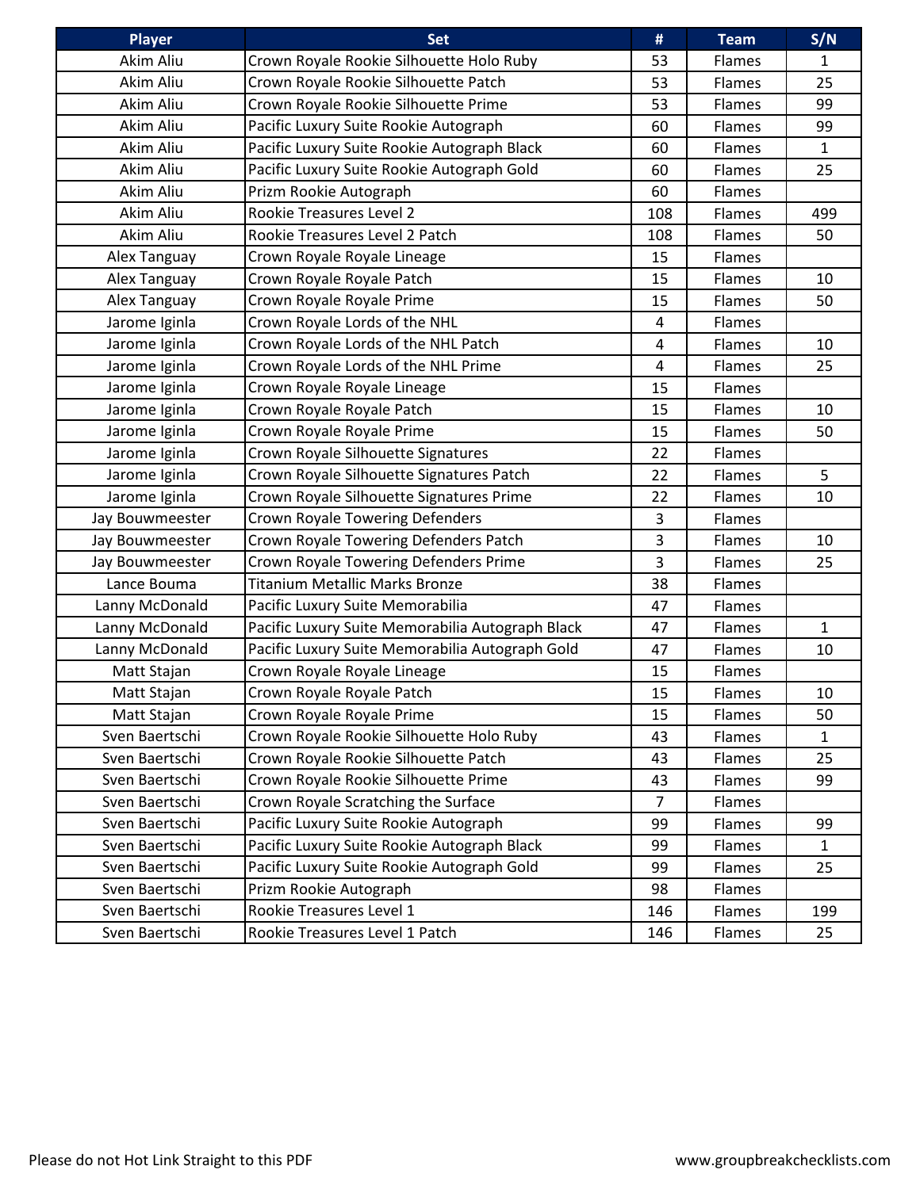| Player | Set | # | Team | S/N |
| --- | --- | --- | --- | --- |
| Akim Aliu | Crown Royale Rookie Silhouette Holo Ruby | 53 | Flames | 1 |
| Akim Aliu | Crown Royale Rookie Silhouette Patch | 53 | Flames | 25 |
| Akim Aliu | Crown Royale Rookie Silhouette Prime | 53 | Flames | 99 |
| Akim Aliu | Pacific Luxury Suite Rookie Autograph | 60 | Flames | 99 |
| Akim Aliu | Pacific Luxury Suite Rookie Autograph Black | 60 | Flames | 1 |
| Akim Aliu | Pacific Luxury Suite Rookie Autograph Gold | 60 | Flames | 25 |
| Akim Aliu | Prizm Rookie Autograph | 60 | Flames | |
| Akim Aliu | Rookie Treasures Level 2 | 108 | Flames | 499 |
| Akim Aliu | Rookie Treasures Level 2 Patch | 108 | Flames | 50 |
| Alex Tanguay | Crown Royale Royale Lineage | 15 | Flames | |
| Alex Tanguay | Crown Royale Royale Patch | 15 | Flames | 10 |
| Alex Tanguay | Crown Royale Royale Prime | 15 | Flames | 50 |
| Jarome Iginla | Crown Royale Lords of the NHL | 4 | Flames | |
| Jarome Iginla | Crown Royale Lords of the NHL Patch | 4 | Flames | 10 |
| Jarome Iginla | Crown Royale Lords of the NHL Prime | 4 | Flames | 25 |
| Jarome Iginla | Crown Royale Royale Lineage | 15 | Flames | |
| Jarome Iginla | Crown Royale Royale Patch | 15 | Flames | 10 |
| Jarome Iginla | Crown Royale Royale Prime | 15 | Flames | 50 |
| Jarome Iginla | Crown Royale Silhouette Signatures | 22 | Flames | |
| Jarome Iginla | Crown Royale Silhouette Signatures Patch | 22 | Flames | 5 |
| Jarome Iginla | Crown Royale Silhouette Signatures Prime | 22 | Flames | 10 |
| Jay Bouwmeester | Crown Royale Towering Defenders | 3 | Flames | |
| Jay Bouwmeester | Crown Royale Towering Defenders Patch | 3 | Flames | 10 |
| Jay Bouwmeester | Crown Royale Towering Defenders Prime | 3 | Flames | 25 |
| Lance Bouma | Titanium Metallic Marks Bronze | 38 | Flames | |
| Lanny McDonald | Pacific Luxury Suite Memorabilia | 47 | Flames | |
| Lanny McDonald | Pacific Luxury Suite Memorabilia Autograph Black | 47 | Flames | 1 |
| Lanny McDonald | Pacific Luxury Suite Memorabilia Autograph Gold | 47 | Flames | 10 |
| Matt Stajan | Crown Royale Royale Lineage | 15 | Flames | |
| Matt Stajan | Crown Royale Royale Patch | 15 | Flames | 10 |
| Matt Stajan | Crown Royale Royale Prime | 15 | Flames | 50 |
| Sven Baertschi | Crown Royale Rookie Silhouette Holo Ruby | 43 | Flames | 1 |
| Sven Baertschi | Crown Royale Rookie Silhouette Patch | 43 | Flames | 25 |
| Sven Baertschi | Crown Royale Rookie Silhouette Prime | 43 | Flames | 99 |
| Sven Baertschi | Crown Royale Scratching the Surface | 7 | Flames | |
| Sven Baertschi | Pacific Luxury Suite Rookie Autograph | 99 | Flames | 99 |
| Sven Baertschi | Pacific Luxury Suite Rookie Autograph Black | 99 | Flames | 1 |
| Sven Baertschi | Pacific Luxury Suite Rookie Autograph Gold | 99 | Flames | 25 |
| Sven Baertschi | Prizm Rookie Autograph | 98 | Flames | |
| Sven Baertschi | Rookie Treasures Level 1 | 146 | Flames | 199 |
| Sven Baertschi | Rookie Treasures Level 1 Patch | 146 | Flames | 25 |

Please do not Hot Link Straight to this PDF

www.groupbreakchecklists.com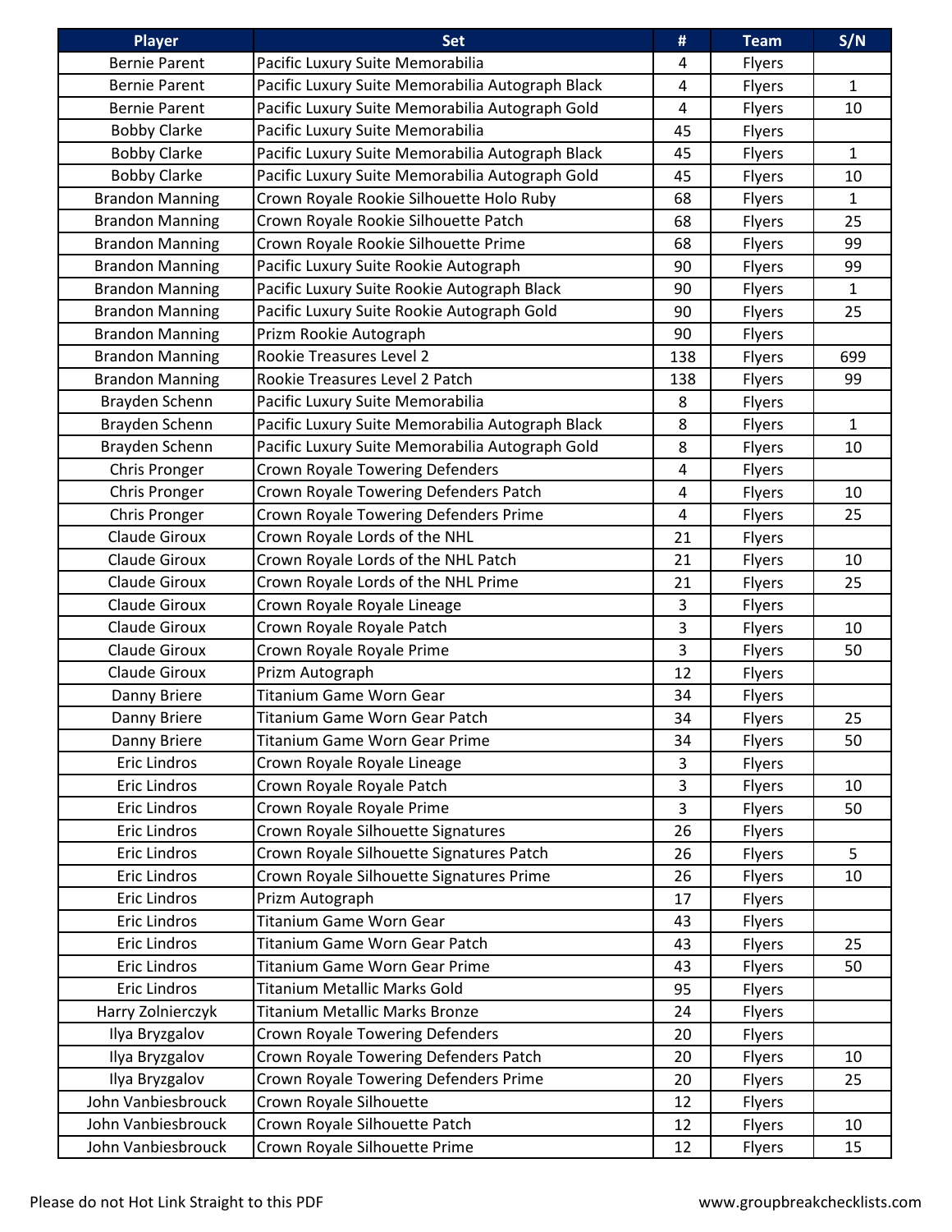| Player | Set | # | Team | S/N |
|---|---|---|---|---|
| Bernie Parent | Pacific Luxury Suite Memorabilia | 4 | Flyers | |
| Bernie Parent | Pacific Luxury Suite Memorabilia Autograph Black | 4 | Flyers | 1 |
| Bernie Parent | Pacific Luxury Suite Memorabilia Autograph Gold | 4 | Flyers | 10 |
| Bobby Clarke | Pacific Luxury Suite Memorabilia | 45 | Flyers | |
| Bobby Clarke | Pacific Luxury Suite Memorabilia Autograph Black | 45 | Flyers | 1 |
| Bobby Clarke | Pacific Luxury Suite Memorabilia Autograph Gold | 45 | Flyers | 10 |
| Brandon Manning | Crown Royale Rookie Silhouette Holo Ruby | 68 | Flyers | 1 |
| Brandon Manning | Crown Royale Rookie Silhouette Patch | 68 | Flyers | 25 |
| Brandon Manning | Crown Royale Rookie Silhouette Prime | 68 | Flyers | 99 |
| Brandon Manning | Pacific Luxury Suite Rookie Autograph | 90 | Flyers | 99 |
| Brandon Manning | Pacific Luxury Suite Rookie Autograph Black | 90 | Flyers | 1 |
| Brandon Manning | Pacific Luxury Suite Rookie Autograph Gold | 90 | Flyers | 25 |
| Brandon Manning | Prizm Rookie Autograph | 90 | Flyers | |
| Brandon Manning | Rookie Treasures Level 2 | 138 | Flyers | 699 |
| Brandon Manning | Rookie Treasures Level 2 Patch | 138 | Flyers | 99 |
| Brayden Schenn | Pacific Luxury Suite Memorabilia | 8 | Flyers | |
| Brayden Schenn | Pacific Luxury Suite Memorabilia Autograph Black | 8 | Flyers | 1 |
| Brayden Schenn | Pacific Luxury Suite Memorabilia Autograph Gold | 8 | Flyers | 10 |
| Chris Pronger | Crown Royale Towering Defenders | 4 | Flyers | |
| Chris Pronger | Crown Royale Towering Defenders Patch | 4 | Flyers | 10 |
| Chris Pronger | Crown Royale Towering Defenders Prime | 4 | Flyers | 25 |
| Claude Giroux | Crown Royale Lords of the NHL | 21 | Flyers | |
| Claude Giroux | Crown Royale Lords of the NHL Patch | 21 | Flyers | 10 |
| Claude Giroux | Crown Royale Lords of the NHL Prime | 21 | Flyers | 25 |
| Claude Giroux | Crown Royale Royale Lineage | 3 | Flyers | |
| Claude Giroux | Crown Royale Royale Patch | 3 | Flyers | 10 |
| Claude Giroux | Crown Royale Royale Prime | 3 | Flyers | 50 |
| Claude Giroux | Prizm Autograph | 12 | Flyers | |
| Danny Briere | Titanium Game Worn Gear | 34 | Flyers | |
| Danny Briere | Titanium Game Worn Gear Patch | 34 | Flyers | 25 |
| Danny Briere | Titanium Game Worn Gear Prime | 34 | Flyers | 50 |
| Eric Lindros | Crown Royale Royale Lineage | 3 | Flyers | |
| Eric Lindros | Crown Royale Royale Patch | 3 | Flyers | 10 |
| Eric Lindros | Crown Royale Royale Prime | 3 | Flyers | 50 |
| Eric Lindros | Crown Royale Silhouette Signatures | 26 | Flyers | |
| Eric Lindros | Crown Royale Silhouette Signatures Patch | 26 | Flyers | 5 |
| Eric Lindros | Crown Royale Silhouette Signatures Prime | 26 | Flyers | 10 |
| Eric Lindros | Prizm Autograph | 17 | Flyers | |
| Eric Lindros | Titanium Game Worn Gear | 43 | Flyers | |
| Eric Lindros | Titanium Game Worn Gear Patch | 43 | Flyers | 25 |
| Eric Lindros | Titanium Game Worn Gear Prime | 43 | Flyers | 50 |
| Eric Lindros | Titanium Metallic Marks Gold | 95 | Flyers | |
| Harry Zolnierczyk | Titanium Metallic Marks Bronze | 24 | Flyers | |
| Ilya Bryzgalov | Crown Royale Towering Defenders | 20 | Flyers | |
| Ilya Bryzgalov | Crown Royale Towering Defenders Patch | 20 | Flyers | 10 |
| Ilya Bryzgalov | Crown Royale Towering Defenders Prime | 20 | Flyers | 25 |
| John Vanbiesbrouck | Crown Royale Silhouette | 12 | Flyers | |
| John Vanbiesbrouck | Crown Royale Silhouette Patch | 12 | Flyers | 10 |
| John Vanbiesbrouck | Crown Royale Silhouette Prime | 12 | Flyers | 15 |

Please do not Hot Link Straight to this PDF www.groupbreakchecklists.com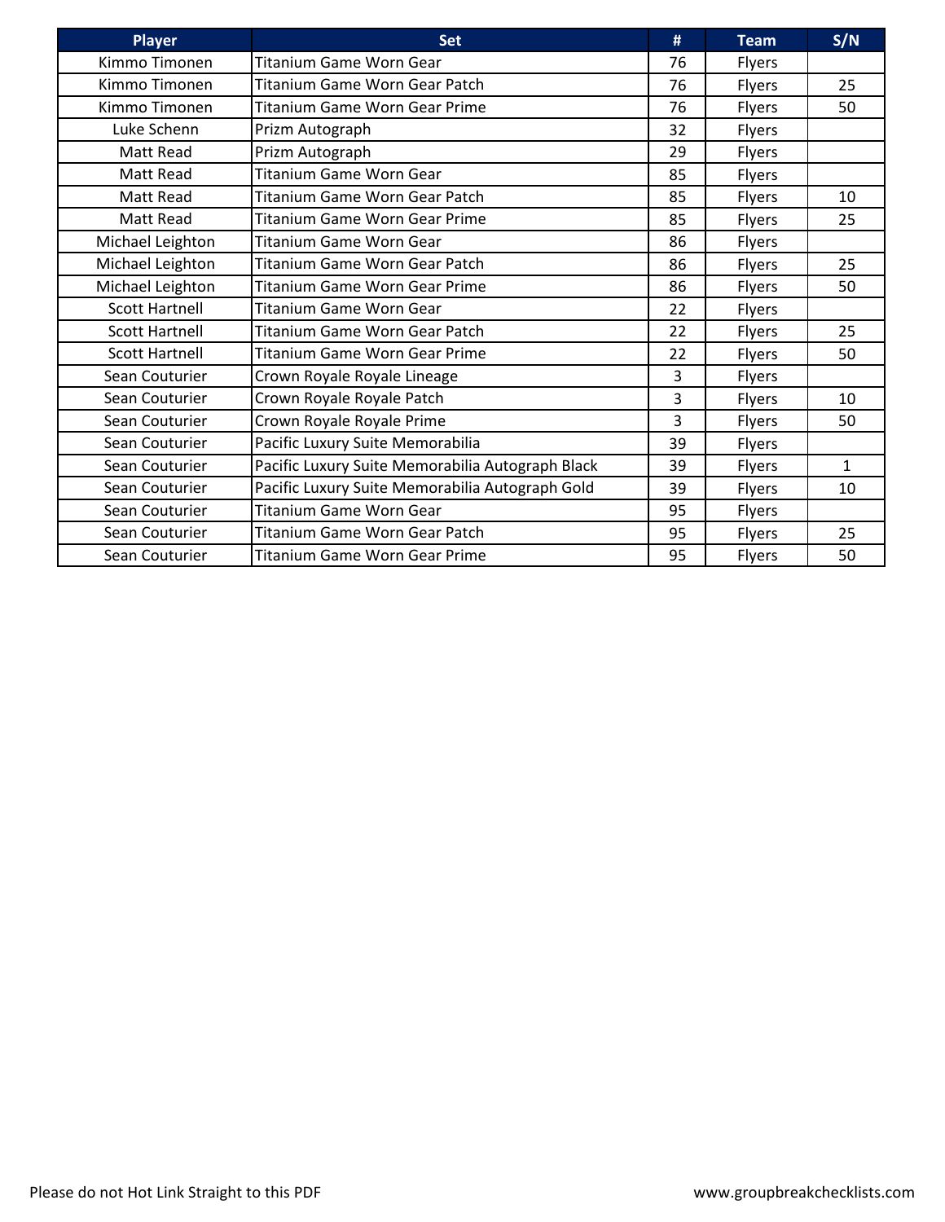| Player | Set | # | Team | S/N |
|---|---|---|---|---|
| Kimmo Timonen | Titanium Game Worn Gear | 76 | Flyers | |
| Kimmo Timonen | Titanium Game Worn Gear Patch | 76 | Flyers | 25 |
| Kimmo Timonen | Titanium Game Worn Gear Prime | 76 | Flyers | 50 |
| Luke Schenn | Prizm Autograph | 32 | Flyers | |
| Matt Read | Prizm Autograph | 29 | Flyers | |
| Matt Read | Titanium Game Worn Gear | 85 | Flyers | |
| Matt Read | Titanium Game Worn Gear Patch | 85 | Flyers | 10 |
| Matt Read | Titanium Game Worn Gear Prime | 85 | Flyers | 25 |
| Michael Leighton | Titanium Game Worn Gear | 86 | Flyers | |
| Michael Leighton | Titanium Game Worn Gear Patch | 86 | Flyers | 25 |
| Michael Leighton | Titanium Game Worn Gear Prime | 86 | Flyers | 50 |
| Scott Hartnell | Titanium Game Worn Gear | 22 | Flyers | |
| Scott Hartnell | Titanium Game Worn Gear Patch | 22 | Flyers | 25 |
| Scott Hartnell | Titanium Game Worn Gear Prime | 22 | Flyers | 50 |
| Sean Couturier | Crown Royale Royale Lineage | 3 | Flyers | |
| Sean Couturier | Crown Royale Royale Patch | 3 | Flyers | 10 |
| Sean Couturier | Crown Royale Royale Prime | 3 | Flyers | 50 |
| Sean Couturier | Pacific Luxury Suite Memorabilia | 39 | Flyers | |
| Sean Couturier | Pacific Luxury Suite Memorabilia Autograph Black | 39 | Flyers | 1 |
| Sean Couturier | Pacific Luxury Suite Memorabilia Autograph Gold | 39 | Flyers | 10 |
| Sean Couturier | Titanium Game Worn Gear | 95 | Flyers | |
| Sean Couturier | Titanium Game Worn Gear Patch | 95 | Flyers | 25 |
| Sean Couturier | Titanium Game Worn Gear Prime | 95 | Flyers | 50 |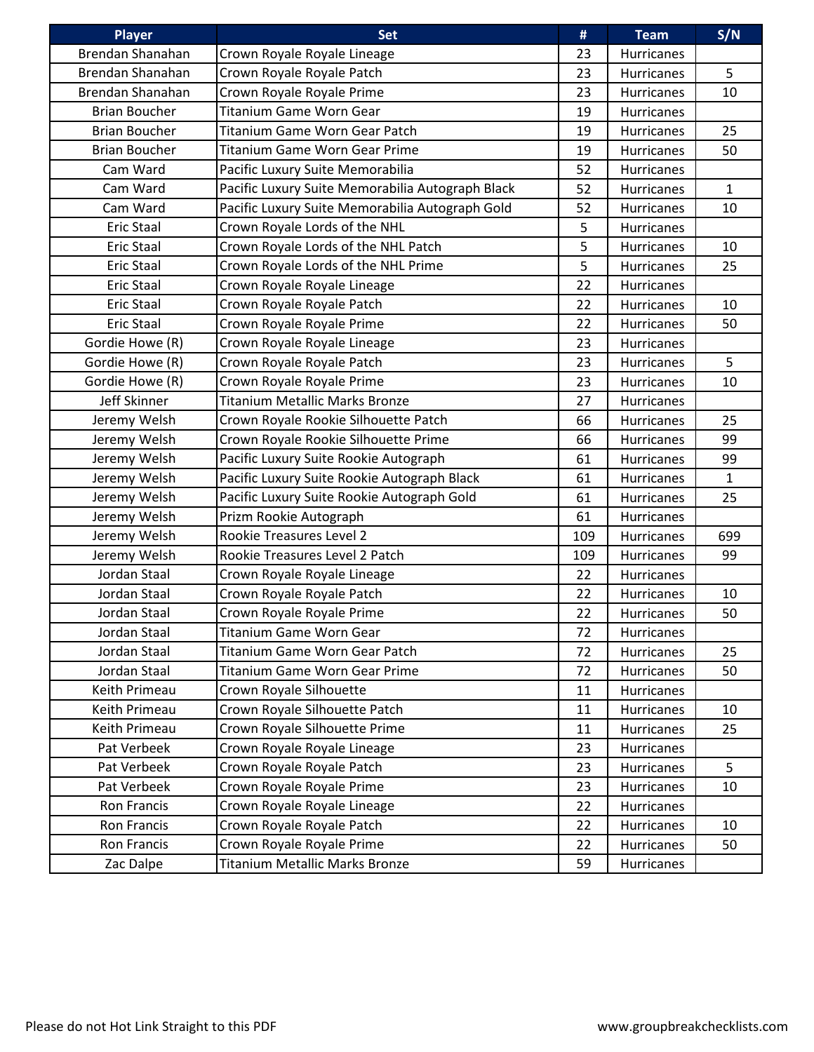| Player | Set | # | Team | S/N |
|---|---|---|---|---|
| Brendan Shanahan | Crown Royale Royale Lineage | 23 | Hurricanes | |
| Brendan Shanahan | Crown Royale Royale Patch | 23 | Hurricanes | 5 |
| Brendan Shanahan | Crown Royale Royale Prime | 23 | Hurricanes | 10 |
| Brian Boucher | Titanium Game Worn Gear | 19 | Hurricanes | |
| Brian Boucher | Titanium Game Worn Gear Patch | 19 | Hurricanes | 25 |
| Brian Boucher | Titanium Game Worn Gear Prime | 19 | Hurricanes | 50 |
| Cam Ward | Pacific Luxury Suite Memorabilia | 52 | Hurricanes | |
| Cam Ward | Pacific Luxury Suite Memorabilia Autograph Black | 52 | Hurricanes | 1 |
| Cam Ward | Pacific Luxury Suite Memorabilia Autograph Gold | 52 | Hurricanes | 10 |
| Eric Staal | Crown Royale Lords of the NHL | 5 | Hurricanes | |
| Eric Staal | Crown Royale Lords of the NHL Patch | 5 | Hurricanes | 10 |
| Eric Staal | Crown Royale Lords of the NHL Prime | 5 | Hurricanes | 25 |
| Eric Staal | Crown Royale Royale Lineage | 22 | Hurricanes | |
| Eric Staal | Crown Royale Royale Patch | 22 | Hurricanes | 10 |
| Eric Staal | Crown Royale Royale Prime | 22 | Hurricanes | 50 |
| Gordie Howe (R) | Crown Royale Royale Lineage | 23 | Hurricanes | |
| Gordie Howe (R) | Crown Royale Royale Patch | 23 | Hurricanes | 5 |
| Gordie Howe (R) | Crown Royale Royale Prime | 23 | Hurricanes | 10 |
| Jeff Skinner | Titanium Metallic Marks Bronze | 27 | Hurricanes | |
| Jeremy Welsh | Crown Royale Rookie Silhouette Patch | 66 | Hurricanes | 25 |
| Jeremy Welsh | Crown Royale Rookie Silhouette Prime | 66 | Hurricanes | 99 |
| Jeremy Welsh | Pacific Luxury Suite Rookie Autograph | 61 | Hurricanes | 99 |
| Jeremy Welsh | Pacific Luxury Suite Rookie Autograph Black | 61 | Hurricanes | 1 |
| Jeremy Welsh | Pacific Luxury Suite Rookie Autograph Gold | 61 | Hurricanes | 25 |
| Jeremy Welsh | Prizm Rookie Autograph | 61 | Hurricanes | |
| Jeremy Welsh | Rookie Treasures Level 2 | 109 | Hurricanes | 699 |
| Jeremy Welsh | Rookie Treasures Level 2 Patch | 109 | Hurricanes | 99 |
| Jordan Staal | Crown Royale Royale Lineage | 22 | Hurricanes | |
| Jordan Staal | Crown Royale Royale Patch | 22 | Hurricanes | 10 |
| Jordan Staal | Crown Royale Royale Prime | 22 | Hurricanes | 50 |
| Jordan Staal | Titanium Game Worn Gear | 72 | Hurricanes | |
| Jordan Staal | Titanium Game Worn Gear Patch | 72 | Hurricanes | 25 |
| Jordan Staal | Titanium Game Worn Gear Prime | 72 | Hurricanes | 50 |
| Keith Primeau | Crown Royale Silhouette | 11 | Hurricanes | |
| Keith Primeau | Crown Royale Silhouette Patch | 11 | Hurricanes | 10 |
| Keith Primeau | Crown Royale Silhouette Prime | 11 | Hurricanes | 25 |
| Pat Verbeek | Crown Royale Royale Lineage | 23 | Hurricanes | |
| Pat Verbeek | Crown Royale Royale Patch | 23 | Hurricanes | 5 |
| Pat Verbeek | Crown Royale Royale Prime | 23 | Hurricanes | 10 |
| Ron Francis | Crown Royale Royale Lineage | 22 | Hurricanes | |
| Ron Francis | Crown Royale Royale Patch | 22 | Hurricanes | 10 |
| Ron Francis | Crown Royale Royale Prime | 22 | Hurricanes | 50 |
| Zac Dalpe | Titanium Metallic Marks Bronze | 59 | Hurricanes | |

Please do not Hot Link Straight to this PDF

www.groupbreakchecklists.com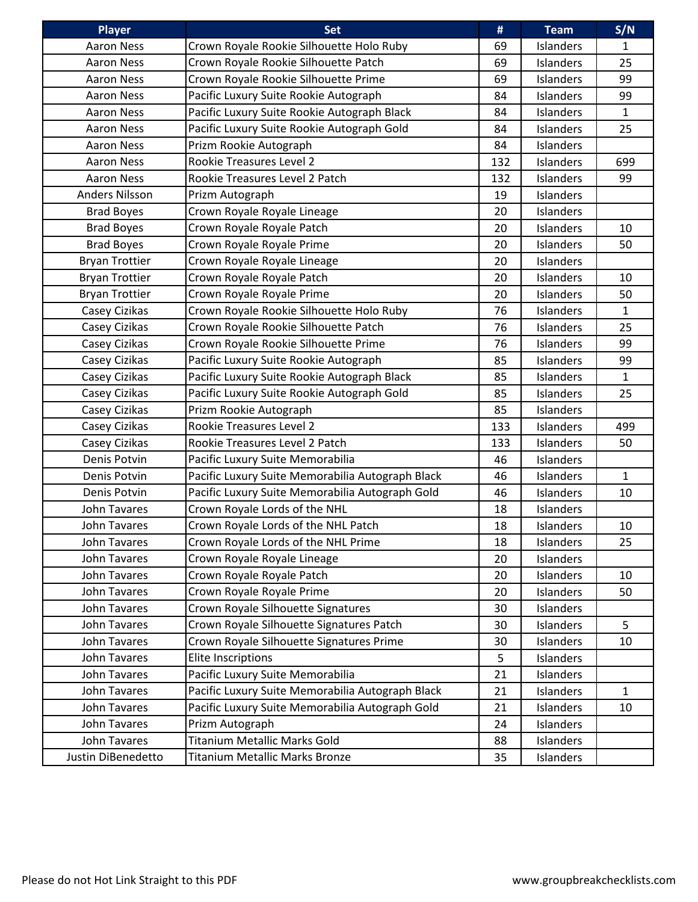| Player | Set | # | Team | S/N |
|---|---|---|---|---|
| Aaron Ness | Crown Royale Rookie Silhouette Holo Ruby | 69 | Islanders | 1 |
| Aaron Ness | Crown Royale Rookie Silhouette Patch | 69 | Islanders | 25 |
| Aaron Ness | Crown Royale Rookie Silhouette Prime | 69 | Islanders | 99 |
| Aaron Ness | Pacific Luxury Suite Rookie Autograph | 84 | Islanders | 99 |
| Aaron Ness | Pacific Luxury Suite Rookie Autograph Black | 84 | Islanders | 1 |
| Aaron Ness | Pacific Luxury Suite Rookie Autograph Gold | 84 | Islanders | 25 |
| Aaron Ness | Prizm Rookie Autograph | 84 | Islanders | |
| Aaron Ness | Rookie Treasures Level 2 | 132 | Islanders | 699 |
| Aaron Ness | Rookie Treasures Level 2 Patch | 132 | Islanders | 99 |
| Anders Nilsson | Prizm Autograph | 19 | Islanders | |
| Brad Boyes | Crown Royale Royale Lineage | 20 | Islanders | |
| Brad Boyes | Crown Royale Royale Patch | 20 | Islanders | 10 |
| Brad Boyes | Crown Royale Royale Prime | 20 | Islanders | 50 |
| Bryan Trottier | Crown Royale Royale Lineage | 20 | Islanders | |
| Bryan Trottier | Crown Royale Royale Patch | 20 | Islanders | 10 |
| Bryan Trottier | Crown Royale Royale Prime | 20 | Islanders | 50 |
| Casey Cizikas | Crown Royale Rookie Silhouette Holo Ruby | 76 | Islanders | 1 |
| Casey Cizikas | Crown Royale Rookie Silhouette Patch | 76 | Islanders | 25 |
| Casey Cizikas | Crown Royale Rookie Silhouette Prime | 76 | Islanders | 99 |
| Casey Cizikas | Pacific Luxury Suite Rookie Autograph | 85 | Islanders | 99 |
| Casey Cizikas | Pacific Luxury Suite Rookie Autograph Black | 85 | Islanders | 1 |
| Casey Cizikas | Pacific Luxury Suite Rookie Autograph Gold | 85 | Islanders | 25 |
| Casey Cizikas | Prizm Rookie Autograph | 85 | Islanders | |
| Casey Cizikas | Rookie Treasures Level 2 | 133 | Islanders | 499 |
| Casey Cizikas | Rookie Treasures Level 2 Patch | 133 | Islanders | 50 |
| Denis Potvin | Pacific Luxury Suite Memorabilia | 46 | Islanders | |
| Denis Potvin | Pacific Luxury Suite Memorabilia Autograph Black | 46 | Islanders | 1 |
| Denis Potvin | Pacific Luxury Suite Memorabilia Autograph Gold | 46 | Islanders | 10 |
| John Tavares | Crown Royale Lords of the NHL | 18 | Islanders | |
| John Tavares | Crown Royale Lords of the NHL Patch | 18 | Islanders | 10 |
| John Tavares | Crown Royale Lords of the NHL Prime | 18 | Islanders | 25 |
| John Tavares | Crown Royale Royale Lineage | 20 | Islanders | |
| John Tavares | Crown Royale Royale Patch | 20 | Islanders | 10 |
| John Tavares | Crown Royale Royale Prime | 20 | Islanders | 50 |
| John Tavares | Crown Royale Silhouette Signatures | 30 | Islanders | |
| John Tavares | Crown Royale Silhouette Signatures Patch | 30 | Islanders | 5 |
| John Tavares | Crown Royale Silhouette Signatures Prime | 30 | Islanders | 10 |
| John Tavares | Elite Inscriptions | 5 | Islanders | |
| John Tavares | Pacific Luxury Suite Memorabilia | 21 | Islanders | |
| John Tavares | Pacific Luxury Suite Memorabilia Autograph Black | 21 | Islanders | 1 |
| John Tavares | Pacific Luxury Suite Memorabilia Autograph Gold | 21 | Islanders | 10 |
| John Tavares | Prizm Autograph | 24 | Islanders | |
| John Tavares | Titanium Metallic Marks Gold | 88 | Islanders | |
| Justin DiBenedetto | Titanium Metallic Marks Bronze | 35 | Islanders | |

Please do not Hot Link Straight to this PDF www.groupbreakchecklists.com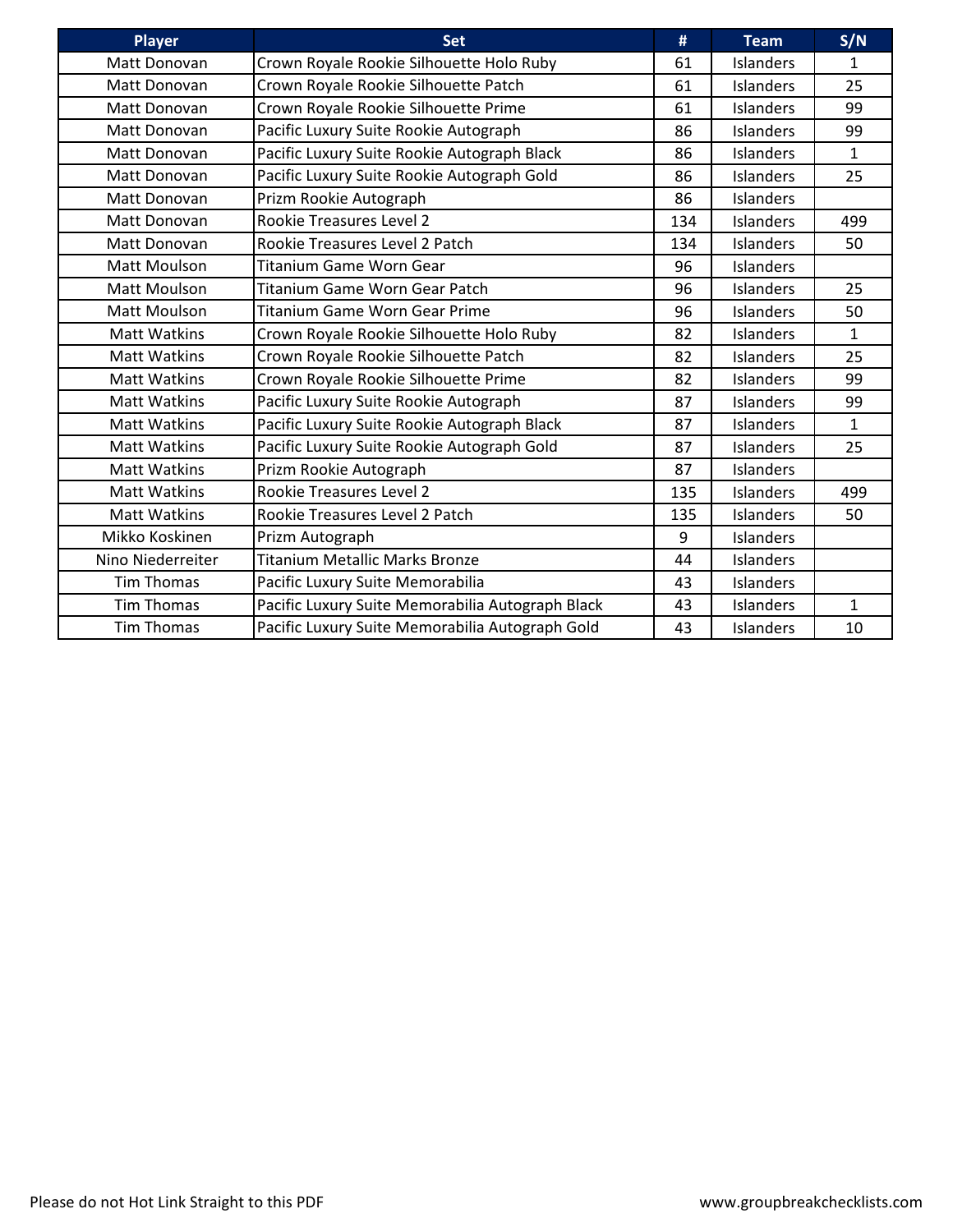| Player | Set | # | Team | S/N |
|---|---|---|---|---|
| Matt Donovan | Crown Royale Rookie Silhouette Holo Ruby | 61 | Islanders | 1 |
| Matt Donovan | Crown Royale Rookie Silhouette Patch | 61 | Islanders | 25 |
| Matt Donovan | Crown Royale Rookie Silhouette Prime | 61 | Islanders | 99 |
| Matt Donovan | Pacific Luxury Suite Rookie Autograph | 86 | Islanders | 99 |
| Matt Donovan | Pacific Luxury Suite Rookie Autograph Black | 86 | Islanders | 1 |
| Matt Donovan | Pacific Luxury Suite Rookie Autograph Gold | 86 | Islanders | 25 |
| Matt Donovan | Prizm Rookie Autograph | 86 | Islanders | |
| Matt Donovan | Rookie Treasures Level 2 | 134 | Islanders | 499 |
| Matt Donovan | Rookie Treasures Level 2 Patch | 134 | Islanders | 50 |
| Matt Moulson | Titanium Game Worn Gear | 96 | Islanders | |
| Matt Moulson | Titanium Game Worn Gear Patch | 96 | Islanders | 25 |
| Matt Moulson | Titanium Game Worn Gear Prime | 96 | Islanders | 50 |
| Matt Watkins | Crown Royale Rookie Silhouette Holo Ruby | 82 | Islanders | 1 |
| Matt Watkins | Crown Royale Rookie Silhouette Patch | 82 | Islanders | 25 |
| Matt Watkins | Crown Royale Rookie Silhouette Prime | 82 | Islanders | 99 |
| Matt Watkins | Pacific Luxury Suite Rookie Autograph | 87 | Islanders | 99 |
| Matt Watkins | Pacific Luxury Suite Rookie Autograph Black | 87 | Islanders | 1 |
| Matt Watkins | Pacific Luxury Suite Rookie Autograph Gold | 87 | Islanders | 25 |
| Matt Watkins | Prizm Rookie Autograph | 87 | Islanders | |
| Matt Watkins | Rookie Treasures Level 2 | 135 | Islanders | 499 |
| Matt Watkins | Rookie Treasures Level 2 Patch | 135 | Islanders | 50 |
| Mikko Koskinen | Prizm Autograph | 9 | Islanders | |
| Nino Niederreiter | Titanium Metallic Marks Bronze | 44 | Islanders | |
| Tim Thomas | Pacific Luxury Suite Memorabilia | 43 | Islanders | |
| Tim Thomas | Pacific Luxury Suite Memorabilia Autograph Black | 43 | Islanders | 1 |
| Tim Thomas | Pacific Luxury Suite Memorabilia Autograph Gold | 43 | Islanders | 10 |

Please do not Hot Link Straight to this PDF

www.groupbreakchecklists.com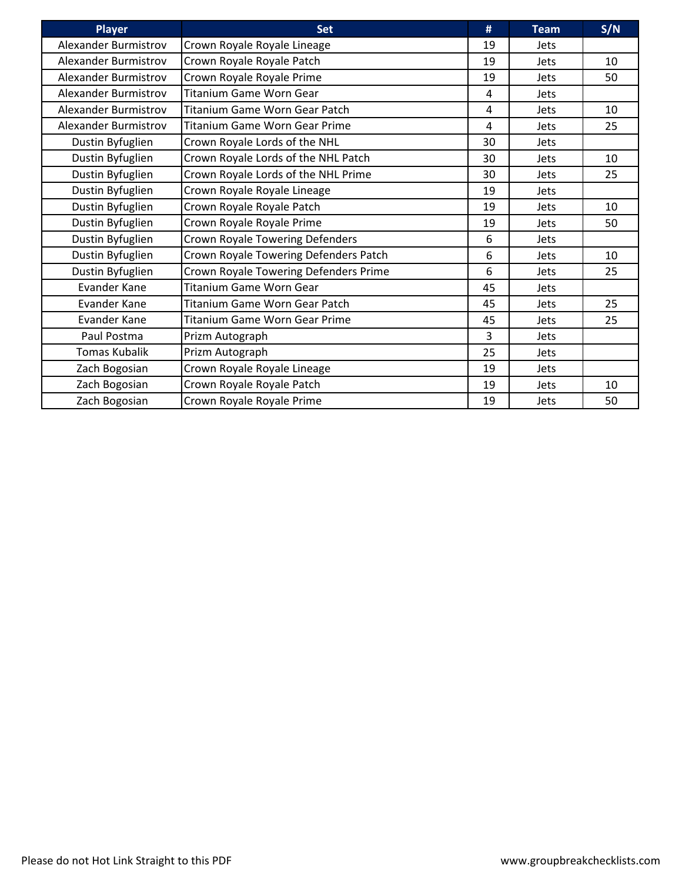| Player | Set | # | Team | S/N |
|---|---|---|---|---|
| Alexander Burmistrov | Crown Royale Royale Lineage | 19 | Jets | |
| Alexander Burmistrov | Crown Royale Royale Patch | 19 | Jets | 10 |
| Alexander Burmistrov | Crown Royale Royale Prime | 19 | Jets | 50 |
| Alexander Burmistrov | Titanium Game Worn Gear | 4 | Jets | |
| Alexander Burmistrov | Titanium Game Worn Gear Patch | 4 | Jets | 10 |
| Alexander Burmistrov | Titanium Game Worn Gear Prime | 4 | Jets | 25 |
| Dustin Byfuglien | Crown Royale Lords of the NHL | 30 | Jets | |
| Dustin Byfuglien | Crown Royale Lords of the NHL Patch | 30 | Jets | 10 |
| Dustin Byfuglien | Crown Royale Lords of the NHL Prime | 30 | Jets | 25 |
| Dustin Byfuglien | Crown Royale Royale Lineage | 19 | Jets | |
| Dustin Byfuglien | Crown Royale Royale Patch | 19 | Jets | 10 |
| Dustin Byfuglien | Crown Royale Royale Prime | 19 | Jets | 50 |
| Dustin Byfuglien | Crown Royale Towering Defenders | 6 | Jets | |
| Dustin Byfuglien | Crown Royale Towering Defenders Patch | 6 | Jets | 10 |
| Dustin Byfuglien | Crown Royale Towering Defenders Prime | 6 | Jets | 25 |
| Evander Kane | Titanium Game Worn Gear | 45 | Jets | |
| Evander Kane | Titanium Game Worn Gear Patch | 45 | Jets | 25 |
| Evander Kane | Titanium Game Worn Gear Prime | 45 | Jets | 25 |
| Paul Postma | Prizm Autograph | 3 | Jets | |
| Tomas Kubalik | Prizm Autograph | 25 | Jets | |
| Zach Bogosian | Crown Royale Royale Lineage | 19 | Jets | |
| Zach Bogosian | Crown Royale Royale Patch | 19 | Jets | 10 |
| Zach Bogosian | Crown Royale Royale Prime | 19 | Jets | 50 |

Please do not Hot Link Straight to this PDF

www.groupbreakchecklists.com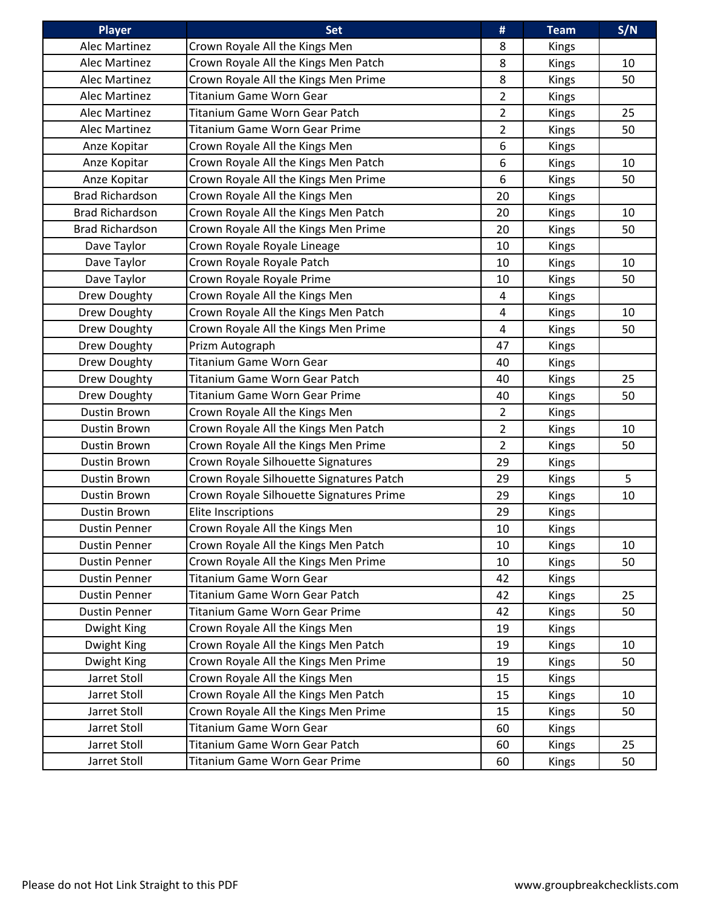| Player | Set | # | Team | S/N |
|---|---|---|---|---|
| Alec Martinez | Crown Royale All the Kings Men | 8 | Kings | |
| Alec Martinez | Crown Royale All the Kings Men Patch | 8 | Kings | 10 |
| Alec Martinez | Crown Royale All the Kings Men Prime | 8 | Kings | 50 |
| Alec Martinez | Titanium Game Worn Gear | 2 | Kings | |
| Alec Martinez | Titanium Game Worn Gear Patch | 2 | Kings | 25 |
| Alec Martinez | Titanium Game Worn Gear Prime | 2 | Kings | 50 |
| Anze Kopitar | Crown Royale All the Kings Men | 6 | Kings | |
| Anze Kopitar | Crown Royale All the Kings Men Patch | 6 | Kings | 10 |
| Anze Kopitar | Crown Royale All the Kings Men Prime | 6 | Kings | 50 |
| Brad Richardson | Crown Royale All the Kings Men | 20 | Kings | |
| Brad Richardson | Crown Royale All the Kings Men Patch | 20 | Kings | 10 |
| Brad Richardson | Crown Royale All the Kings Men Prime | 20 | Kings | 50 |
| Dave Taylor | Crown Royale Royale Lineage | 10 | Kings | |
| Dave Taylor | Crown Royale Royale Patch | 10 | Kings | 10 |
| Dave Taylor | Crown Royale Royale Prime | 10 | Kings | 50 |
| Drew Doughty | Crown Royale All the Kings Men | 4 | Kings | |
| Drew Doughty | Crown Royale All the Kings Men Patch | 4 | Kings | 10 |
| Drew Doughty | Crown Royale All the Kings Men Prime | 4 | Kings | 50 |
| Drew Doughty | Prizm Autograph | 47 | Kings | |
| Drew Doughty | Titanium Game Worn Gear | 40 | Kings | |
| Drew Doughty | Titanium Game Worn Gear Patch | 40 | Kings | 25 |
| Drew Doughty | Titanium Game Worn Gear Prime | 40 | Kings | 50 |
| Dustin Brown | Crown Royale All the Kings Men | 2 | Kings | |
| Dustin Brown | Crown Royale All the Kings Men Patch | 2 | Kings | 10 |
| Dustin Brown | Crown Royale All the Kings Men Prime | 2 | Kings | 50 |
| Dustin Brown | Crown Royale Silhouette Signatures | 29 | Kings | |
| Dustin Brown | Crown Royale Silhouette Signatures Patch | 29 | Kings | 5 |
| Dustin Brown | Crown Royale Silhouette Signatures Prime | 29 | Kings | 10 |
| Dustin Brown | Elite Inscriptions | 29 | Kings | |
| Dustin Penner | Crown Royale All the Kings Men | 10 | Kings | |
| Dustin Penner | Crown Royale All the Kings Men Patch | 10 | Kings | 10 |
| Dustin Penner | Crown Royale All the Kings Men Prime | 10 | Kings | 50 |
| Dustin Penner | Titanium Game Worn Gear | 42 | Kings | |
| Dustin Penner | Titanium Game Worn Gear Patch | 42 | Kings | 25 |
| Dustin Penner | Titanium Game Worn Gear Prime | 42 | Kings | 50 |
| Dwight King | Crown Royale All the Kings Men | 19 | Kings | |
| Dwight King | Crown Royale All the Kings Men Patch | 19 | Kings | 10 |
| Dwight King | Crown Royale All the Kings Men Prime | 19 | Kings | 50 |
| Jarret Stoll | Crown Royale All the Kings Men | 15 | Kings | |
| Jarret Stoll | Crown Royale All the Kings Men Patch | 15 | Kings | 10 |
| Jarret Stoll | Crown Royale All the Kings Men Prime | 15 | Kings | 50 |
| Jarret Stoll | Titanium Game Worn Gear | 60 | Kings | |
| Jarret Stoll | Titanium Game Worn Gear Patch | 60 | Kings | 25 |
| Jarret Stoll | Titanium Game Worn Gear Prime | 60 | Kings | 50 |

Please do not Hot Link Straight to this PDF

www.groupbreakchecklists.com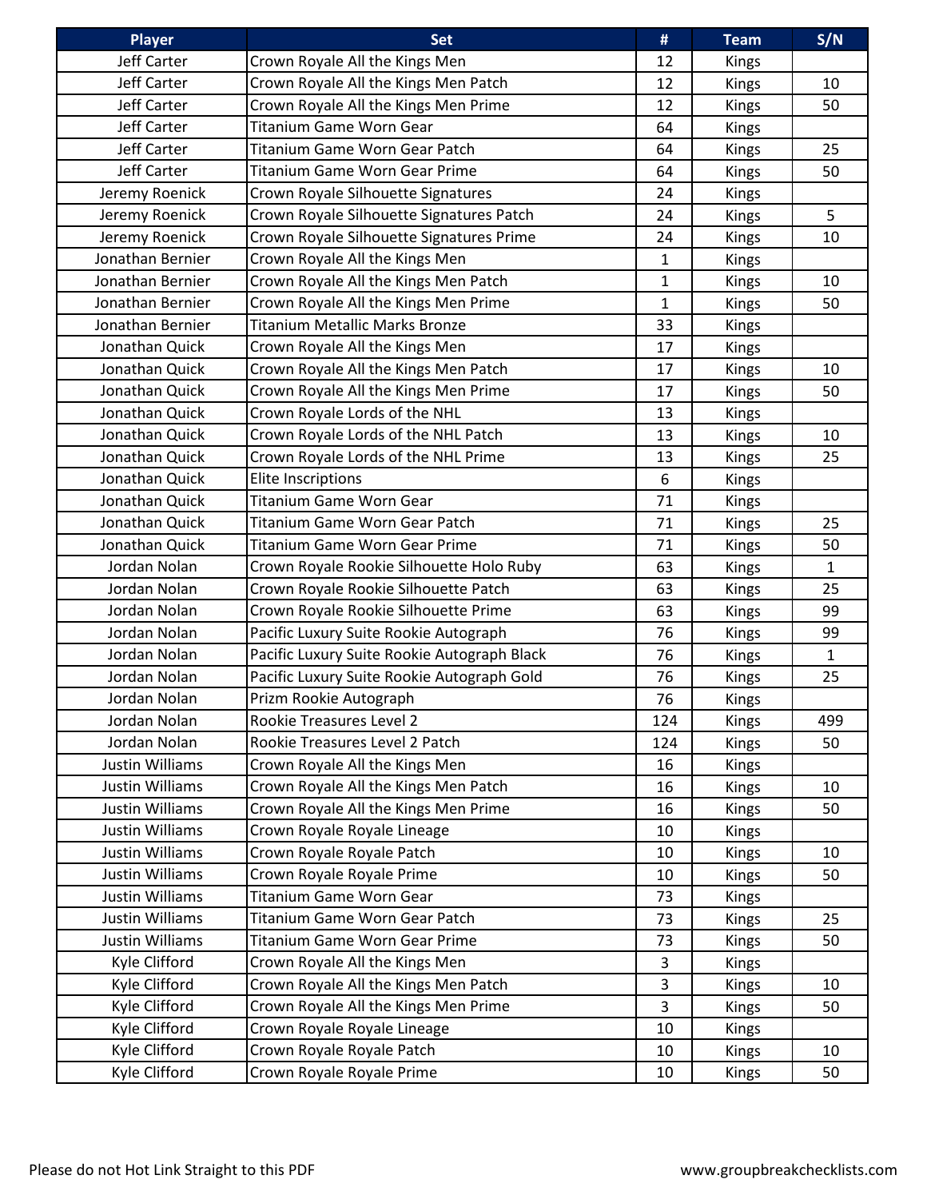| Player | Set | # | Team | S/N |
|---|---|---|---|---|
| Jeff Carter | Crown Royale All the Kings Men | 12 | Kings | |
| Jeff Carter | Crown Royale All the Kings Men Patch | 12 | Kings | 10 |
| Jeff Carter | Crown Royale All the Kings Men Prime | 12 | Kings | 50 |
| Jeff Carter | Titanium Game Worn Gear | 64 | Kings | |
| Jeff Carter | Titanium Game Worn Gear Patch | 64 | Kings | 25 |
| Jeff Carter | Titanium Game Worn Gear Prime | 64 | Kings | 50 |
| Jeremy Roenick | Crown Royale Silhouette Signatures | 24 | Kings | |
| Jeremy Roenick | Crown Royale Silhouette Signatures Patch | 24 | Kings | 5 |
| Jeremy Roenick | Crown Royale Silhouette Signatures Prime | 24 | Kings | 10 |
| Jonathan Bernier | Crown Royale All the Kings Men | 1 | Kings | |
| Jonathan Bernier | Crown Royale All the Kings Men Patch | 1 | Kings | 10 |
| Jonathan Bernier | Crown Royale All the Kings Men Prime | 1 | Kings | 50 |
| Jonathan Bernier | Titanium Metallic Marks Bronze | 33 | Kings | |
| Jonathan Quick | Crown Royale All the Kings Men | 17 | Kings | |
| Jonathan Quick | Crown Royale All the Kings Men Patch | 17 | Kings | 10 |
| Jonathan Quick | Crown Royale All the Kings Men Prime | 17 | Kings | 50 |
| Jonathan Quick | Crown Royale Lords of the NHL | 13 | Kings | |
| Jonathan Quick | Crown Royale Lords of the NHL Patch | 13 | Kings | 10 |
| Jonathan Quick | Crown Royale Lords of the NHL Prime | 13 | Kings | 25 |
| Jonathan Quick | Elite Inscriptions | 6 | Kings | |
| Jonathan Quick | Titanium Game Worn Gear | 71 | Kings | |
| Jonathan Quick | Titanium Game Worn Gear Patch | 71 | Kings | 25 |
| Jonathan Quick | Titanium Game Worn Gear Prime | 71 | Kings | 50 |
| Jordan Nolan | Crown Royale Rookie Silhouette Holo Ruby | 63 | Kings | 1 |
| Jordan Nolan | Crown Royale Rookie Silhouette Patch | 63 | Kings | 25 |
| Jordan Nolan | Crown Royale Rookie Silhouette Prime | 63 | Kings | 99 |
| Jordan Nolan | Pacific Luxury Suite Rookie Autograph | 76 | Kings | 99 |
| Jordan Nolan | Pacific Luxury Suite Rookie Autograph Black | 76 | Kings | 1 |
| Jordan Nolan | Pacific Luxury Suite Rookie Autograph Gold | 76 | Kings | 25 |
| Jordan Nolan | Prizm Rookie Autograph | 76 | Kings | |
| Jordan Nolan | Rookie Treasures Level 2 | 124 | Kings | 499 |
| Jordan Nolan | Rookie Treasures Level 2 Patch | 124 | Kings | 50 |
| Justin Williams | Crown Royale All the Kings Men | 16 | Kings | |
| Justin Williams | Crown Royale All the Kings Men Patch | 16 | Kings | 10 |
| Justin Williams | Crown Royale All the Kings Men Prime | 16 | Kings | 50 |
| Justin Williams | Crown Royale Royale Lineage | 10 | Kings | |
| Justin Williams | Crown Royale Royale Patch | 10 | Kings | 10 |
| Justin Williams | Crown Royale Royale Prime | 10 | Kings | 50 |
| Justin Williams | Titanium Game Worn Gear | 73 | Kings | |
| Justin Williams | Titanium Game Worn Gear Patch | 73 | Kings | 25 |
| Justin Williams | Titanium Game Worn Gear Prime | 73 | Kings | 50 |
| Kyle Clifford | Crown Royale All the Kings Men | 3 | Kings | |
| Kyle Clifford | Crown Royale All the Kings Men Patch | 3 | Kings | 10 |
| Kyle Clifford | Crown Royale All the Kings Men Prime | 3 | Kings | 50 |
| Kyle Clifford | Crown Royale Royale Lineage | 10 | Kings | |
| Kyle Clifford | Crown Royale Royale Patch | 10 | Kings | 10 |
| Kyle Clifford | Crown Royale Royale Prime | 10 | Kings | 50 |

Please do not Hot Link Straight to this PDF

www.groupbreakchecklists.com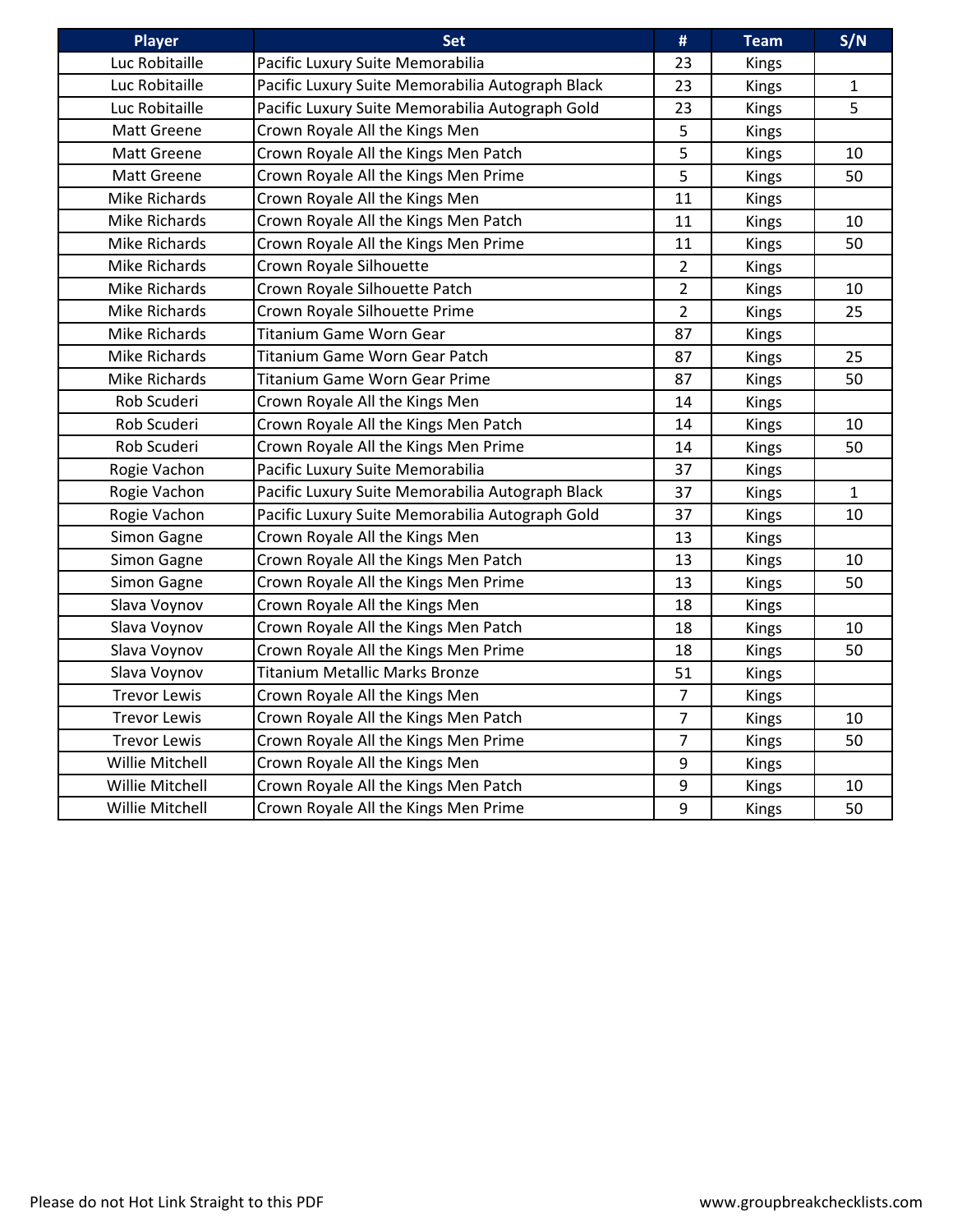| Player | Set | # | Team | S/N |
|---|---|---|---|---|
| Luc Robitaille | Pacific Luxury Suite Memorabilia | 23 | Kings | |
| Luc Robitaille | Pacific Luxury Suite Memorabilia Autograph Black | 23 | Kings | 1 |
| Luc Robitaille | Pacific Luxury Suite Memorabilia Autograph Gold | 23 | Kings | 5 |
| Matt Greene | Crown Royale All the Kings Men | 5 | Kings | |
| Matt Greene | Crown Royale All the Kings Men Patch | 5 | Kings | 10 |
| Matt Greene | Crown Royale All the Kings Men Prime | 5 | Kings | 50 |
| Mike Richards | Crown Royale All the Kings Men | 11 | Kings | |
| Mike Richards | Crown Royale All the Kings Men Patch | 11 | Kings | 10 |
| Mike Richards | Crown Royale All the Kings Men Prime | 11 | Kings | 50 |
| Mike Richards | Crown Royale Silhouette | 2 | Kings | |
| Mike Richards | Crown Royale Silhouette Patch | 2 | Kings | 10 |
| Mike Richards | Crown Royale Silhouette Prime | 2 | Kings | 25 |
| Mike Richards | Titanium Game Worn Gear | 87 | Kings | |
| Mike Richards | Titanium Game Worn Gear Patch | 87 | Kings | 25 |
| Mike Richards | Titanium Game Worn Gear Prime | 87 | Kings | 50 |
| Rob Scuderi | Crown Royale All the Kings Men | 14 | Kings | |
| Rob Scuderi | Crown Royale All the Kings Men Patch | 14 | Kings | 10 |
| Rob Scuderi | Crown Royale All the Kings Men Prime | 14 | Kings | 50 |
| Rogie Vachon | Pacific Luxury Suite Memorabilia | 37 | Kings | |
| Rogie Vachon | Pacific Luxury Suite Memorabilia Autograph Black | 37 | Kings | 1 |
| Rogie Vachon | Pacific Luxury Suite Memorabilia Autograph Gold | 37 | Kings | 10 |
| Simon Gagne | Crown Royale All the Kings Men | 13 | Kings | |
| Simon Gagne | Crown Royale All the Kings Men Patch | 13 | Kings | 10 |
| Simon Gagne | Crown Royale All the Kings Men Prime | 13 | Kings | 50 |
| Slava Voynov | Crown Royale All the Kings Men | 18 | Kings | |
| Slava Voynov | Crown Royale All the Kings Men Patch | 18 | Kings | 10 |
| Slava Voynov | Crown Royale All the Kings Men Prime | 18 | Kings | 50 |
| Slava Voynov | Titanium Metallic Marks Bronze | 51 | Kings | |
| Trevor Lewis | Crown Royale All the Kings Men | 7 | Kings | |
| Trevor Lewis | Crown Royale All the Kings Men Patch | 7 | Kings | 10 |
| Trevor Lewis | Crown Royale All the Kings Men Prime | 7 | Kings | 50 |
| Willie Mitchell | Crown Royale All the Kings Men | 9 | Kings | |
| Willie Mitchell | Crown Royale All the Kings Men Patch | 9 | Kings | 10 |
| Willie Mitchell | Crown Royale All the Kings Men Prime | 9 | Kings | 50 |

Please do not Hot Link Straight to this PDF www.groupbreakchecklists.com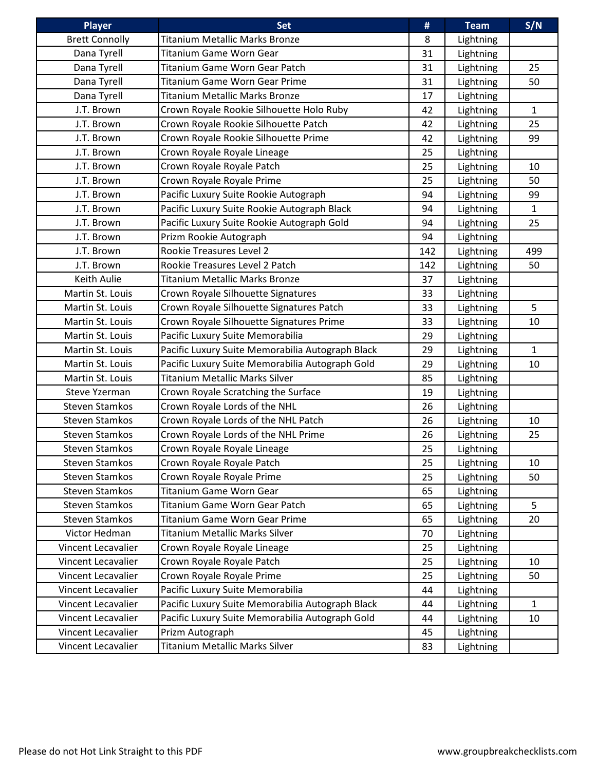| Player | Set | # | Team | S/N |
|---|---|---|---|---|
| Brett Connolly | Titanium Metallic Marks Bronze | 8 | Lightning | |
| Dana Tyrell | Titanium Game Worn Gear | 31 | Lightning | |
| Dana Tyrell | Titanium Game Worn Gear Patch | 31 | Lightning | 25 |
| Dana Tyrell | Titanium Game Worn Gear Prime | 31 | Lightning | 50 |
| Dana Tyrell | Titanium Metallic Marks Bronze | 17 | Lightning | |
| J.T. Brown | Crown Royale Rookie Silhouette Holo Ruby | 42 | Lightning | 1 |
| J.T. Brown | Crown Royale Rookie Silhouette Patch | 42 | Lightning | 25 |
| J.T. Brown | Crown Royale Rookie Silhouette Prime | 42 | Lightning | 99 |
| J.T. Brown | Crown Royale Royale Lineage | 25 | Lightning | |
| J.T. Brown | Crown Royale Royale Patch | 25 | Lightning | 10 |
| J.T. Brown | Crown Royale Royale Prime | 25 | Lightning | 50 |
| J.T. Brown | Pacific Luxury Suite Rookie Autograph | 94 | Lightning | 99 |
| J.T. Brown | Pacific Luxury Suite Rookie Autograph Black | 94 | Lightning | 1 |
| J.T. Brown | Pacific Luxury Suite Rookie Autograph Gold | 94 | Lightning | 25 |
| J.T. Brown | Prizm Rookie Autograph | 94 | Lightning | |
| J.T. Brown | Rookie Treasures Level 2 | 142 | Lightning | 499 |
| J.T. Brown | Rookie Treasures Level 2 Patch | 142 | Lightning | 50 |
| Keith Aulie | Titanium Metallic Marks Bronze | 37 | Lightning | |
| Martin St. Louis | Crown Royale Silhouette Signatures | 33 | Lightning | |
| Martin St. Louis | Crown Royale Silhouette Signatures Patch | 33 | Lightning | 5 |
| Martin St. Louis | Crown Royale Silhouette Signatures Prime | 33 | Lightning | 10 |
| Martin St. Louis | Pacific Luxury Suite Memorabilia | 29 | Lightning | |
| Martin St. Louis | Pacific Luxury Suite Memorabilia Autograph Black | 29 | Lightning | 1 |
| Martin St. Louis | Pacific Luxury Suite Memorabilia Autograph Gold | 29 | Lightning | 10 |
| Martin St. Louis | Titanium Metallic Marks Silver | 85 | Lightning | |
| Steve Yzerman | Crown Royale Scratching the Surface | 19 | Lightning | |
| Steven Stamkos | Crown Royale Lords of the NHL | 26 | Lightning | |
| Steven Stamkos | Crown Royale Lords of the NHL Patch | 26 | Lightning | 10 |
| Steven Stamkos | Crown Royale Lords of the NHL Prime | 26 | Lightning | 25 |
| Steven Stamkos | Crown Royale Royale Lineage | 25 | Lightning | |
| Steven Stamkos | Crown Royale Royale Patch | 25 | Lightning | 10 |
| Steven Stamkos | Crown Royale Royale Prime | 25 | Lightning | 50 |
| Steven Stamkos | Titanium Game Worn Gear | 65 | Lightning | |
| Steven Stamkos | Titanium Game Worn Gear Patch | 65 | Lightning | 5 |
| Steven Stamkos | Titanium Game Worn Gear Prime | 65 | Lightning | 20 |
| Victor Hedman | Titanium Metallic Marks Silver | 70 | Lightning | |
| Vincent Lecavalier | Crown Royale Royale Lineage | 25 | Lightning | |
| Vincent Lecavalier | Crown Royale Royale Patch | 25 | Lightning | 10 |
| Vincent Lecavalier | Crown Royale Royale Prime | 25 | Lightning | 50 |
| Vincent Lecavalier | Pacific Luxury Suite Memorabilia | 44 | Lightning | |
| Vincent Lecavalier | Pacific Luxury Suite Memorabilia Autograph Black | 44 | Lightning | 1 |
| Vincent Lecavalier | Pacific Luxury Suite Memorabilia Autograph Gold | 44 | Lightning | 10 |
| Vincent Lecavalier | Prizm Autograph | 45 | Lightning | |
| Vincent Lecavalier | Titanium Metallic Marks Silver | 83 | Lightning | |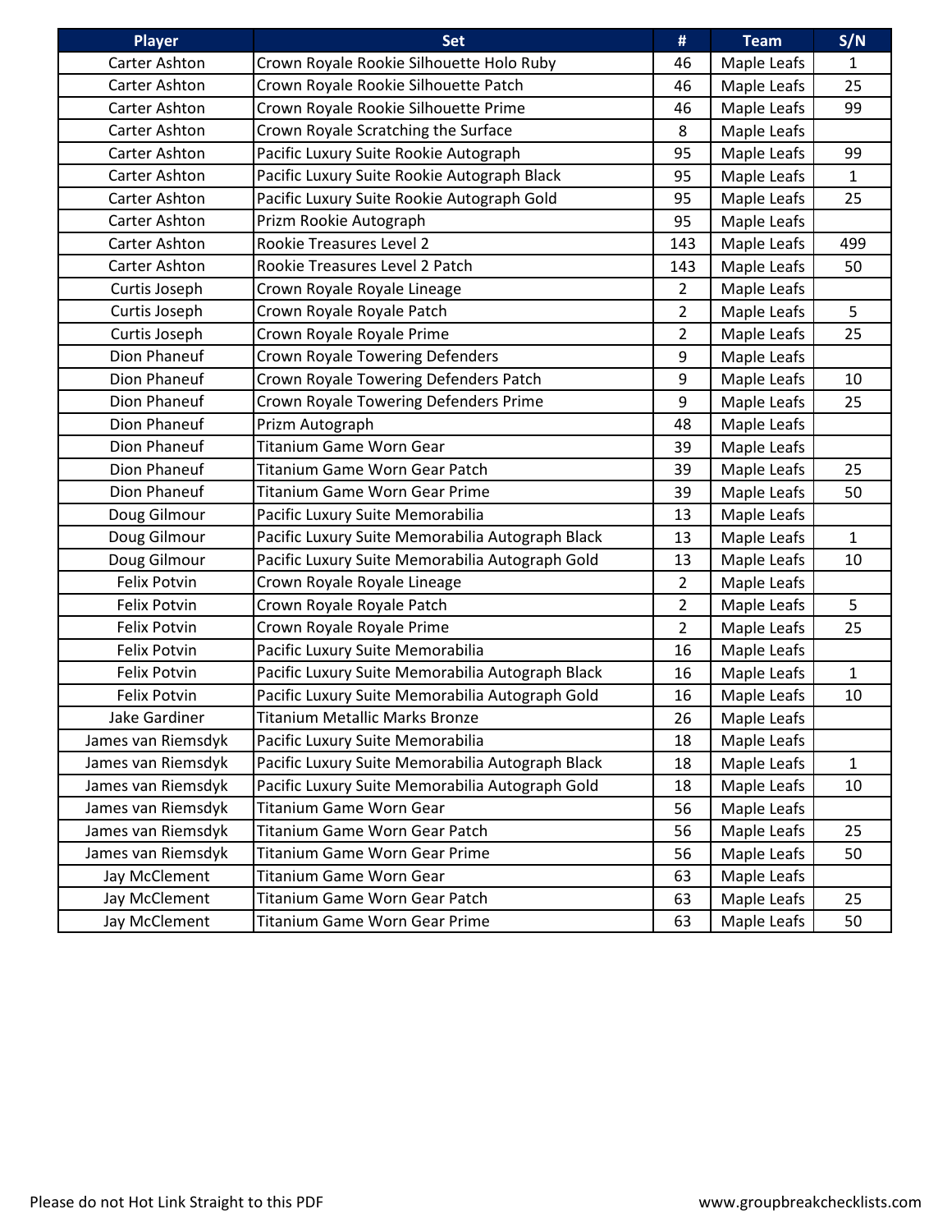| Player | Set | # | Team | S/N |
|---|---|---|---|---|
| Carter Ashton | Crown Royale Rookie Silhouette Holo Ruby | 46 | Maple Leafs | 1 |
| Carter Ashton | Crown Royale Rookie Silhouette Patch | 46 | Maple Leafs | 25 |
| Carter Ashton | Crown Royale Rookie Silhouette Prime | 46 | Maple Leafs | 99 |
| Carter Ashton | Crown Royale Scratching the Surface | 8 | Maple Leafs | |
| Carter Ashton | Pacific Luxury Suite Rookie Autograph | 95 | Maple Leafs | 99 |
| Carter Ashton | Pacific Luxury Suite Rookie Autograph Black | 95 | Maple Leafs | 1 |
| Carter Ashton | Pacific Luxury Suite Rookie Autograph Gold | 95 | Maple Leafs | 25 |
| Carter Ashton | Prizm Rookie Autograph | 95 | Maple Leafs | |
| Carter Ashton | Rookie Treasures Level 2 | 143 | Maple Leafs | 499 |
| Carter Ashton | Rookie Treasures Level 2 Patch | 143 | Maple Leafs | 50 |
| Curtis Joseph | Crown Royale Royale Lineage | 2 | Maple Leafs | |
| Curtis Joseph | Crown Royale Royale Patch | 2 | Maple Leafs | 5 |
| Curtis Joseph | Crown Royale Royale Prime | 2 | Maple Leafs | 25 |
| Dion Phaneuf | Crown Royale Towering Defenders | 9 | Maple Leafs | |
| Dion Phaneuf | Crown Royale Towering Defenders Patch | 9 | Maple Leafs | 10 |
| Dion Phaneuf | Crown Royale Towering Defenders Prime | 9 | Maple Leafs | 25 |
| Dion Phaneuf | Prizm Autograph | 48 | Maple Leafs | |
| Dion Phaneuf | Titanium Game Worn Gear | 39 | Maple Leafs | |
| Dion Phaneuf | Titanium Game Worn Gear Patch | 39 | Maple Leafs | 25 |
| Dion Phaneuf | Titanium Game Worn Gear Prime | 39 | Maple Leafs | 50 |
| Doug Gilmour | Pacific Luxury Suite Memorabilia | 13 | Maple Leafs | |
| Doug Gilmour | Pacific Luxury Suite Memorabilia Autograph Black | 13 | Maple Leafs | 1 |
| Doug Gilmour | Pacific Luxury Suite Memorabilia Autograph Gold | 13 | Maple Leafs | 10 |
| Felix Potvin | Crown Royale Royale Lineage | 2 | Maple Leafs | |
| Felix Potvin | Crown Royale Royale Patch | 2 | Maple Leafs | 5 |
| Felix Potvin | Crown Royale Royale Prime | 2 | Maple Leafs | 25 |
| Felix Potvin | Pacific Luxury Suite Memorabilia | 16 | Maple Leafs | |
| Felix Potvin | Pacific Luxury Suite Memorabilia Autograph Black | 16 | Maple Leafs | 1 |
| Felix Potvin | Pacific Luxury Suite Memorabilia Autograph Gold | 16 | Maple Leafs | 10 |
| Jake Gardiner | Titanium Metallic Marks Bronze | 26 | Maple Leafs | |
| James van Riemsdyk | Pacific Luxury Suite Memorabilia | 18 | Maple Leafs | |
| James van Riemsdyk | Pacific Luxury Suite Memorabilia Autograph Black | 18 | Maple Leafs | 1 |
| James van Riemsdyk | Pacific Luxury Suite Memorabilia Autograph Gold | 18 | Maple Leafs | 10 |
| James van Riemsdyk | Titanium Game Worn Gear | 56 | Maple Leafs | |
| James van Riemsdyk | Titanium Game Worn Gear Patch | 56 | Maple Leafs | 25 |
| James van Riemsdyk | Titanium Game Worn Gear Prime | 56 | Maple Leafs | 50 |
| Jay McClement | Titanium Game Worn Gear | 63 | Maple Leafs | |
| Jay McClement | Titanium Game Worn Gear Patch | 63 | Maple Leafs | 25 |
| Jay McClement | Titanium Game Worn Gear Prime | 63 | Maple Leafs | 50 |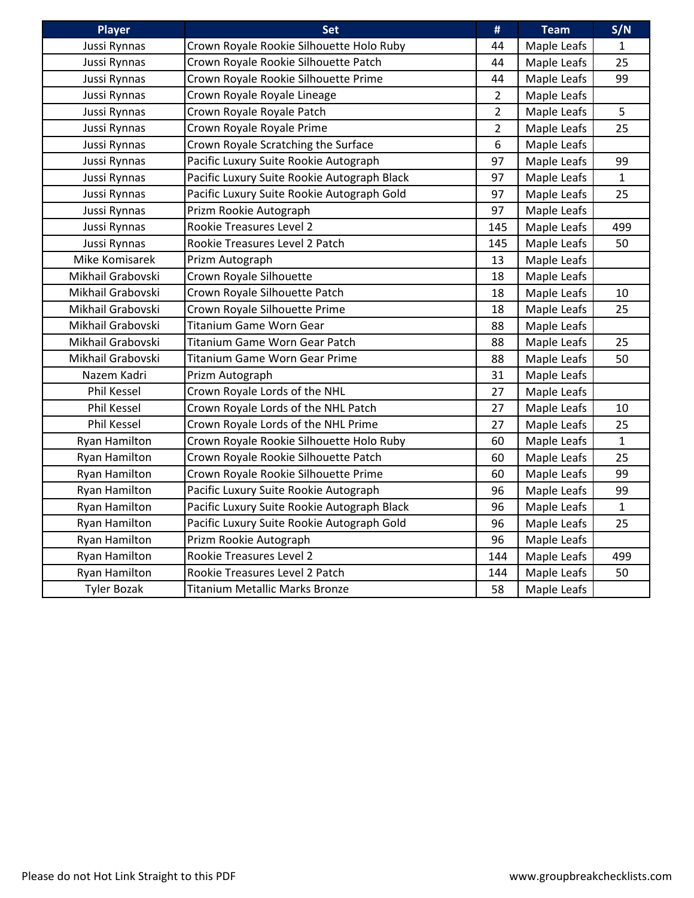| Player | Set | # | Team | S/N |
|---|---|---|---|---|
| Jussi Rynnas | Crown Royale Rookie Silhouette Holo Ruby | 44 | Maple Leafs | 1 |
| Jussi Rynnas | Crown Royale Rookie Silhouette Patch | 44 | Maple Leafs | 25 |
| Jussi Rynnas | Crown Royale Rookie Silhouette Prime | 44 | Maple Leafs | 99 |
| Jussi Rynnas | Crown Royale Royale Lineage | 2 | Maple Leafs | |
| Jussi Rynnas | Crown Royale Royale Patch | 2 | Maple Leafs | 5 |
| Jussi Rynnas | Crown Royale Royale Prime | 2 | Maple Leafs | 25 |
| Jussi Rynnas | Crown Royale Scratching the Surface | 6 | Maple Leafs | |
| Jussi Rynnas | Pacific Luxury Suite Rookie Autograph | 97 | Maple Leafs | 99 |
| Jussi Rynnas | Pacific Luxury Suite Rookie Autograph Black | 97 | Maple Leafs | 1 |
| Jussi Rynnas | Pacific Luxury Suite Rookie Autograph Gold | 97 | Maple Leafs | 25 |
| Jussi Rynnas | Prizm Rookie Autograph | 97 | Maple Leafs | |
| Jussi Rynnas | Rookie Treasures Level 2 | 145 | Maple Leafs | 499 |
| Jussi Rynnas | Rookie Treasures Level 2 Patch | 145 | Maple Leafs | 50 |
| Mike Komisarek | Prizm Autograph | 13 | Maple Leafs | |
| Mikhail Grabovski | Crown Royale Silhouette | 18 | Maple Leafs | |
| Mikhail Grabovski | Crown Royale Silhouette Patch | 18 | Maple Leafs | 10 |
| Mikhail Grabovski | Crown Royale Silhouette Prime | 18 | Maple Leafs | 25 |
| Mikhail Grabovski | Titanium Game Worn Gear | 88 | Maple Leafs | |
| Mikhail Grabovski | Titanium Game Worn Gear Patch | 88 | Maple Leafs | 25 |
| Mikhail Grabovski | Titanium Game Worn Gear Prime | 88 | Maple Leafs | 50 |
| Nazem Kadri | Prizm Autograph | 31 | Maple Leafs | |
| Phil Kessel | Crown Royale Lords of the NHL | 27 | Maple Leafs | |
| Phil Kessel | Crown Royale Lords of the NHL Patch | 27 | Maple Leafs | 10 |
| Phil Kessel | Crown Royale Lords of the NHL Prime | 27 | Maple Leafs | 25 |
| Ryan Hamilton | Crown Royale Rookie Silhouette Holo Ruby | 60 | Maple Leafs | 1 |
| Ryan Hamilton | Crown Royale Rookie Silhouette Patch | 60 | Maple Leafs | 25 |
| Ryan Hamilton | Crown Royale Rookie Silhouette Prime | 60 | Maple Leafs | 99 |
| Ryan Hamilton | Pacific Luxury Suite Rookie Autograph | 96 | Maple Leafs | 99 |
| Ryan Hamilton | Pacific Luxury Suite Rookie Autograph Black | 96 | Maple Leafs | 1 |
| Ryan Hamilton | Pacific Luxury Suite Rookie Autograph Gold | 96 | Maple Leafs | 25 |
| Ryan Hamilton | Prizm Rookie Autograph | 96 | Maple Leafs | |
| Ryan Hamilton | Rookie Treasures Level 2 | 144 | Maple Leafs | 499 |
| Ryan Hamilton | Rookie Treasures Level 2 Patch | 144 | Maple Leafs | 50 |
| Tyler Bozak | Titanium Metallic Marks Bronze | 58 | Maple Leafs | |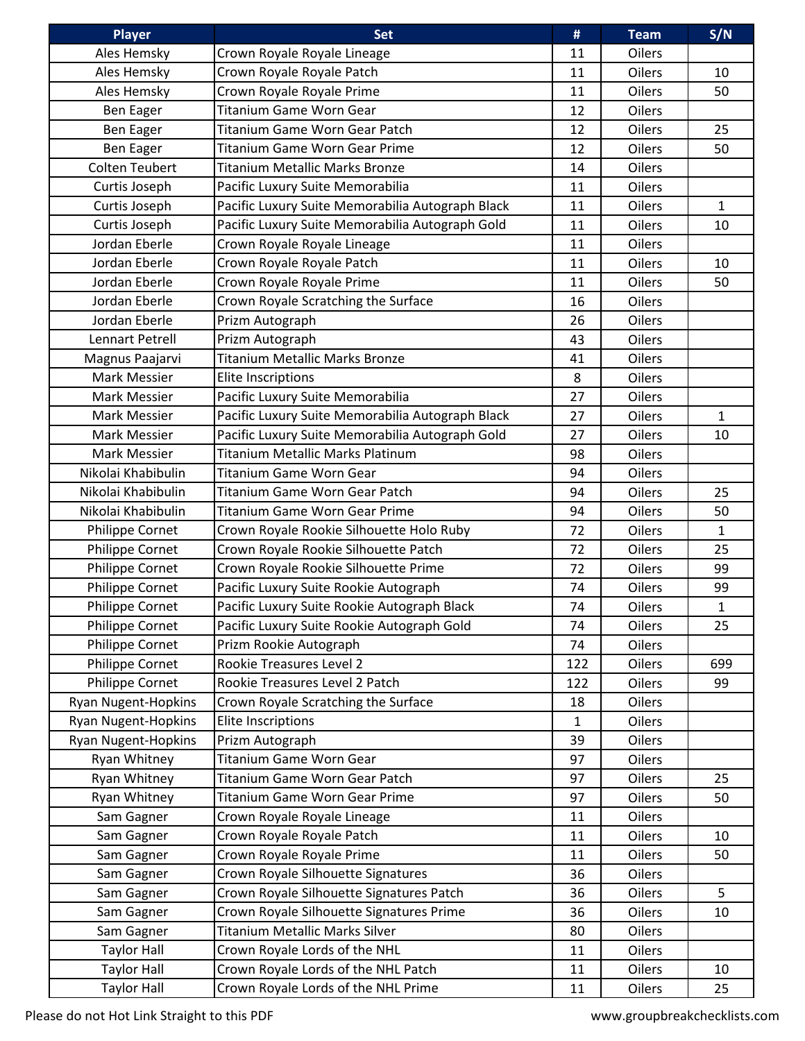| Player | Set | # | Team | S/N |
|---|---|---|---|---|
| Ales Hemsky | Crown Royale Royale Lineage | 11 | Oilers | |
| Ales Hemsky | Crown Royale Royale Patch | 11 | Oilers | 10 |
| Ales Hemsky | Crown Royale Royale Prime | 11 | Oilers | 50 |
| Ben Eager | Titanium Game Worn Gear | 12 | Oilers | |
| Ben Eager | Titanium Game Worn Gear Patch | 12 | Oilers | 25 |
| Ben Eager | Titanium Game Worn Gear Prime | 12 | Oilers | 50 |
| Colten Teubert | Titanium Metallic Marks Bronze | 14 | Oilers | |
| Curtis Joseph | Pacific Luxury Suite Memorabilia | 11 | Oilers | |
| Curtis Joseph | Pacific Luxury Suite Memorabilia Autograph Black | 11 | Oilers | 1 |
| Curtis Joseph | Pacific Luxury Suite Memorabilia Autograph Gold | 11 | Oilers | 10 |
| Jordan Eberle | Crown Royale Royale Lineage | 11 | Oilers | |
| Jordan Eberle | Crown Royale Royale Patch | 11 | Oilers | 10 |
| Jordan Eberle | Crown Royale Royale Prime | 11 | Oilers | 50 |
| Jordan Eberle | Crown Royale Scratching the Surface | 16 | Oilers | |
| Jordan Eberle | Prizm Autograph | 26 | Oilers | |
| Lennart Petrell | Prizm Autograph | 43 | Oilers | |
| Magnus Paajarvi | Titanium Metallic Marks Bronze | 41 | Oilers | |
| Mark Messier | Elite Inscriptions | 8 | Oilers | |
| Mark Messier | Pacific Luxury Suite Memorabilia | 27 | Oilers | |
| Mark Messier | Pacific Luxury Suite Memorabilia Autograph Black | 27 | Oilers | 1 |
| Mark Messier | Pacific Luxury Suite Memorabilia Autograph Gold | 27 | Oilers | 10 |
| Mark Messier | Titanium Metallic Marks Platinum | 98 | Oilers | |
| Nikolai Khabibulin | Titanium Game Worn Gear | 94 | Oilers | |
| Nikolai Khabibulin | Titanium Game Worn Gear Patch | 94 | Oilers | 25 |
| Nikolai Khabibulin | Titanium Game Worn Gear Prime | 94 | Oilers | 50 |
| Philippe Cornet | Crown Royale Rookie Silhouette Holo Ruby | 72 | Oilers | 1 |
| Philippe Cornet | Crown Royale Rookie Silhouette Patch | 72 | Oilers | 25 |
| Philippe Cornet | Crown Royale Rookie Silhouette Prime | 72 | Oilers | 99 |
| Philippe Cornet | Pacific Luxury Suite Rookie Autograph | 74 | Oilers | 99 |
| Philippe Cornet | Pacific Luxury Suite Rookie Autograph Black | 74 | Oilers | 1 |
| Philippe Cornet | Pacific Luxury Suite Rookie Autograph Gold | 74 | Oilers | 25 |
| Philippe Cornet | Prizm Rookie Autograph | 74 | Oilers | |
| Philippe Cornet | Rookie Treasures Level 2 | 122 | Oilers | 699 |
| Philippe Cornet | Rookie Treasures Level 2 Patch | 122 | Oilers | 99 |
| Ryan Nugent-Hopkins | Crown Royale Scratching the Surface | 18 | Oilers | |
| Ryan Nugent-Hopkins | Elite Inscriptions | 1 | Oilers | |
| Ryan Nugent-Hopkins | Prizm Autograph | 39 | Oilers | |
| Ryan Whitney | Titanium Game Worn Gear | 97 | Oilers | |
| Ryan Whitney | Titanium Game Worn Gear Patch | 97 | Oilers | 25 |
| Ryan Whitney | Titanium Game Worn Gear Prime | 97 | Oilers | 50 |
| Sam Gagner | Crown Royale Royale Lineage | 11 | Oilers | |
| Sam Gagner | Crown Royale Royale Patch | 11 | Oilers | 10 |
| Sam Gagner | Crown Royale Royale Prime | 11 | Oilers | 50 |
| Sam Gagner | Crown Royale Silhouette Signatures | 36 | Oilers | |
| Sam Gagner | Crown Royale Silhouette Signatures Patch | 36 | Oilers | 5 |
| Sam Gagner | Crown Royale Silhouette Signatures Prime | 36 | Oilers | 10 |
| Sam Gagner | Titanium Metallic Marks Silver | 80 | Oilers | |
| Taylor Hall | Crown Royale Lords of the NHL | 11 | Oilers | |
| Taylor Hall | Crown Royale Lords of the NHL Patch | 11 | Oilers | 10 |
| Taylor Hall | Crown Royale Lords of the NHL Prime | 11 | Oilers | 25 |

Please do not Hot Link Straight to this PDF www.groupbreakchecklists.com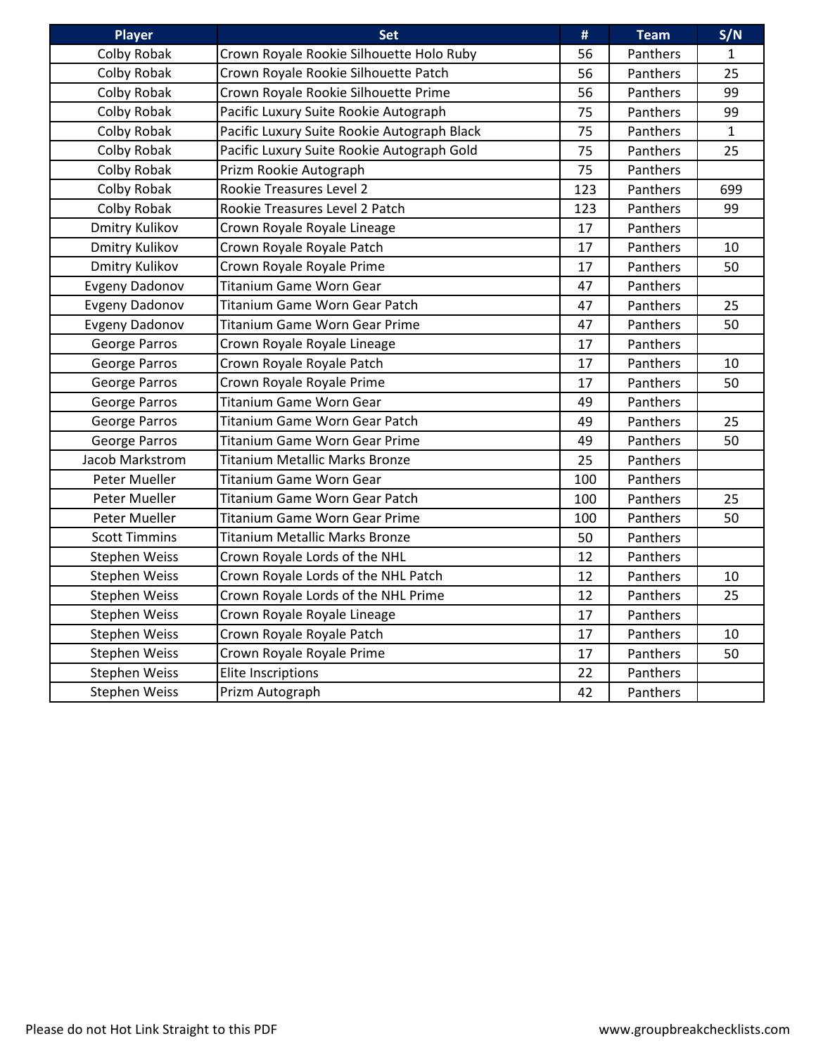| Player | Set | # | Team | S/N |
|---|---|---|---|---|
| Colby Robak | Crown Royale Rookie Silhouette Holo Ruby | 56 | Panthers | 1 |
| Colby Robak | Crown Royale Rookie Silhouette Patch | 56 | Panthers | 25 |
| Colby Robak | Crown Royale Rookie Silhouette Prime | 56 | Panthers | 99 |
| Colby Robak | Pacific Luxury Suite Rookie Autograph | 75 | Panthers | 99 |
| Colby Robak | Pacific Luxury Suite Rookie Autograph Black | 75 | Panthers | 1 |
| Colby Robak | Pacific Luxury Suite Rookie Autograph Gold | 75 | Panthers | 25 |
| Colby Robak | Prizm Rookie Autograph | 75 | Panthers | |
| Colby Robak | Rookie Treasures Level 2 | 123 | Panthers | 699 |
| Colby Robak | Rookie Treasures Level 2 Patch | 123 | Panthers | 99 |
| Dmitry Kulikov | Crown Royale Royale Lineage | 17 | Panthers | |
| Dmitry Kulikov | Crown Royale Royale Patch | 17 | Panthers | 10 |
| Dmitry Kulikov | Crown Royale Royale Prime | 17 | Panthers | 50 |
| Evgeny Dadonov | Titanium Game Worn Gear | 47 | Panthers | |
| Evgeny Dadonov | Titanium Game Worn Gear Patch | 47 | Panthers | 25 |
| Evgeny Dadonov | Titanium Game Worn Gear Prime | 47 | Panthers | 50 |
| George Parros | Crown Royale Royale Lineage | 17 | Panthers | |
| George Parros | Crown Royale Royale Patch | 17 | Panthers | 10 |
| George Parros | Crown Royale Royale Prime | 17 | Panthers | 50 |
| George Parros | Titanium Game Worn Gear | 49 | Panthers | |
| George Parros | Titanium Game Worn Gear Patch | 49 | Panthers | 25 |
| George Parros | Titanium Game Worn Gear Prime | 49 | Panthers | 50 |
| Jacob Markstrom | Titanium Metallic Marks Bronze | 25 | Panthers | |
| Peter Mueller | Titanium Game Worn Gear | 100 | Panthers | |
| Peter Mueller | Titanium Game Worn Gear Patch | 100 | Panthers | 25 |
| Peter Mueller | Titanium Game Worn Gear Prime | 100 | Panthers | 50 |
| Scott Timmins | Titanium Metallic Marks Bronze | 50 | Panthers | |
| Stephen Weiss | Crown Royale Lords of the NHL | 12 | Panthers | |
| Stephen Weiss | Crown Royale Lords of the NHL Patch | 12 | Panthers | 10 |
| Stephen Weiss | Crown Royale Lords of the NHL Prime | 12 | Panthers | 25 |
| Stephen Weiss | Crown Royale Royale Lineage | 17 | Panthers | |
| Stephen Weiss | Crown Royale Royale Patch | 17 | Panthers | 10 |
| Stephen Weiss | Crown Royale Royale Prime | 17 | Panthers | 50 |
| Stephen Weiss | Elite Inscriptions | 22 | Panthers | |
| Stephen Weiss | Prizm Autograph | 42 | Panthers | |

Please do not Hot Link Straight to this PDF

www.groupbreakchecklists.com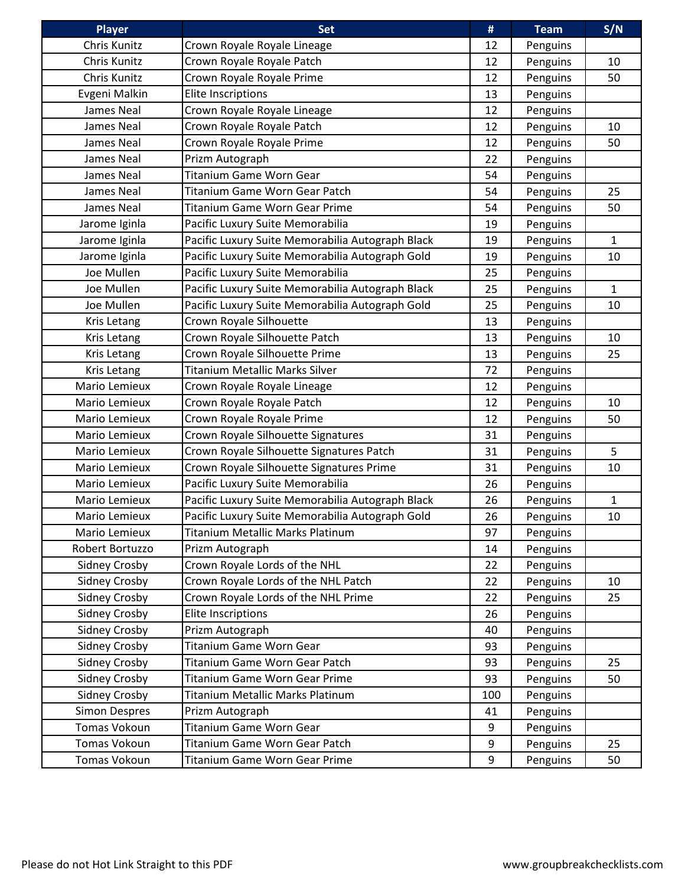| Player | Set | # | Team | S/N |
|---|---|---|---|---|
| Chris Kunitz | Crown Royale Royale Lineage | 12 | Penguins | |
| Chris Kunitz | Crown Royale Royale Patch | 12 | Penguins | 10 |
| Chris Kunitz | Crown Royale Royale Prime | 12 | Penguins | 50 |
| Evgeni Malkin | Elite Inscriptions | 13 | Penguins | |
| James Neal | Crown Royale Royale Lineage | 12 | Penguins | |
| James Neal | Crown Royale Royale Patch | 12 | Penguins | 10 |
| James Neal | Crown Royale Royale Prime | 12 | Penguins | 50 |
| James Neal | Prizm Autograph | 22 | Penguins | |
| James Neal | Titanium Game Worn Gear | 54 | Penguins | |
| James Neal | Titanium Game Worn Gear Patch | 54 | Penguins | 25 |
| James Neal | Titanium Game Worn Gear Prime | 54 | Penguins | 50 |
| Jarome Iginla | Pacific Luxury Suite Memorabilia | 19 | Penguins | |
| Jarome Iginla | Pacific Luxury Suite Memorabilia Autograph Black | 19 | Penguins | 1 |
| Jarome Iginla | Pacific Luxury Suite Memorabilia Autograph Gold | 19 | Penguins | 10 |
| Joe Mullen | Pacific Luxury Suite Memorabilia | 25 | Penguins | |
| Joe Mullen | Pacific Luxury Suite Memorabilia Autograph Black | 25 | Penguins | 1 |
| Joe Mullen | Pacific Luxury Suite Memorabilia Autograph Gold | 25 | Penguins | 10 |
| Kris Letang | Crown Royale Silhouette | 13 | Penguins | |
| Kris Letang | Crown Royale Silhouette Patch | 13 | Penguins | 10 |
| Kris Letang | Crown Royale Silhouette Prime | 13 | Penguins | 25 |
| Kris Letang | Titanium Metallic Marks Silver | 72 | Penguins | |
| Mario Lemieux | Crown Royale Royale Lineage | 12 | Penguins | |
| Mario Lemieux | Crown Royale Royale Patch | 12 | Penguins | 10 |
| Mario Lemieux | Crown Royale Royale Prime | 12 | Penguins | 50 |
| Mario Lemieux | Crown Royale Silhouette Signatures | 31 | Penguins | |
| Mario Lemieux | Crown Royale Silhouette Signatures Patch | 31 | Penguins | 5 |
| Mario Lemieux | Crown Royale Silhouette Signatures Prime | 31 | Penguins | 10 |
| Mario Lemieux | Pacific Luxury Suite Memorabilia | 26 | Penguins | |
| Mario Lemieux | Pacific Luxury Suite Memorabilia Autograph Black | 26 | Penguins | 1 |
| Mario Lemieux | Pacific Luxury Suite Memorabilia Autograph Gold | 26 | Penguins | 10 |
| Mario Lemieux | Titanium Metallic Marks Platinum | 97 | Penguins | |
| Robert Bortuzzo | Prizm Autograph | 14 | Penguins | |
| Sidney Crosby | Crown Royale Lords of the NHL | 22 | Penguins | |
| Sidney Crosby | Crown Royale Lords of the NHL Patch | 22 | Penguins | 10 |
| Sidney Crosby | Crown Royale Lords of the NHL Prime | 22 | Penguins | 25 |
| Sidney Crosby | Elite Inscriptions | 26 | Penguins | |
| Sidney Crosby | Prizm Autograph | 40 | Penguins | |
| Sidney Crosby | Titanium Game Worn Gear | 93 | Penguins | |
| Sidney Crosby | Titanium Game Worn Gear Patch | 93 | Penguins | 25 |
| Sidney Crosby | Titanium Game Worn Gear Prime | 93 | Penguins | 50 |
| Sidney Crosby | Titanium Metallic Marks Platinum | 100 | Penguins | |
| Simon Despres | Prizm Autograph | 41 | Penguins | |
| Tomas Vokoun | Titanium Game Worn Gear | 9 | Penguins | |
| Tomas Vokoun | Titanium Game Worn Gear Patch | 9 | Penguins | 25 |
| Tomas Vokoun | Titanium Game Worn Gear Prime | 9 | Penguins | 50 |

Please do not Hot Link Straight to this PDF

www.groupbreakchecklists.com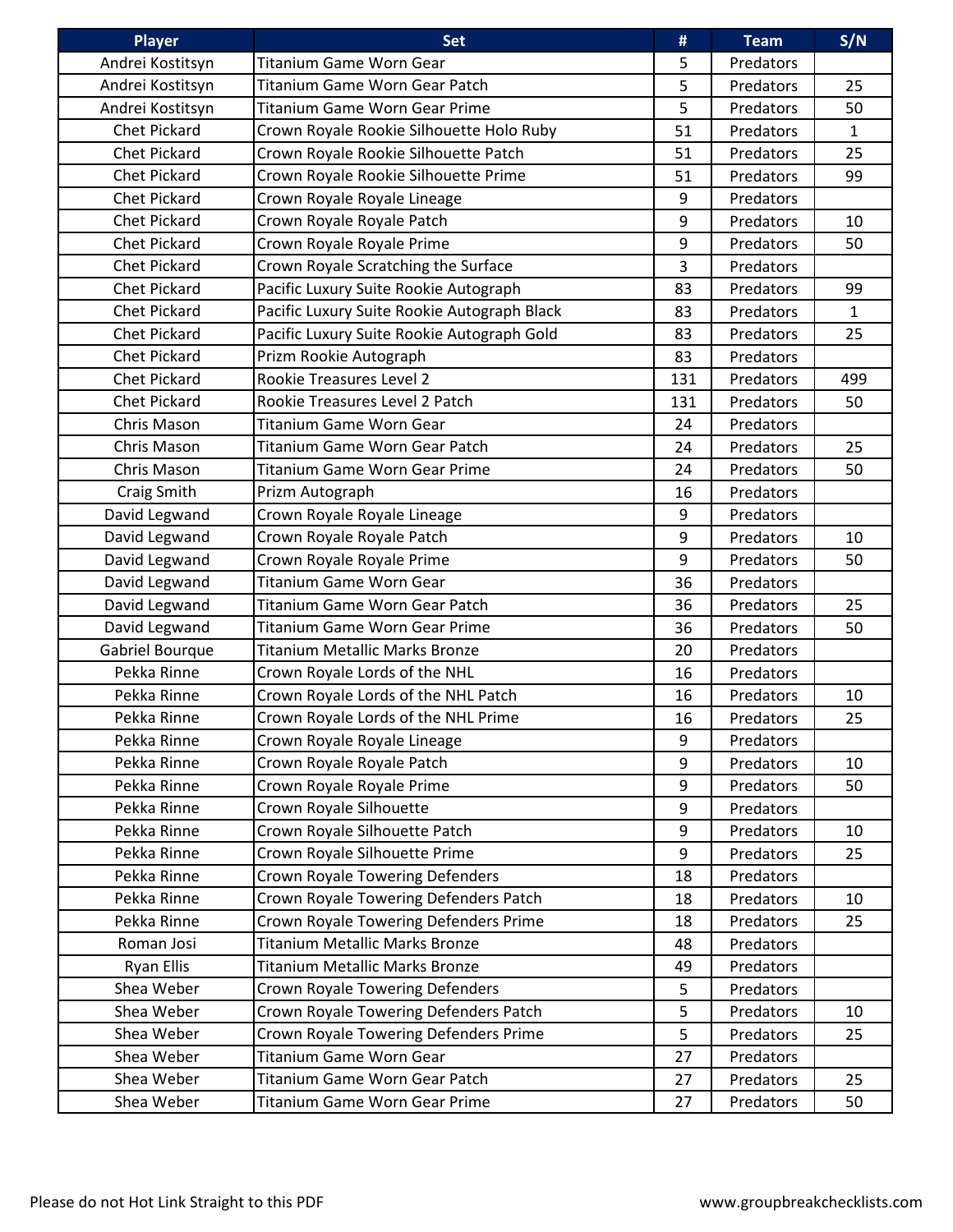| Player | Set | # | Team | S/N |
|---|---|---|---|---|
| Andrei Kostitsyn | Titanium Game Worn Gear | 5 | Predators | |
| Andrei Kostitsyn | Titanium Game Worn Gear Patch | 5 | Predators | 25 |
| Andrei Kostitsyn | Titanium Game Worn Gear Prime | 5 | Predators | 50 |
| Chet Pickard | Crown Royale Rookie Silhouette Holo Ruby | 51 | Predators | 1 |
| Chet Pickard | Crown Royale Rookie Silhouette Patch | 51 | Predators | 25 |
| Chet Pickard | Crown Royale Rookie Silhouette Prime | 51 | Predators | 99 |
| Chet Pickard | Crown Royale Royale Lineage | 9 | Predators | |
| Chet Pickard | Crown Royale Royale Patch | 9 | Predators | 10 |
| Chet Pickard | Crown Royale Royale Prime | 9 | Predators | 50 |
| Chet Pickard | Crown Royale Scratching the Surface | 3 | Predators | |
| Chet Pickard | Pacific Luxury Suite Rookie Autograph | 83 | Predators | 99 |
| Chet Pickard | Pacific Luxury Suite Rookie Autograph Black | 83 | Predators | 1 |
| Chet Pickard | Pacific Luxury Suite Rookie Autograph Gold | 83 | Predators | 25 |
| Chet Pickard | Prizm Rookie Autograph | 83 | Predators | |
| Chet Pickard | Rookie Treasures Level 2 | 131 | Predators | 499 |
| Chet Pickard | Rookie Treasures Level 2 Patch | 131 | Predators | 50 |
| Chris Mason | Titanium Game Worn Gear | 24 | Predators | |
| Chris Mason | Titanium Game Worn Gear Patch | 24 | Predators | 25 |
| Chris Mason | Titanium Game Worn Gear Prime | 24 | Predators | 50 |
| Craig Smith | Prizm Autograph | 16 | Predators | |
| David Legwand | Crown Royale Royale Lineage | 9 | Predators | |
| David Legwand | Crown Royale Royale Patch | 9 | Predators | 10 |
| David Legwand | Crown Royale Royale Prime | 9 | Predators | 50 |
| David Legwand | Titanium Game Worn Gear | 36 | Predators | |
| David Legwand | Titanium Game Worn Gear Patch | 36 | Predators | 25 |
| David Legwand | Titanium Game Worn Gear Prime | 36 | Predators | 50 |
| Gabriel Bourque | Titanium Metallic Marks Bronze | 20 | Predators | |
| Pekka Rinne | Crown Royale Lords of the NHL | 16 | Predators | |
| Pekka Rinne | Crown Royale Lords of the NHL Patch | 16 | Predators | 10 |
| Pekka Rinne | Crown Royale Lords of the NHL Prime | 16 | Predators | 25 |
| Pekka Rinne | Crown Royale Royale Lineage | 9 | Predators | |
| Pekka Rinne | Crown Royale Royale Patch | 9 | Predators | 10 |
| Pekka Rinne | Crown Royale Royale Prime | 9 | Predators | 50 |
| Pekka Rinne | Crown Royale Silhouette | 9 | Predators | |
| Pekka Rinne | Crown Royale Silhouette Patch | 9 | Predators | 10 |
| Pekka Rinne | Crown Royale Silhouette Prime | 9 | Predators | 25 |
| Pekka Rinne | Crown Royale Towering Defenders | 18 | Predators | |
| Pekka Rinne | Crown Royale Towering Defenders Patch | 18 | Predators | 10 |
| Pekka Rinne | Crown Royale Towering Defenders Prime | 18 | Predators | 25 |
| Roman Josi | Titanium Metallic Marks Bronze | 48 | Predators | |
| Ryan Ellis | Titanium Metallic Marks Bronze | 49 | Predators | |
| Shea Weber | Crown Royale Towering Defenders | 5 | Predators | |
| Shea Weber | Crown Royale Towering Defenders Patch | 5 | Predators | 10 |
| Shea Weber | Crown Royale Towering Defenders Prime | 5 | Predators | 25 |
| Shea Weber | Titanium Game Worn Gear | 27 | Predators | |
| Shea Weber | Titanium Game Worn Gear Patch | 27 | Predators | 25 |
| Shea Weber | Titanium Game Worn Gear Prime | 27 | Predators | 50 |

Please do not Hot Link Straight to this PDF

www.groupbreakchecklists.com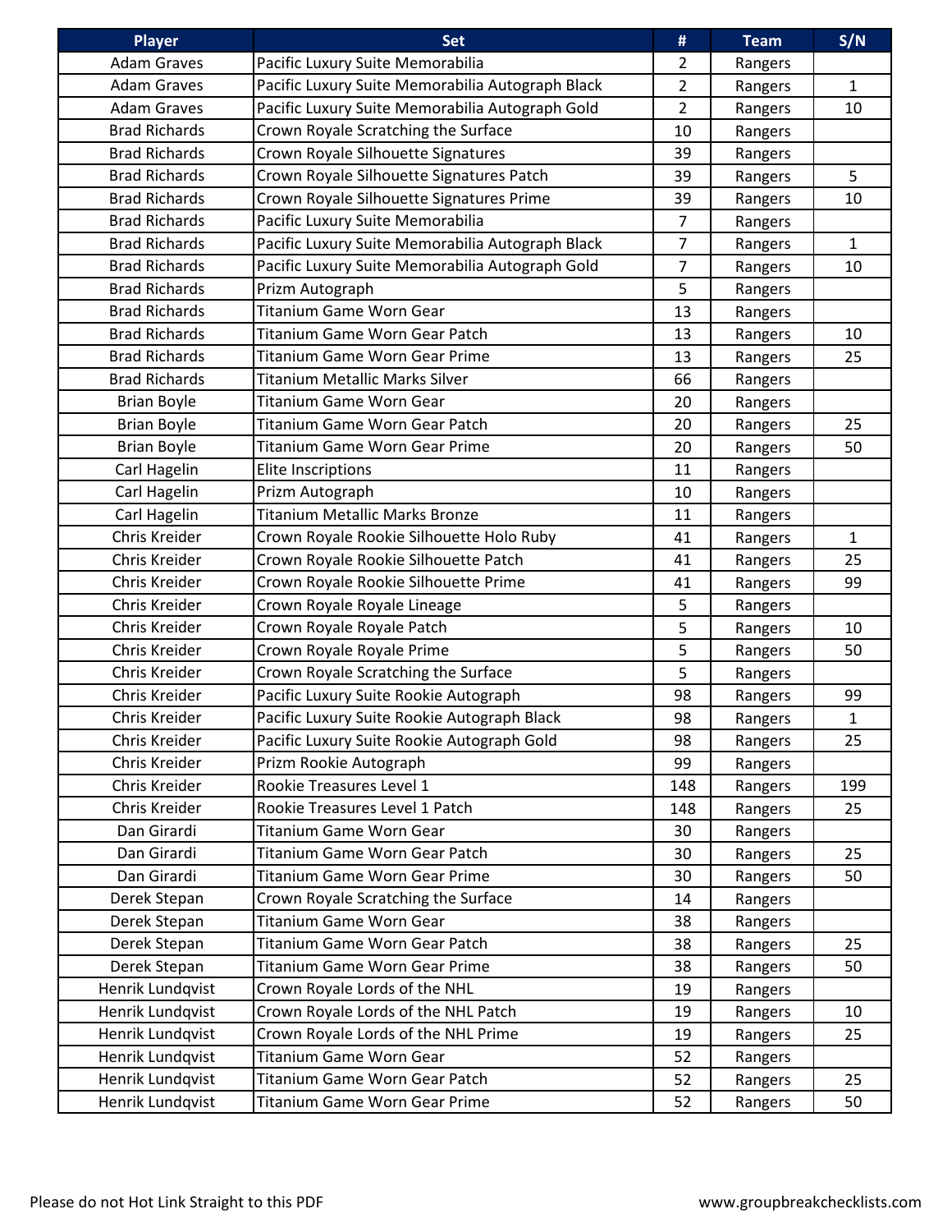| Player | Set | # | Team | S/N |
|---|---|---|---|---|
| Adam Graves | Pacific Luxury Suite Memorabilia | 2 | Rangers | |
| Adam Graves | Pacific Luxury Suite Memorabilia Autograph Black | 2 | Rangers | 1 |
| Adam Graves | Pacific Luxury Suite Memorabilia Autograph Gold | 2 | Rangers | 10 |
| Brad Richards | Crown Royale Scratching the Surface | 10 | Rangers | |
| Brad Richards | Crown Royale Silhouette Signatures | 39 | Rangers | |
| Brad Richards | Crown Royale Silhouette Signatures Patch | 39 | Rangers | 5 |
| Brad Richards | Crown Royale Silhouette Signatures Prime | 39 | Rangers | 10 |
| Brad Richards | Pacific Luxury Suite Memorabilia | 7 | Rangers | |
| Brad Richards | Pacific Luxury Suite Memorabilia Autograph Black | 7 | Rangers | 1 |
| Brad Richards | Pacific Luxury Suite Memorabilia Autograph Gold | 7 | Rangers | 10 |
| Brad Richards | Prizm Autograph | 5 | Rangers | |
| Brad Richards | Titanium Game Worn Gear | 13 | Rangers | |
| Brad Richards | Titanium Game Worn Gear Patch | 13 | Rangers | 10 |
| Brad Richards | Titanium Game Worn Gear Prime | 13 | Rangers | 25 |
| Brad Richards | Titanium Metallic Marks Silver | 66 | Rangers | |
| Brian Boyle | Titanium Game Worn Gear | 20 | Rangers | |
| Brian Boyle | Titanium Game Worn Gear Patch | 20 | Rangers | 25 |
| Brian Boyle | Titanium Game Worn Gear Prime | 20 | Rangers | 50 |
| Carl Hagelin | Elite Inscriptions | 11 | Rangers | |
| Carl Hagelin | Prizm Autograph | 10 | Rangers | |
| Carl Hagelin | Titanium Metallic Marks Bronze | 11 | Rangers | |
| Chris Kreider | Crown Royale Rookie Silhouette Holo Ruby | 41 | Rangers | 1 |
| Chris Kreider | Crown Royale Rookie Silhouette Patch | 41 | Rangers | 25 |
| Chris Kreider | Crown Royale Rookie Silhouette Prime | 41 | Rangers | 99 |
| Chris Kreider | Crown Royale Royale Lineage | 5 | Rangers | |
| Chris Kreider | Crown Royale Royale Patch | 5 | Rangers | 10 |
| Chris Kreider | Crown Royale Royale Prime | 5 | Rangers | 50 |
| Chris Kreider | Crown Royale Scratching the Surface | 5 | Rangers | |
| Chris Kreider | Pacific Luxury Suite Rookie Autograph | 98 | Rangers | 99 |
| Chris Kreider | Pacific Luxury Suite Rookie Autograph Black | 98 | Rangers | 1 |
| Chris Kreider | Pacific Luxury Suite Rookie Autograph Gold | 98 | Rangers | 25 |
| Chris Kreider | Prizm Rookie Autograph | 99 | Rangers | |
| Chris Kreider | Rookie Treasures Level 1 | 148 | Rangers | 199 |
| Chris Kreider | Rookie Treasures Level 1 Patch | 148 | Rangers | 25 |
| Dan Girardi | Titanium Game Worn Gear | 30 | Rangers | |
| Dan Girardi | Titanium Game Worn Gear Patch | 30 | Rangers | 25 |
| Dan Girardi | Titanium Game Worn Gear Prime | 30 | Rangers | 50 |
| Derek Stepan | Crown Royale Scratching the Surface | 14 | Rangers | |
| Derek Stepan | Titanium Game Worn Gear | 38 | Rangers | |
| Derek Stepan | Titanium Game Worn Gear Patch | 38 | Rangers | 25 |
| Derek Stepan | Titanium Game Worn Gear Prime | 38 | Rangers | 50 |
| Henrik Lundqvist | Crown Royale Lords of the NHL | 19 | Rangers | |
| Henrik Lundqvist | Crown Royale Lords of the NHL Patch | 19 | Rangers | 10 |
| Henrik Lundqvist | Crown Royale Lords of the NHL Prime | 19 | Rangers | 25 |
| Henrik Lundqvist | Titanium Game Worn Gear | 52 | Rangers | |
| Henrik Lundqvist | Titanium Game Worn Gear Patch | 52 | Rangers | 25 |
| Henrik Lundqvist | Titanium Game Worn Gear Prime | 52 | Rangers | 50 |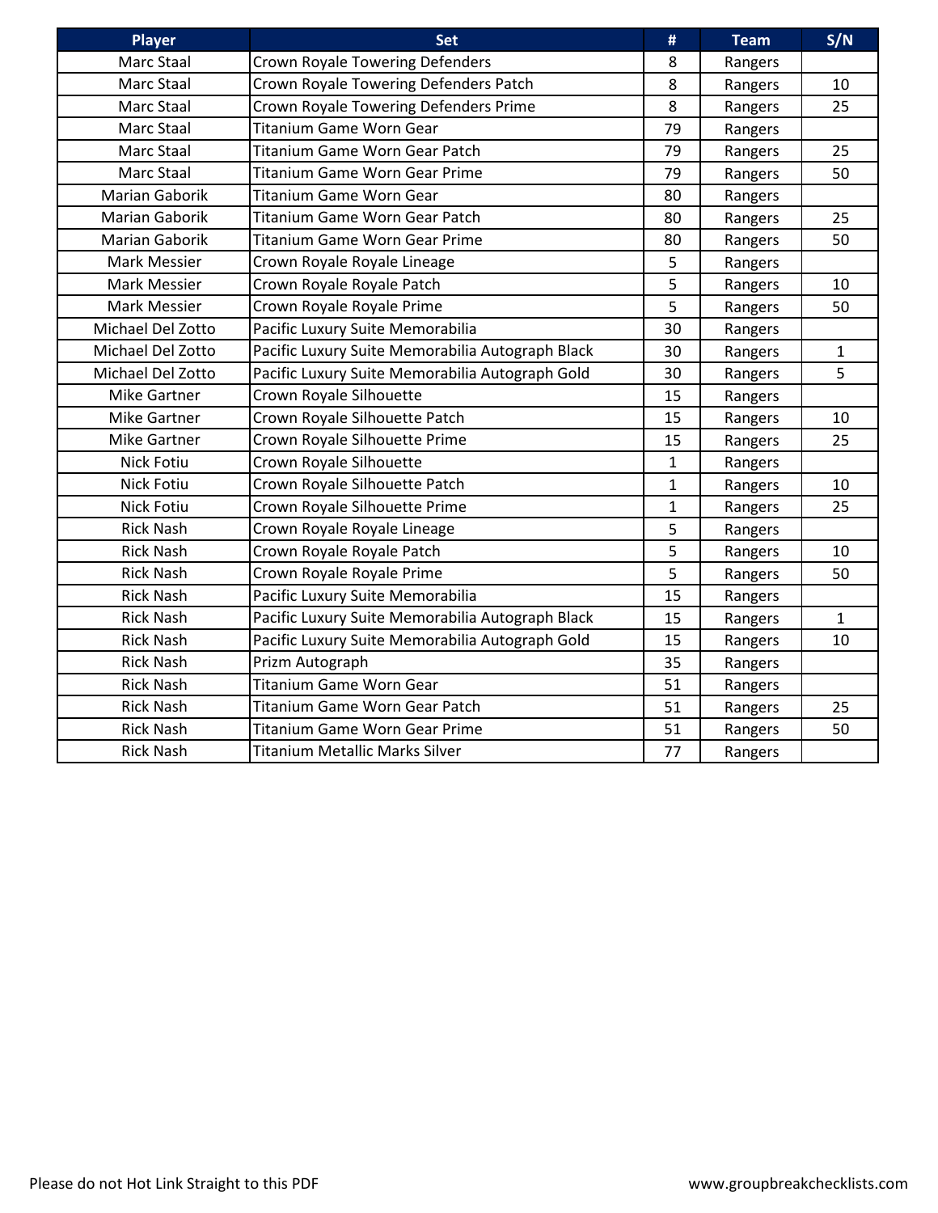| Player | Set | # | Team | S/N |
|---|---|---|---|---|
| Marc Staal | Crown Royale Towering Defenders | 8 | Rangers | |
| Marc Staal | Crown Royale Towering Defenders Patch | 8 | Rangers | 10 |
| Marc Staal | Crown Royale Towering Defenders Prime | 8 | Rangers | 25 |
| Marc Staal | Titanium Game Worn Gear | 79 | Rangers | |
| Marc Staal | Titanium Game Worn Gear Patch | 79 | Rangers | 25 |
| Marc Staal | Titanium Game Worn Gear Prime | 79 | Rangers | 50 |
| Marian Gaborik | Titanium Game Worn Gear | 80 | Rangers | |
| Marian Gaborik | Titanium Game Worn Gear Patch | 80 | Rangers | 25 |
| Marian Gaborik | Titanium Game Worn Gear Prime | 80 | Rangers | 50 |
| Mark Messier | Crown Royale Royale Lineage | 5 | Rangers | |
| Mark Messier | Crown Royale Royale Patch | 5 | Rangers | 10 |
| Mark Messier | Crown Royale Royale Prime | 5 | Rangers | 50 |
| Michael Del Zotto | Pacific Luxury Suite Memorabilia | 30 | Rangers | |
| Michael Del Zotto | Pacific Luxury Suite Memorabilia Autograph Black | 30 | Rangers | 1 |
| Michael Del Zotto | Pacific Luxury Suite Memorabilia Autograph Gold | 30 | Rangers | 5 |
| Mike Gartner | Crown Royale Silhouette | 15 | Rangers | |
| Mike Gartner | Crown Royale Silhouette Patch | 15 | Rangers | 10 |
| Mike Gartner | Crown Royale Silhouette Prime | 15 | Rangers | 25 |
| Nick Fotiu | Crown Royale Silhouette | 1 | Rangers | |
| Nick Fotiu | Crown Royale Silhouette Patch | 1 | Rangers | 10 |
| Nick Fotiu | Crown Royale Silhouette Prime | 1 | Rangers | 25 |
| Rick Nash | Crown Royale Royale Lineage | 5 | Rangers | |
| Rick Nash | Crown Royale Royale Patch | 5 | Rangers | 10 |
| Rick Nash | Crown Royale Royale Prime | 5 | Rangers | 50 |
| Rick Nash | Pacific Luxury Suite Memorabilia | 15 | Rangers | |
| Rick Nash | Pacific Luxury Suite Memorabilia Autograph Black | 15 | Rangers | 1 |
| Rick Nash | Pacific Luxury Suite Memorabilia Autograph Gold | 15 | Rangers | 10 |
| Rick Nash | Prizm Autograph | 35 | Rangers | |
| Rick Nash | Titanium Game Worn Gear | 51 | Rangers | |
| Rick Nash | Titanium Game Worn Gear Patch | 51 | Rangers | 25 |
| Rick Nash | Titanium Game Worn Gear Prime | 51 | Rangers | 50 |
| Rick Nash | Titanium Metallic Marks Silver | 77 | Rangers | |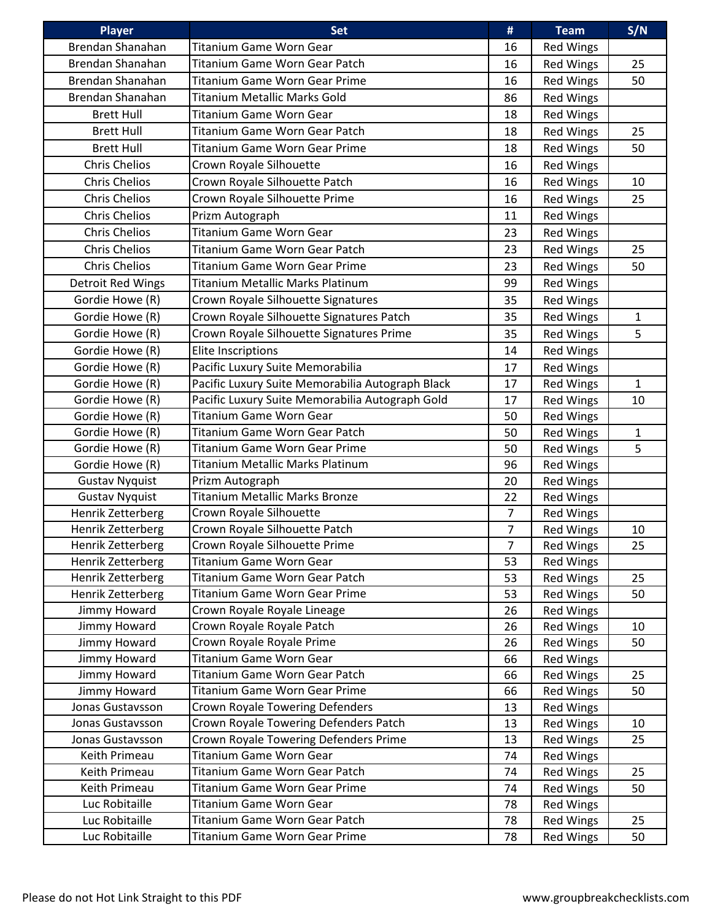| Player | Set | # | Team | S/N |
|---|---|---|---|---|
| Brendan Shanahan | Titanium Game Worn Gear | 16 | Red Wings | |
| Brendan Shanahan | Titanium Game Worn Gear Patch | 16 | Red Wings | 25 |
| Brendan Shanahan | Titanium Game Worn Gear Prime | 16 | Red Wings | 50 |
| Brendan Shanahan | Titanium Metallic Marks Gold | 86 | Red Wings | |
| Brett Hull | Titanium Game Worn Gear | 18 | Red Wings | |
| Brett Hull | Titanium Game Worn Gear Patch | 18 | Red Wings | 25 |
| Brett Hull | Titanium Game Worn Gear Prime | 18 | Red Wings | 50 |
| Chris Chelios | Crown Royale Silhouette | 16 | Red Wings | |
| Chris Chelios | Crown Royale Silhouette Patch | 16 | Red Wings | 10 |
| Chris Chelios | Crown Royale Silhouette Prime | 16 | Red Wings | 25 |
| Chris Chelios | Prizm Autograph | 11 | Red Wings | |
| Chris Chelios | Titanium Game Worn Gear | 23 | Red Wings | |
| Chris Chelios | Titanium Game Worn Gear Patch | 23 | Red Wings | 25 |
| Chris Chelios | Titanium Game Worn Gear Prime | 23 | Red Wings | 50 |
| Detroit Red Wings | Titanium Metallic Marks Platinum | 99 | Red Wings | |
| Gordie Howe (R) | Crown Royale Silhouette Signatures | 35 | Red Wings | |
| Gordie Howe (R) | Crown Royale Silhouette Signatures Patch | 35 | Red Wings | 1 |
| Gordie Howe (R) | Crown Royale Silhouette Signatures Prime | 35 | Red Wings | 5 |
| Gordie Howe (R) | Elite Inscriptions | 14 | Red Wings | |
| Gordie Howe (R) | Pacific Luxury Suite Memorabilia | 17 | Red Wings | |
| Gordie Howe (R) | Pacific Luxury Suite Memorabilia Autograph Black | 17 | Red Wings | 1 |
| Gordie Howe (R) | Pacific Luxury Suite Memorabilia Autograph Gold | 17 | Red Wings | 10 |
| Gordie Howe (R) | Titanium Game Worn Gear | 50 | Red Wings | |
| Gordie Howe (R) | Titanium Game Worn Gear Patch | 50 | Red Wings | 1 |
| Gordie Howe (R) | Titanium Game Worn Gear Prime | 50 | Red Wings | 5 |
| Gordie Howe (R) | Titanium Metallic Marks Platinum | 96 | Red Wings | |
| Gustav Nyquist | Prizm Autograph | 20 | Red Wings | |
| Gustav Nyquist | Titanium Metallic Marks Bronze | 22 | Red Wings | |
| Henrik Zetterberg | Crown Royale Silhouette | 7 | Red Wings | |
| Henrik Zetterberg | Crown Royale Silhouette Patch | 7 | Red Wings | 10 |
| Henrik Zetterberg | Crown Royale Silhouette Prime | 7 | Red Wings | 25 |
| Henrik Zetterberg | Titanium Game Worn Gear | 53 | Red Wings | |
| Henrik Zetterberg | Titanium Game Worn Gear Patch | 53 | Red Wings | 25 |
| Henrik Zetterberg | Titanium Game Worn Gear Prime | 53 | Red Wings | 50 |
| Jimmy Howard | Crown Royale Royale Lineage | 26 | Red Wings | |
| Jimmy Howard | Crown Royale Royale Patch | 26 | Red Wings | 10 |
| Jimmy Howard | Crown Royale Royale Prime | 26 | Red Wings | 50 |
| Jimmy Howard | Titanium Game Worn Gear | 66 | Red Wings | |
| Jimmy Howard | Titanium Game Worn Gear Patch | 66 | Red Wings | 25 |
| Jimmy Howard | Titanium Game Worn Gear Prime | 66 | Red Wings | 50 |
| Jonas Gustavsson | Crown Royale Towering Defenders | 13 | Red Wings | |
| Jonas Gustavsson | Crown Royale Towering Defenders Patch | 13 | Red Wings | 10 |
| Jonas Gustavsson | Crown Royale Towering Defenders Prime | 13 | Red Wings | 25 |
| Keith Primeau | Titanium Game Worn Gear | 74 | Red Wings | |
| Keith Primeau | Titanium Game Worn Gear Patch | 74 | Red Wings | 25 |
| Keith Primeau | Titanium Game Worn Gear Prime | 74 | Red Wings | 50 |
| Luc Robitaille | Titanium Game Worn Gear | 78 | Red Wings | |
| Luc Robitaille | Titanium Game Worn Gear Patch | 78 | Red Wings | 25 |
| Luc Robitaille | Titanium Game Worn Gear Prime | 78 | Red Wings | 50 |

Please do not Hot Link Straight to this PDF

www.groupbreakchecklists.com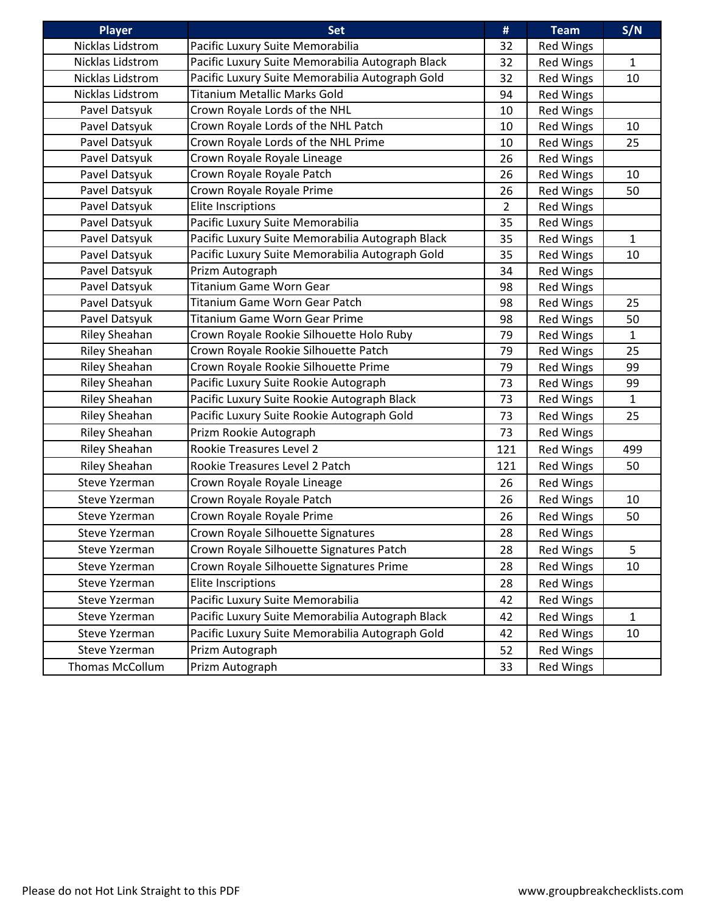| Player | Set | # | Team | S/N |
|---|---|---|---|---|
| Nicklas Lidstrom | Pacific Luxury Suite Memorabilia | 32 | Red Wings | |
| Nicklas Lidstrom | Pacific Luxury Suite Memorabilia Autograph Black | 32 | Red Wings | 1 |
| Nicklas Lidstrom | Pacific Luxury Suite Memorabilia Autograph Gold | 32 | Red Wings | 10 |
| Nicklas Lidstrom | Titanium Metallic Marks Gold | 94 | Red Wings | |
| Pavel Datsyuk | Crown Royale Lords of the NHL | 10 | Red Wings | |
| Pavel Datsyuk | Crown Royale Lords of the NHL Patch | 10 | Red Wings | 10 |
| Pavel Datsyuk | Crown Royale Lords of the NHL Prime | 10 | Red Wings | 25 |
| Pavel Datsyuk | Crown Royale Royale Lineage | 26 | Red Wings | |
| Pavel Datsyuk | Crown Royale Royale Patch | 26 | Red Wings | 10 |
| Pavel Datsyuk | Crown Royale Royale Prime | 26 | Red Wings | 50 |
| Pavel Datsyuk | Elite Inscriptions | 2 | Red Wings | |
| Pavel Datsyuk | Pacific Luxury Suite Memorabilia | 35 | Red Wings | |
| Pavel Datsyuk | Pacific Luxury Suite Memorabilia Autograph Black | 35 | Red Wings | 1 |
| Pavel Datsyuk | Pacific Luxury Suite Memorabilia Autograph Gold | 35 | Red Wings | 10 |
| Pavel Datsyuk | Prizm Autograph | 34 | Red Wings | |
| Pavel Datsyuk | Titanium Game Worn Gear | 98 | Red Wings | |
| Pavel Datsyuk | Titanium Game Worn Gear Patch | 98 | Red Wings | 25 |
| Pavel Datsyuk | Titanium Game Worn Gear Prime | 98 | Red Wings | 50 |
| Riley Sheahan | Crown Royale Rookie Silhouette Holo Ruby | 79 | Red Wings | 1 |
| Riley Sheahan | Crown Royale Rookie Silhouette Patch | 79 | Red Wings | 25 |
| Riley Sheahan | Crown Royale Rookie Silhouette Prime | 79 | Red Wings | 99 |
| Riley Sheahan | Pacific Luxury Suite Rookie Autograph | 73 | Red Wings | 99 |
| Riley Sheahan | Pacific Luxury Suite Rookie Autograph Black | 73 | Red Wings | 1 |
| Riley Sheahan | Pacific Luxury Suite Rookie Autograph Gold | 73 | Red Wings | 25 |
| Riley Sheahan | Prizm Rookie Autograph | 73 | Red Wings | |
| Riley Sheahan | Rookie Treasures Level 2 | 121 | Red Wings | 499 |
| Riley Sheahan | Rookie Treasures Level 2 Patch | 121 | Red Wings | 50 |
| Steve Yzerman | Crown Royale Royale Lineage | 26 | Red Wings | |
| Steve Yzerman | Crown Royale Royale Patch | 26 | Red Wings | 10 |
| Steve Yzerman | Crown Royale Royale Prime | 26 | Red Wings | 50 |
| Steve Yzerman | Crown Royale Silhouette Signatures | 28 | Red Wings | |
| Steve Yzerman | Crown Royale Silhouette Signatures Patch | 28 | Red Wings | 5 |
| Steve Yzerman | Crown Royale Silhouette Signatures Prime | 28 | Red Wings | 10 |
| Steve Yzerman | Elite Inscriptions | 28 | Red Wings | |
| Steve Yzerman | Pacific Luxury Suite Memorabilia | 42 | Red Wings | |
| Steve Yzerman | Pacific Luxury Suite Memorabilia Autograph Black | 42 | Red Wings | 1 |
| Steve Yzerman | Pacific Luxury Suite Memorabilia Autograph Gold | 42 | Red Wings | 10 |
| Steve Yzerman | Prizm Autograph | 52 | Red Wings | |
| Thomas McCollum | Prizm Autograph | 33 | Red Wings | |

Please do not Hot Link Straight to this PDF www.groupbreakchecklists.com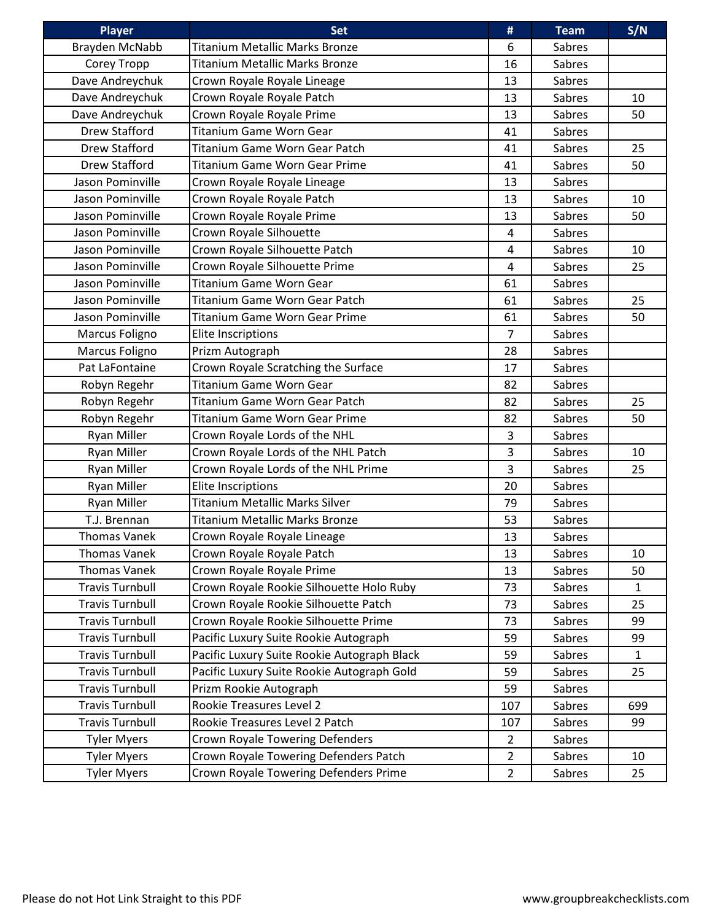| Player | Set | # | Team | S/N |
|---|---|---|---|---|
| Brayden McNabb | Titanium Metallic Marks Bronze | 6 | Sabres | |
| Corey Tropp | Titanium Metallic Marks Bronze | 16 | Sabres | |
| Dave Andreychuk | Crown Royale Royale Lineage | 13 | Sabres | |
| Dave Andreychuk | Crown Royale Royale Patch | 13 | Sabres | 10 |
| Dave Andreychuk | Crown Royale Royale Prime | 13 | Sabres | 50 |
| Drew Stafford | Titanium Game Worn Gear | 41 | Sabres | |
| Drew Stafford | Titanium Game Worn Gear Patch | 41 | Sabres | 25 |
| Drew Stafford | Titanium Game Worn Gear Prime | 41 | Sabres | 50 |
| Jason Pominville | Crown Royale Royale Lineage | 13 | Sabres | |
| Jason Pominville | Crown Royale Royale Patch | 13 | Sabres | 10 |
| Jason Pominville | Crown Royale Royale Prime | 13 | Sabres | 50 |
| Jason Pominville | Crown Royale Silhouette | 4 | Sabres | |
| Jason Pominville | Crown Royale Silhouette Patch | 4 | Sabres | 10 |
| Jason Pominville | Crown Royale Silhouette Prime | 4 | Sabres | 25 |
| Jason Pominville | Titanium Game Worn Gear | 61 | Sabres | |
| Jason Pominville | Titanium Game Worn Gear Patch | 61 | Sabres | 25 |
| Jason Pominville | Titanium Game Worn Gear Prime | 61 | Sabres | 50 |
| Marcus Foligno | Elite Inscriptions | 7 | Sabres | |
| Marcus Foligno | Prizm Autograph | 28 | Sabres | |
| Pat LaFontaine | Crown Royale Scratching the Surface | 17 | Sabres | |
| Robyn Regehr | Titanium Game Worn Gear | 82 | Sabres | |
| Robyn Regehr | Titanium Game Worn Gear Patch | 82 | Sabres | 25 |
| Robyn Regehr | Titanium Game Worn Gear Prime | 82 | Sabres | 50 |
| Ryan Miller | Crown Royale Lords of the NHL | 3 | Sabres | |
| Ryan Miller | Crown Royale Lords of the NHL Patch | 3 | Sabres | 10 |
| Ryan Miller | Crown Royale Lords of the NHL Prime | 3 | Sabres | 25 |
| Ryan Miller | Elite Inscriptions | 20 | Sabres | |
| Ryan Miller | Titanium Metallic Marks Silver | 79 | Sabres | |
| T.J. Brennan | Titanium Metallic Marks Bronze | 53 | Sabres | |
| Thomas Vanek | Crown Royale Royale Lineage | 13 | Sabres | |
| Thomas Vanek | Crown Royale Royale Patch | 13 | Sabres | 10 |
| Thomas Vanek | Crown Royale Royale Prime | 13 | Sabres | 50 |
| Travis Turnbull | Crown Royale Rookie Silhouette Holo Ruby | 73 | Sabres | 1 |
| Travis Turnbull | Crown Royale Rookie Silhouette Patch | 73 | Sabres | 25 |
| Travis Turnbull | Crown Royale Rookie Silhouette Prime | 73 | Sabres | 99 |
| Travis Turnbull | Pacific Luxury Suite Rookie Autograph | 59 | Sabres | 99 |
| Travis Turnbull | Pacific Luxury Suite Rookie Autograph Black | 59 | Sabres | 1 |
| Travis Turnbull | Pacific Luxury Suite Rookie Autograph Gold | 59 | Sabres | 25 |
| Travis Turnbull | Prizm Rookie Autograph | 59 | Sabres | |
| Travis Turnbull | Rookie Treasures Level 2 | 107 | Sabres | 699 |
| Travis Turnbull | Rookie Treasures Level 2 Patch | 107 | Sabres | 99 |
| Tyler Myers | Crown Royale Towering Defenders | 2 | Sabres | |
| Tyler Myers | Crown Royale Towering Defenders Patch | 2 | Sabres | 10 |
| Tyler Myers | Crown Royale Towering Defenders Prime | 2 | Sabres | 25 |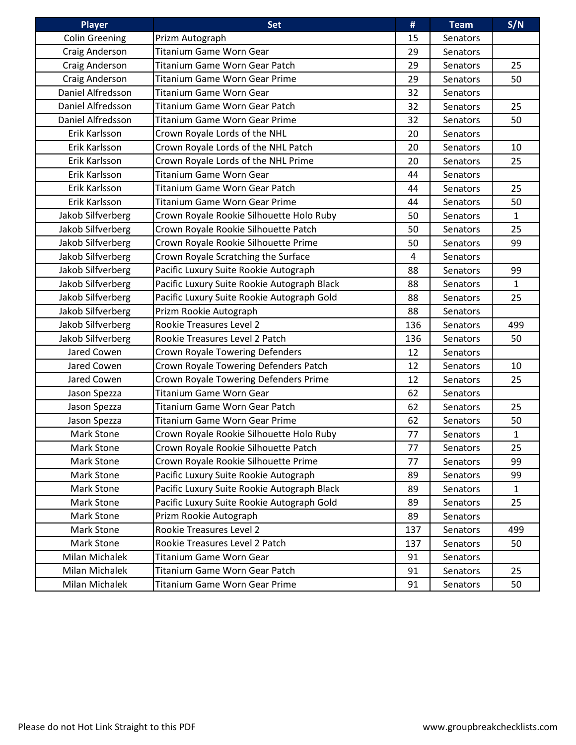| Player | Set | # | Team | S/N |
|---|---|---|---|---|
| Colin Greening | Prizm Autograph | 15 | Senators | |
| Craig Anderson | Titanium Game Worn Gear | 29 | Senators | |
| Craig Anderson | Titanium Game Worn Gear Patch | 29 | Senators | 25 |
| Craig Anderson | Titanium Game Worn Gear Prime | 29 | Senators | 50 |
| Daniel Alfredsson | Titanium Game Worn Gear | 32 | Senators | |
| Daniel Alfredsson | Titanium Game Worn Gear Patch | 32 | Senators | 25 |
| Daniel Alfredsson | Titanium Game Worn Gear Prime | 32 | Senators | 50 |
| Erik Karlsson | Crown Royale Lords of the NHL | 20 | Senators | |
| Erik Karlsson | Crown Royale Lords of the NHL Patch | 20 | Senators | 10 |
| Erik Karlsson | Crown Royale Lords of the NHL Prime | 20 | Senators | 25 |
| Erik Karlsson | Titanium Game Worn Gear | 44 | Senators | |
| Erik Karlsson | Titanium Game Worn Gear Patch | 44 | Senators | 25 |
| Erik Karlsson | Titanium Game Worn Gear Prime | 44 | Senators | 50 |
| Jakob Silfverberg | Crown Royale Rookie Silhouette Holo Ruby | 50 | Senators | 1 |
| Jakob Silfverberg | Crown Royale Rookie Silhouette Patch | 50 | Senators | 25 |
| Jakob Silfverberg | Crown Royale Rookie Silhouette Prime | 50 | Senators | 99 |
| Jakob Silfverberg | Crown Royale Scratching the Surface | 4 | Senators | |
| Jakob Silfverberg | Pacific Luxury Suite Rookie Autograph | 88 | Senators | 99 |
| Jakob Silfverberg | Pacific Luxury Suite Rookie Autograph Black | 88 | Senators | 1 |
| Jakob Silfverberg | Pacific Luxury Suite Rookie Autograph Gold | 88 | Senators | 25 |
| Jakob Silfverberg | Prizm Rookie Autograph | 88 | Senators | |
| Jakob Silfverberg | Rookie Treasures Level 2 | 136 | Senators | 499 |
| Jakob Silfverberg | Rookie Treasures Level 2 Patch | 136 | Senators | 50 |
| Jared Cowen | Crown Royale Towering Defenders | 12 | Senators | |
| Jared Cowen | Crown Royale Towering Defenders Patch | 12 | Senators | 10 |
| Jared Cowen | Crown Royale Towering Defenders Prime | 12 | Senators | 25 |
| Jason Spezza | Titanium Game Worn Gear | 62 | Senators | |
| Jason Spezza | Titanium Game Worn Gear Patch | 62 | Senators | 25 |
| Jason Spezza | Titanium Game Worn Gear Prime | 62 | Senators | 50 |
| Mark Stone | Crown Royale Rookie Silhouette Holo Ruby | 77 | Senators | 1 |
| Mark Stone | Crown Royale Rookie Silhouette Patch | 77 | Senators | 25 |
| Mark Stone | Crown Royale Rookie Silhouette Prime | 77 | Senators | 99 |
| Mark Stone | Pacific Luxury Suite Rookie Autograph | 89 | Senators | 99 |
| Mark Stone | Pacific Luxury Suite Rookie Autograph Black | 89 | Senators | 1 |
| Mark Stone | Pacific Luxury Suite Rookie Autograph Gold | 89 | Senators | 25 |
| Mark Stone | Prizm Rookie Autograph | 89 | Senators | |
| Mark Stone | Rookie Treasures Level 2 | 137 | Senators | 499 |
| Mark Stone | Rookie Treasures Level 2 Patch | 137 | Senators | 50 |
| Milan Michalek | Titanium Game Worn Gear | 91 | Senators | |
| Milan Michalek | Titanium Game Worn Gear Patch | 91 | Senators | 25 |
| Milan Michalek | Titanium Game Worn Gear Prime | 91 | Senators | 50 |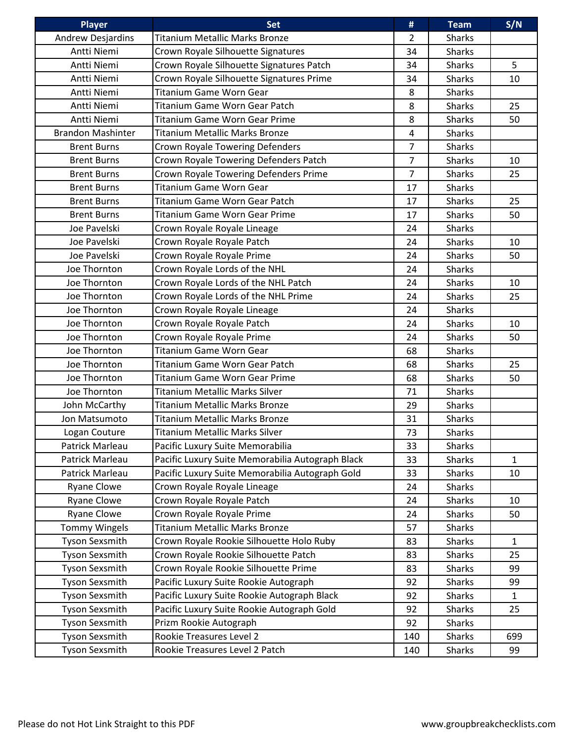| Player | Set | # | Team | S/N |
|---|---|---|---|---|
| Andrew Desjardins | Titanium Metallic Marks Bronze | 2 | Sharks | |
| Antti Niemi | Crown Royale Silhouette Signatures | 34 | Sharks | |
| Antti Niemi | Crown Royale Silhouette Signatures Patch | 34 | Sharks | 5 |
| Antti Niemi | Crown Royale Silhouette Signatures Prime | 34 | Sharks | 10 |
| Antti Niemi | Titanium Game Worn Gear | 8 | Sharks | |
| Antti Niemi | Titanium Game Worn Gear Patch | 8 | Sharks | 25 |
| Antti Niemi | Titanium Game Worn Gear Prime | 8 | Sharks | 50 |
| Brandon Mashinter | Titanium Metallic Marks Bronze | 4 | Sharks | |
| Brent Burns | Crown Royale Towering Defenders | 7 | Sharks | |
| Brent Burns | Crown Royale Towering Defenders Patch | 7 | Sharks | 10 |
| Brent Burns | Crown Royale Towering Defenders Prime | 7 | Sharks | 25 |
| Brent Burns | Titanium Game Worn Gear | 17 | Sharks | |
| Brent Burns | Titanium Game Worn Gear Patch | 17 | Sharks | 25 |
| Brent Burns | Titanium Game Worn Gear Prime | 17 | Sharks | 50 |
| Joe Pavelski | Crown Royale Royale Lineage | 24 | Sharks | |
| Joe Pavelski | Crown Royale Royale Patch | 24 | Sharks | 10 |
| Joe Pavelski | Crown Royale Royale Prime | 24 | Sharks | 50 |
| Joe Thornton | Crown Royale Lords of the NHL | 24 | Sharks | |
| Joe Thornton | Crown Royale Lords of the NHL Patch | 24 | Sharks | 10 |
| Joe Thornton | Crown Royale Lords of the NHL Prime | 24 | Sharks | 25 |
| Joe Thornton | Crown Royale Royale Lineage | 24 | Sharks | |
| Joe Thornton | Crown Royale Royale Patch | 24 | Sharks | 10 |
| Joe Thornton | Crown Royale Royale Prime | 24 | Sharks | 50 |
| Joe Thornton | Titanium Game Worn Gear | 68 | Sharks | |
| Joe Thornton | Titanium Game Worn Gear Patch | 68 | Sharks | 25 |
| Joe Thornton | Titanium Game Worn Gear Prime | 68 | Sharks | 50 |
| Joe Thornton | Titanium Metallic Marks Silver | 71 | Sharks | |
| John McCarthy | Titanium Metallic Marks Bronze | 29 | Sharks | |
| Jon Matsumoto | Titanium Metallic Marks Bronze | 31 | Sharks | |
| Logan Couture | Titanium Metallic Marks Silver | 73 | Sharks | |
| Patrick Marleau | Pacific Luxury Suite Memorabilia | 33 | Sharks | |
| Patrick Marleau | Pacific Luxury Suite Memorabilia Autograph Black | 33 | Sharks | 1 |
| Patrick Marleau | Pacific Luxury Suite Memorabilia Autograph Gold | 33 | Sharks | 10 |
| Ryane Clowe | Crown Royale Royale Lineage | 24 | Sharks | |
| Ryane Clowe | Crown Royale Royale Patch | 24 | Sharks | 10 |
| Ryane Clowe | Crown Royale Royale Prime | 24 | Sharks | 50 |
| Tommy Wingels | Titanium Metallic Marks Bronze | 57 | Sharks | |
| Tyson Sexsmith | Crown Royale Rookie Silhouette Holo Ruby | 83 | Sharks | 1 |
| Tyson Sexsmith | Crown Royale Rookie Silhouette Patch | 83 | Sharks | 25 |
| Tyson Sexsmith | Crown Royale Rookie Silhouette Prime | 83 | Sharks | 99 |
| Tyson Sexsmith | Pacific Luxury Suite Rookie Autograph | 92 | Sharks | 99 |
| Tyson Sexsmith | Pacific Luxury Suite Rookie Autograph Black | 92 | Sharks | 1 |
| Tyson Sexsmith | Pacific Luxury Suite Rookie Autograph Gold | 92 | Sharks | 25 |
| Tyson Sexsmith | Prizm Rookie Autograph | 92 | Sharks | |
| Tyson Sexsmith | Rookie Treasures Level 2 | 140 | Sharks | 699 |
| Tyson Sexsmith | Rookie Treasures Level 2 Patch | 140 | Sharks | 99 |

Please do not Hot Link Straight to this PDF www.groupbreakchecklists.com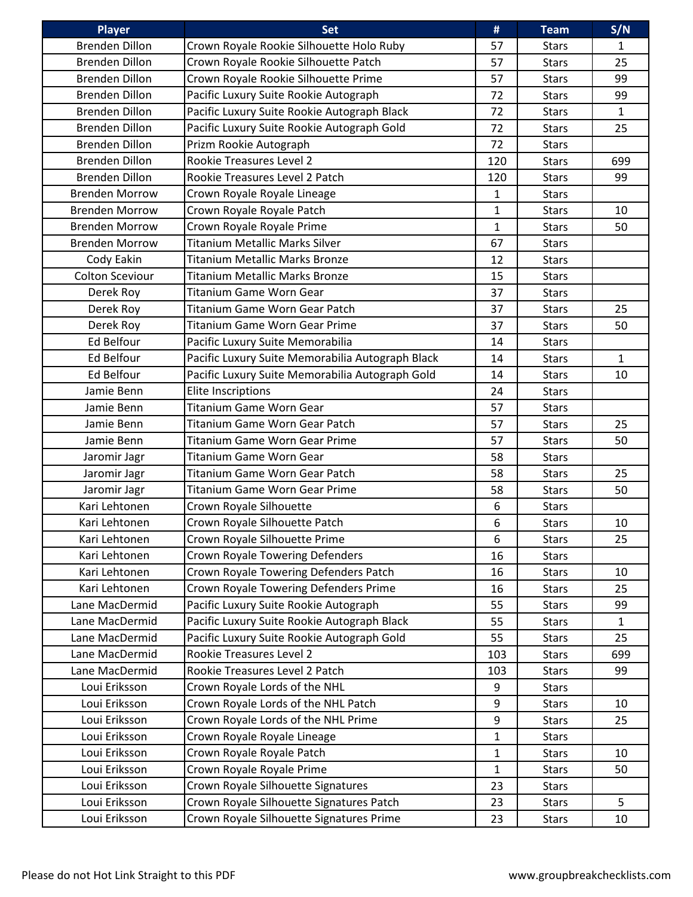| Player | Set | # | Team | S/N |
|---|---|---|---|---|
| Brenden Dillon | Crown Royale Rookie Silhouette Holo Ruby | 57 | Stars | 1 |
| Brenden Dillon | Crown Royale Rookie Silhouette Patch | 57 | Stars | 25 |
| Brenden Dillon | Crown Royale Rookie Silhouette Prime | 57 | Stars | 99 |
| Brenden Dillon | Pacific Luxury Suite Rookie Autograph | 72 | Stars | 99 |
| Brenden Dillon | Pacific Luxury Suite Rookie Autograph Black | 72 | Stars | 1 |
| Brenden Dillon | Pacific Luxury Suite Rookie Autograph Gold | 72 | Stars | 25 |
| Brenden Dillon | Prizm Rookie Autograph | 72 | Stars | |
| Brenden Dillon | Rookie Treasures Level 2 | 120 | Stars | 699 |
| Brenden Dillon | Rookie Treasures Level 2 Patch | 120 | Stars | 99 |
| Brenden Morrow | Crown Royale Royale Lineage | 1 | Stars | |
| Brenden Morrow | Crown Royale Royale Patch | 1 | Stars | 10 |
| Brenden Morrow | Crown Royale Royale Prime | 1 | Stars | 50 |
| Brenden Morrow | Titanium Metallic Marks Silver | 67 | Stars | |
| Cody Eakin | Titanium Metallic Marks Bronze | 12 | Stars | |
| Colton Sceviour | Titanium Metallic Marks Bronze | 15 | Stars | |
| Derek Roy | Titanium Game Worn Gear | 37 | Stars | |
| Derek Roy | Titanium Game Worn Gear Patch | 37 | Stars | 25 |
| Derek Roy | Titanium Game Worn Gear Prime | 37 | Stars | 50 |
| Ed Belfour | Pacific Luxury Suite Memorabilia | 14 | Stars | |
| Ed Belfour | Pacific Luxury Suite Memorabilia Autograph Black | 14 | Stars | 1 |
| Ed Belfour | Pacific Luxury Suite Memorabilia Autograph Gold | 14 | Stars | 10 |
| Jamie Benn | Elite Inscriptions | 24 | Stars | |
| Jamie Benn | Titanium Game Worn Gear | 57 | Stars | |
| Jamie Benn | Titanium Game Worn Gear Patch | 57 | Stars | 25 |
| Jamie Benn | Titanium Game Worn Gear Prime | 57 | Stars | 50 |
| Jaromir Jagr | Titanium Game Worn Gear | 58 | Stars | |
| Jaromir Jagr | Titanium Game Worn Gear Patch | 58 | Stars | 25 |
| Jaromir Jagr | Titanium Game Worn Gear Prime | 58 | Stars | 50 |
| Kari Lehtonen | Crown Royale Silhouette | 6 | Stars | |
| Kari Lehtonen | Crown Royale Silhouette Patch | 6 | Stars | 10 |
| Kari Lehtonen | Crown Royale Silhouette Prime | 6 | Stars | 25 |
| Kari Lehtonen | Crown Royale Towering Defenders | 16 | Stars | |
| Kari Lehtonen | Crown Royale Towering Defenders Patch | 16 | Stars | 10 |
| Kari Lehtonen | Crown Royale Towering Defenders Prime | 16 | Stars | 25 |
| Lane MacDermid | Pacific Luxury Suite Autograph | 55 | Stars | 99 |
| Lane MacDermid | Pacific Luxury Suite Rookie Autograph Black | 55 | Stars | 1 |
| Lane MacDermid | Pacific Luxury Suite Rookie Autograph Gold | 55 | Stars | 25 |
| Lane MacDermid | Rookie Treasures Level 2 | 103 | Stars | 699 |
| Lane MacDermid | Rookie Treasures Level 2 Patch | 103 | Stars | 99 |
| Loui Eriksson | Crown Royale Lords of the NHL | 9 | Stars | |
| Loui Eriksson | Crown Royale Lords of the NHL Patch | 9 | Stars | 10 |
| Loui Eriksson | Crown Royale Lords of the NHL Prime | 9 | Stars | 25 |
| Loui Eriksson | Crown Royale Royale Lineage | 1 | Stars | |
| Loui Eriksson | Crown Royale Royale Patch | 1 | Stars | 10 |
| Loui Eriksson | Crown Royale Royale Prime | 1 | Stars | 50 |
| Loui Eriksson | Crown Royale Silhouette Signatures | 23 | Stars | |
| Loui Eriksson | Crown Royale Silhouette Signatures Patch | 23 | Stars | 5 |
| Loui Eriksson | Crown Royale Silhouette Signatures Prime | 23 | Stars | 10 |

Please do not Hot Link Straight to this PDF

www.groupbreakchecklists.com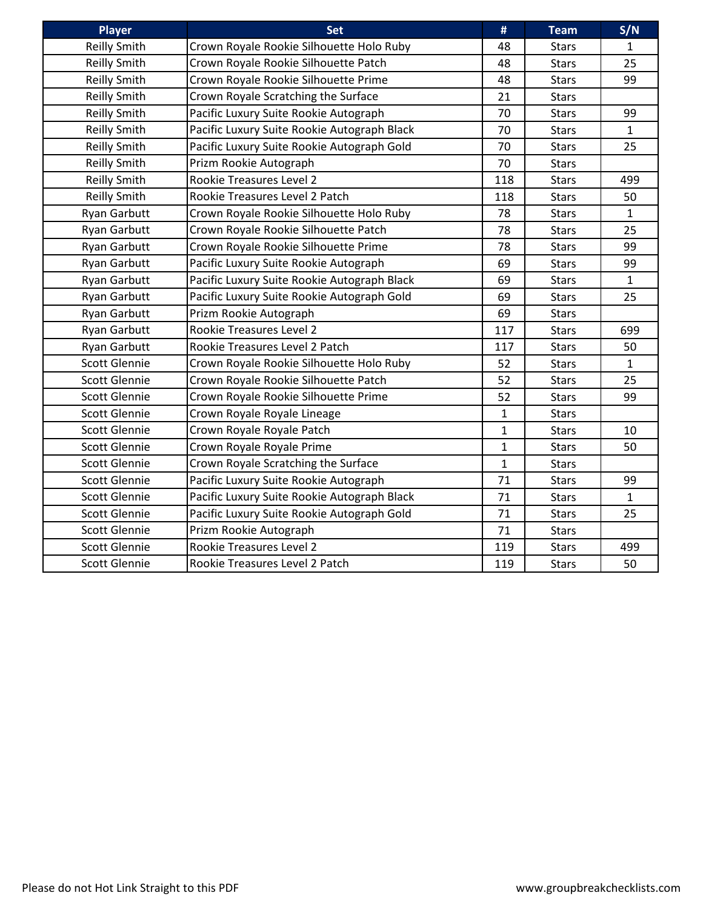| Player | Set | # | Team | S/N |
|---|---|---|---|---|
| Reilly Smith | Crown Royale Rookie Silhouette Holo Ruby | 48 | Stars | 1 |
| Reilly Smith | Crown Royale Rookie Silhouette Patch | 48 | Stars | 25 |
| Reilly Smith | Crown Royale Rookie Silhouette Prime | 48 | Stars | 99 |
| Reilly Smith | Crown Royale Scratching the Surface | 21 | Stars | |
| Reilly Smith | Pacific Luxury Suite Rookie Autograph | 70 | Stars | 99 |
| Reilly Smith | Pacific Luxury Suite Rookie Autograph Black | 70 | Stars | 1 |
| Reilly Smith | Pacific Luxury Suite Rookie Autograph Gold | 70 | Stars | 25 |
| Reilly Smith | Prizm Rookie Autograph | 70 | Stars | |
| Reilly Smith | Rookie Treasures Level 2 | 118 | Stars | 499 |
| Reilly Smith | Rookie Treasures Level 2 Patch | 118 | Stars | 50 |
| Ryan Garbutt | Crown Royale Rookie Silhouette Holo Ruby | 78 | Stars | 1 |
| Ryan Garbutt | Crown Royale Rookie Silhouette Patch | 78 | Stars | 25 |
| Ryan Garbutt | Crown Royale Rookie Silhouette Prime | 78 | Stars | 99 |
| Ryan Garbutt | Pacific Luxury Suite Rookie Autograph | 69 | Stars | 99 |
| Ryan Garbutt | Pacific Luxury Suite Rookie Autograph Black | 69 | Stars | 1 |
| Ryan Garbutt | Pacific Luxury Suite Rookie Autograph Gold | 69 | Stars | 25 |
| Ryan Garbutt | Prizm Rookie Autograph | 69 | Stars | |
| Ryan Garbutt | Rookie Treasures Level 2 | 117 | Stars | 699 |
| Ryan Garbutt | Rookie Treasures Level 2 Patch | 117 | Stars | 50 |
| Scott Glennie | Crown Royale Rookie Silhouette Holo Ruby | 52 | Stars | 1 |
| Scott Glennie | Crown Royale Rookie Silhouette Patch | 52 | Stars | 25 |
| Scott Glennie | Crown Royale Rookie Silhouette Prime | 52 | Stars | 99 |
| Scott Glennie | Crown Royale Royale Lineage | 1 | Stars | |
| Scott Glennie | Crown Royale Royale Patch | 1 | Stars | 10 |
| Scott Glennie | Crown Royale Royale Prime | 1 | Stars | 50 |
| Scott Glennie | Crown Royale Scratching the Surface | 1 | Stars | |
| Scott Glennie | Pacific Luxury Suite Rookie Autograph | 71 | Stars | 99 |
| Scott Glennie | Pacific Luxury Suite Rookie Autograph Black | 71 | Stars | 1 |
| Scott Glennie | Pacific Luxury Suite Rookie Autograph Gold | 71 | Stars | 25 |
| Scott Glennie | Prizm Rookie Autograph | 71 | Stars | |
| Scott Glennie | Rookie Treasures Level 2 | 119 | Stars | 499 |
| Scott Glennie | Rookie Treasures Level 2 Patch | 119 | Stars | 50 |

Please do not Hot Link Straight to this PDF

www.groupbreakchecklists.com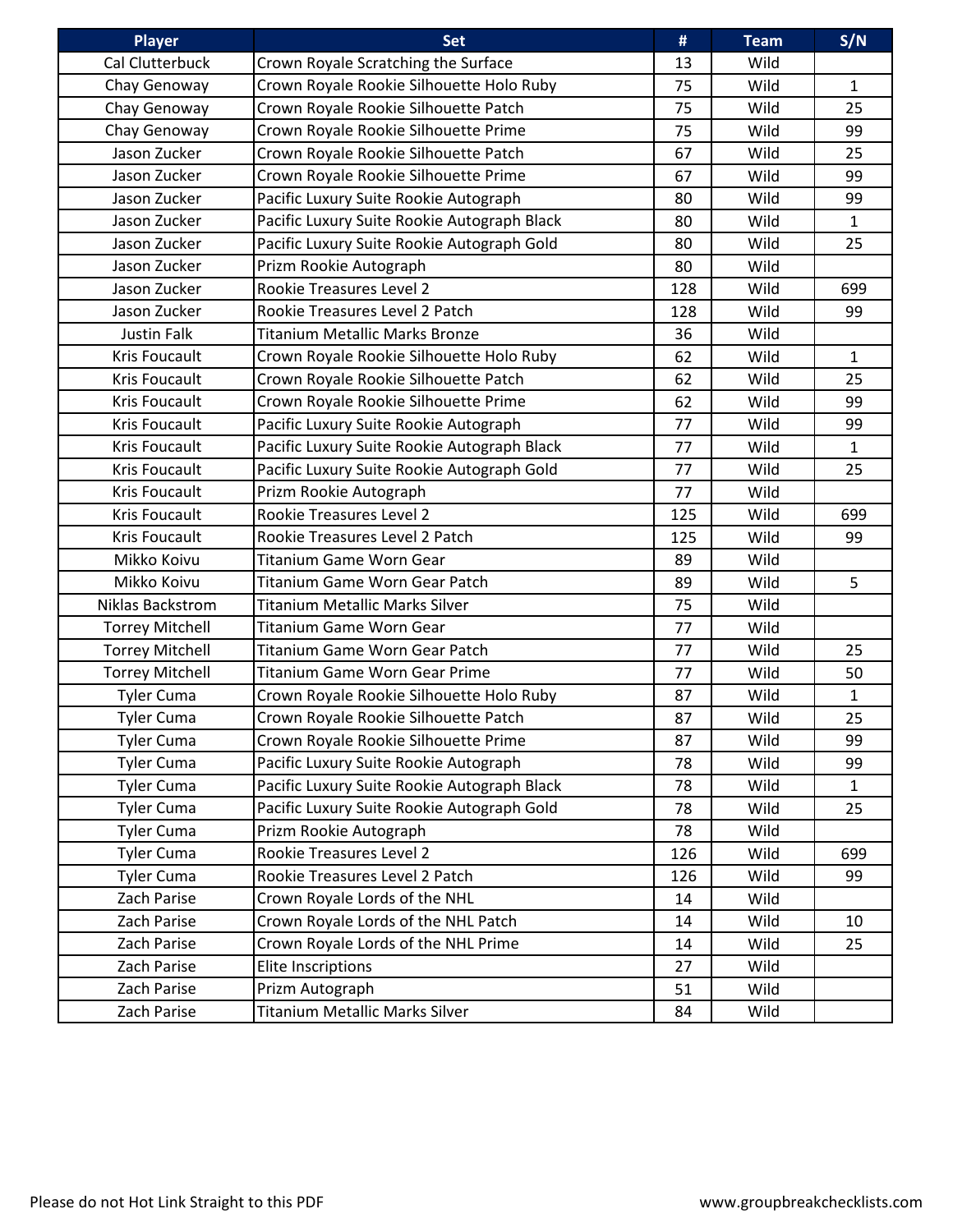| Player | Set | # | Team | S/N |
|---|---|---|---|---|
| Cal Clutterbuck | Crown Royale Scratching the Surface | 13 | Wild | |
| Chay Genoway | Crown Royale Rookie Silhouette Holo Ruby | 75 | Wild | 1 |
| Chay Genoway | Crown Royale Rookie Silhouette Patch | 75 | Wild | 25 |
| Chay Genoway | Crown Royale Rookie Silhouette Prime | 75 | Wild | 99 |
| Jason Zucker | Crown Royale Rookie Silhouette Patch | 67 | Wild | 25 |
| Jason Zucker | Crown Royale Rookie Silhouette Prime | 67 | Wild | 99 |
| Jason Zucker | Pacific Luxury Suite Rookie Autograph | 80 | Wild | 99 |
| Jason Zucker | Pacific Luxury Suite Rookie Autograph Black | 80 | Wild | 1 |
| Jason Zucker | Pacific Luxury Suite Rookie Autograph Gold | 80 | Wild | 25 |
| Jason Zucker | Prizm Rookie Autograph | 80 | Wild | |
| Jason Zucker | Rookie Treasures Level 2 | 128 | Wild | 699 |
| Jason Zucker | Rookie Treasures Level 2 Patch | 128 | Wild | 99 |
| Justin Falk | Titanium Metallic Marks Bronze | 36 | Wild | |
| Kris Foucault | Crown Royale Rookie Silhouette Holo Ruby | 62 | Wild | 1 |
| Kris Foucault | Crown Royale Rookie Silhouette Patch | 62 | Wild | 25 |
| Kris Foucault | Crown Royale Rookie Silhouette Prime | 62 | Wild | 99 |
| Kris Foucault | Pacific Luxury Suite Rookie Autograph | 77 | Wild | 99 |
| Kris Foucault | Pacific Luxury Suite Rookie Autograph Black | 77 | Wild | 1 |
| Kris Foucault | Pacific Luxury Suite Rookie Autograph Gold | 77 | Wild | 25 |
| Kris Foucault | Prizm Rookie Autograph | 77 | Wild | |
| Kris Foucault | Rookie Treasures Level 2 | 125 | Wild | 699 |
| Kris Foucault | Rookie Treasures Level 2 Patch | 125 | Wild | 99 |
| Mikko Koivu | Titanium Game Worn Gear | 89 | Wild | |
| Mikko Koivu | Titanium Game Worn Gear Patch | 89 | Wild | 5 |
| Niklas Backstrom | Titanium Metallic Marks Silver | 75 | Wild | |
| Torrey Mitchell | Titanium Game Worn Gear | 77 | Wild | |
| Torrey Mitchell | Titanium Game Worn Gear Patch | 77 | Wild | 25 |
| Torrey Mitchell | Titanium Game Worn Gear Prime | 77 | Wild | 50 |
| Tyler Cuma | Crown Royale Rookie Silhouette Holo Ruby | 87 | Wild | 1 |
| Tyler Cuma | Crown Royale Rookie Silhouette Patch | 87 | Wild | 25 |
| Tyler Cuma | Crown Royale Rookie Silhouette Prime | 87 | Wild | 99 |
| Tyler Cuma | Pacific Luxury Suite Rookie Autograph | 78 | Wild | 99 |
| Tyler Cuma | Pacific Luxury Suite Rookie Autograph Black | 78 | Wild | 1 |
| Tyler Cuma | Pacific Luxury Suite Rookie Autograph Gold | 78 | Wild | 25 |
| Tyler Cuma | Prizm Rookie Autograph | 78 | Wild | |
| Tyler Cuma | Rookie Treasures Level 2 | 126 | Wild | 699 |
| Tyler Cuma | Rookie Treasures Level 2 Patch | 126 | Wild | 99 |
| Zach Parise | Crown Royale Lords of the NHL | 14 | Wild | |
| Zach Parise | Crown Royale Lords of the NHL Patch | 14 | Wild | 10 |
| Zach Parise | Crown Royale Lords of the NHL Prime | 14 | Wild | 25 |
| Zach Parise | Elite Inscriptions | 27 | Wild | |
| Zach Parise | Prizm Autograph | 51 | Wild | |
| Zach Parise | Titanium Metallic Marks Silver | 84 | Wild | |

Please do not Hot Link Straight to this PDF

www.groupbreakchecklists.com